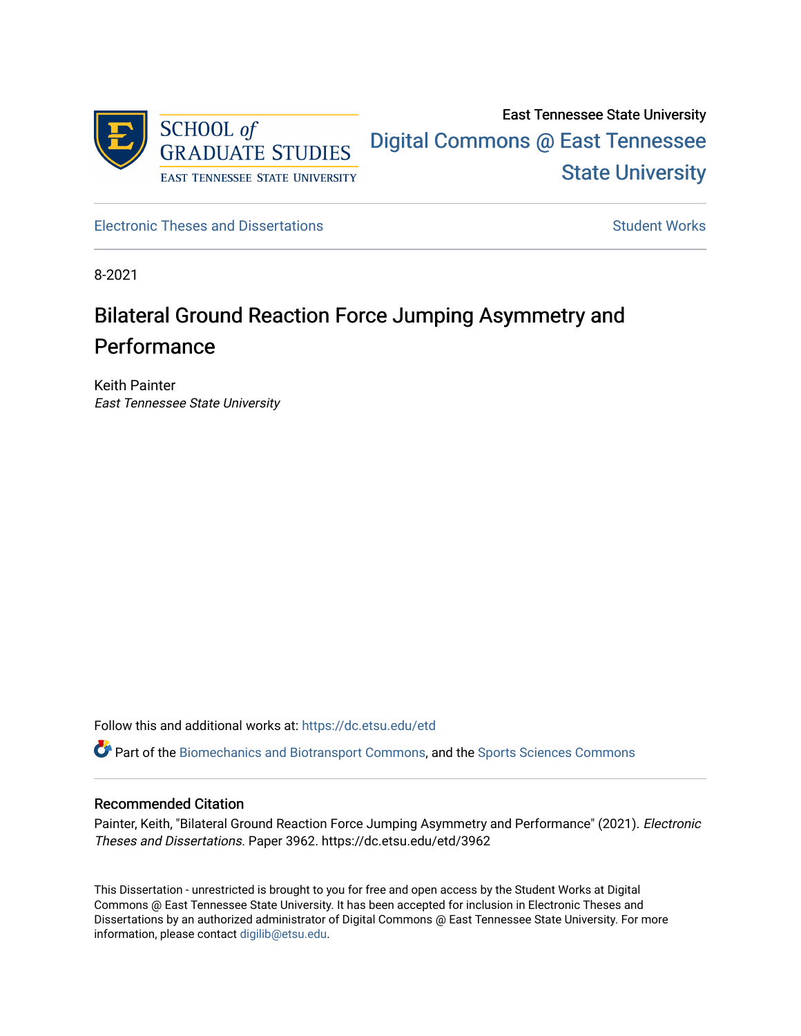East Tennessee State University

Digital Commons @ East Tennessee State University

Electronic Theses and Dissertations

Student Works

8-2021

# Bilateral Ground Reaction Force Jumping Asymmetry and Performance

Keith Painter
*East Tennessee State University*

Follow this and additional works at: https://dc.etsu.edu/etd

Part of the Biomechanics and Biotransport Commons, and the Sports Sciences Commons

## Recommended Citation

Painter, Keith, "Bilateral Ground Reaction Force Jumping Asymmetry and Performance" (2021). *Electronic Theses and Dissertations.* Paper 3962. https://dc.etsu.edu/etd/3962

This Dissertation - unrestricted is brought to you for free and open access by the Student Works at Digital Commons @ East Tennessee State University. It has been accepted for inclusion in Electronic Theses and Dissertations by an authorized administrator of Digital Commons @ East Tennessee State University. For more information, please contact digilib@etsu.edu.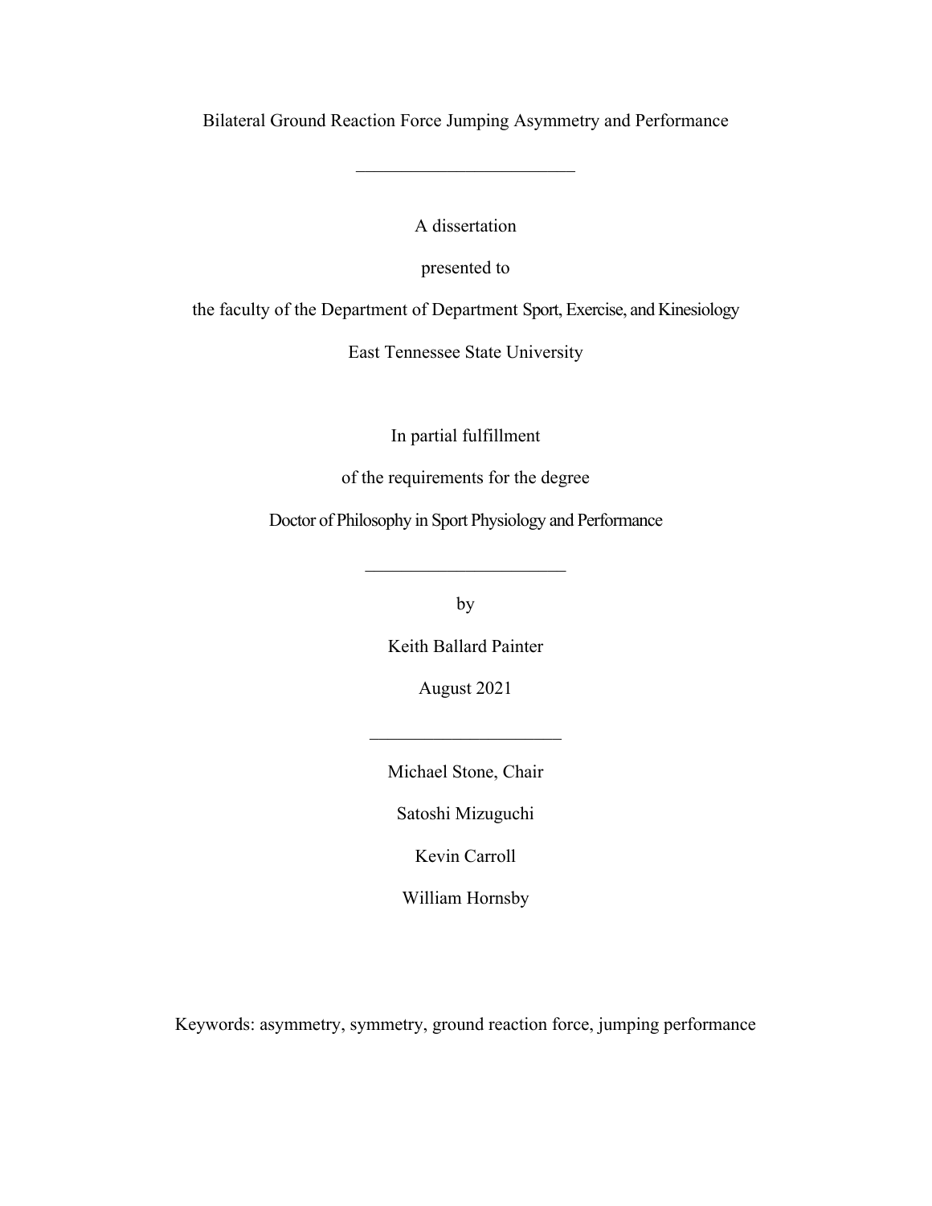Bilateral Ground Reaction Force Jumping Asymmetry and Performance

---

A dissertation

presented to

the faculty of the Department of Department Sport, Exercise, and Kinesiology

East Tennessee State University

In partial fulfillment

of the requirements for the degree

Doctor of Philosophy in Sport Physiology and Performance

---

by

Keith Ballard Painter

August 2021

---

Michael Stone, Chair

Satoshi Mizuguchi

Kevin Carroll

William Hornsby

Keywords: asymmetry, symmetry, ground reaction force, jumping performance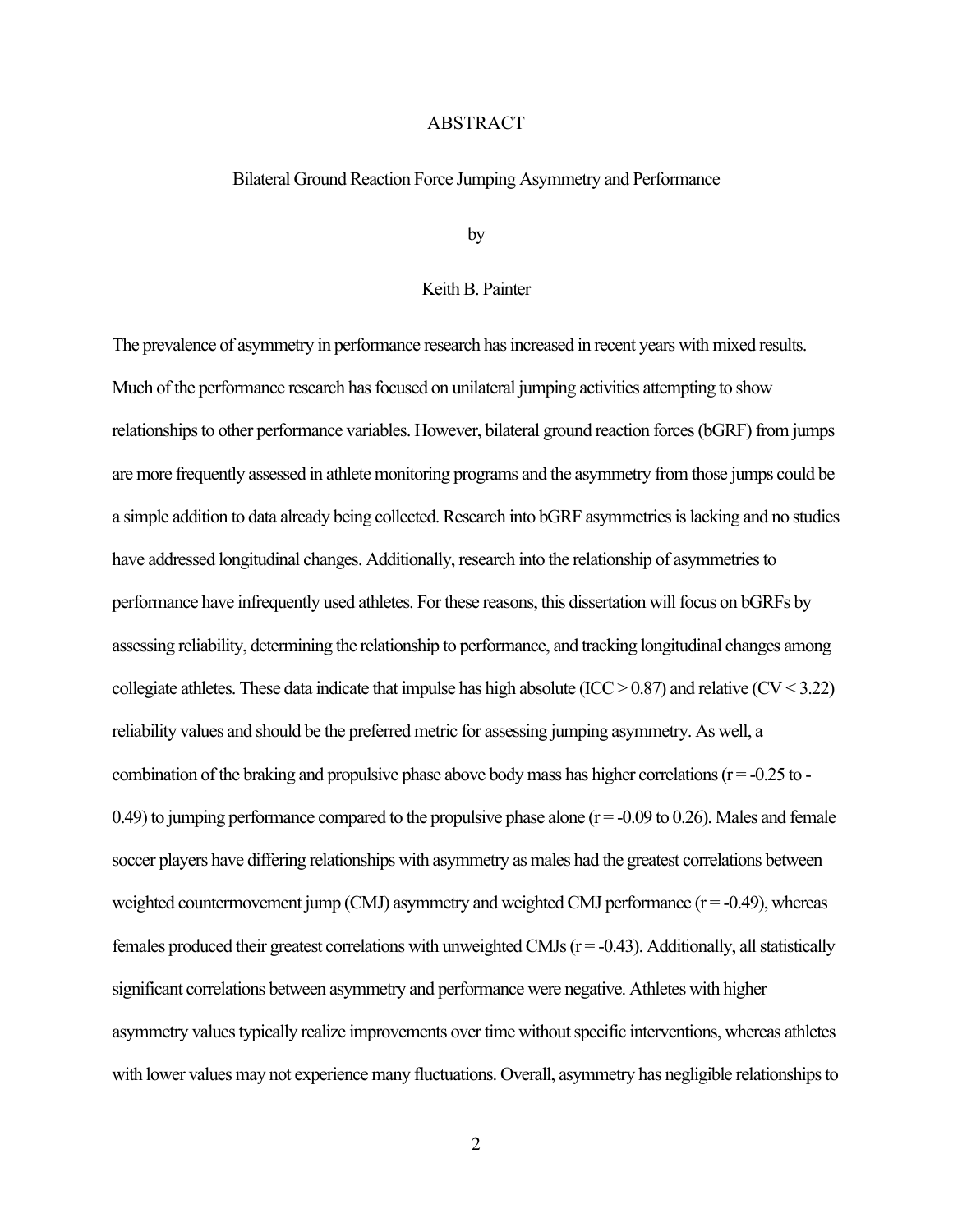# ABSTRACT

## Bilateral Ground Reaction Force Jumping Asymmetry and Performance

by

Keith B. Painter

The prevalence of asymmetry in performance research has increased in recent years with mixed results. Much of the performance research has focused on unilateral jumping activities attempting to show relationships to other performance variables. However, bilateral ground reaction forces (bGRF) from jumps are more frequently assessed in athlete monitoring programs and the asymmetry from those jumps could be a simple addition to data already being collected. Research into bGRF asymmetries is lacking and no studies have addressed longitudinal changes. Additionally, research into the relationship of asymmetries to performance have infrequently used athletes. For these reasons, this dissertation will focus on bGRFs by assessing reliability, determining the relationship to performance, and tracking longitudinal changes among collegiate athletes. These data indicate that impulse has high absolute (ICC > 0.87) and relative (CV < 3.22) reliability values and should be the preferred metric for assessing jumping asymmetry. As well, a combination of the braking and propulsive phase above body mass has higher correlations ($r = -0.25$ to $-0.49$) to jumping performance compared to the propulsive phase alone ($r = -0.09$ to $0.26$). Males and female soccer players have differing relationships with asymmetry as males had the greatest correlations between weighted countermovement jump (CMJ) asymmetry and weighted CMJ performance ($r = -0.49$), whereas females produced their greatest correlations with unweighted CMJs ($r = -0.43$). Additionally, all statistically significant correlations between asymmetry and performance were negative. Athletes with higher asymmetry values typically realize improvements over time without specific interventions, whereas athletes with lower values may not experience many fluctuations. Overall, asymmetry has negligible relationships to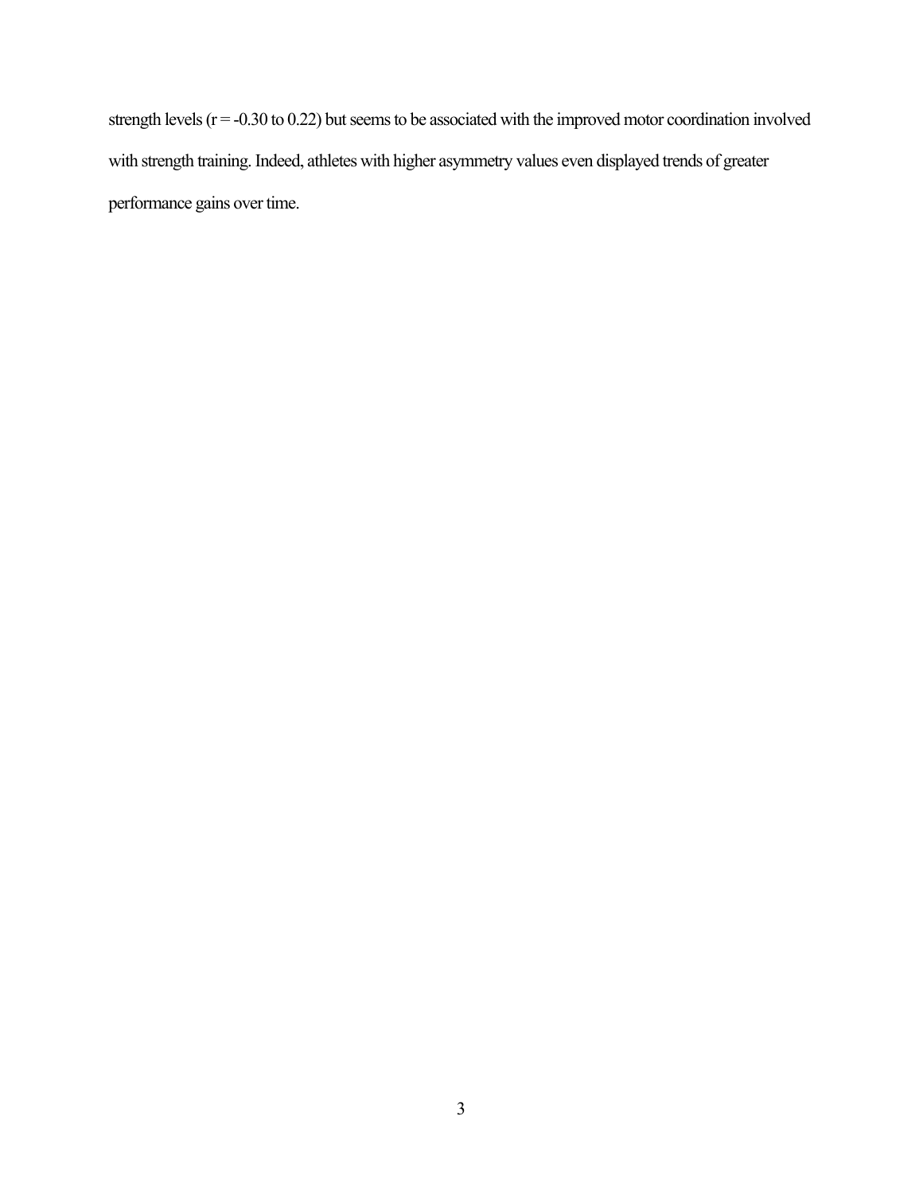strength levels (r = -0.30 to 0.22) but seems to be associated with the improved motor coordination involved with strength training. Indeed, athletes with higher asymmetry values even displayed trends of greater performance gains over time.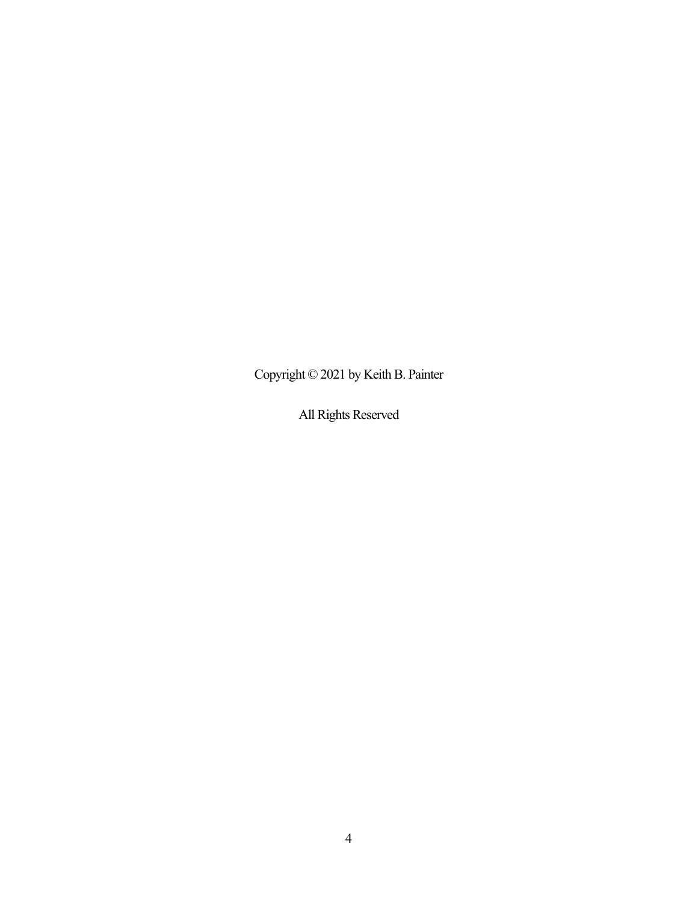Copyright © 2021 by Keith B. Painter

All Rights Reserved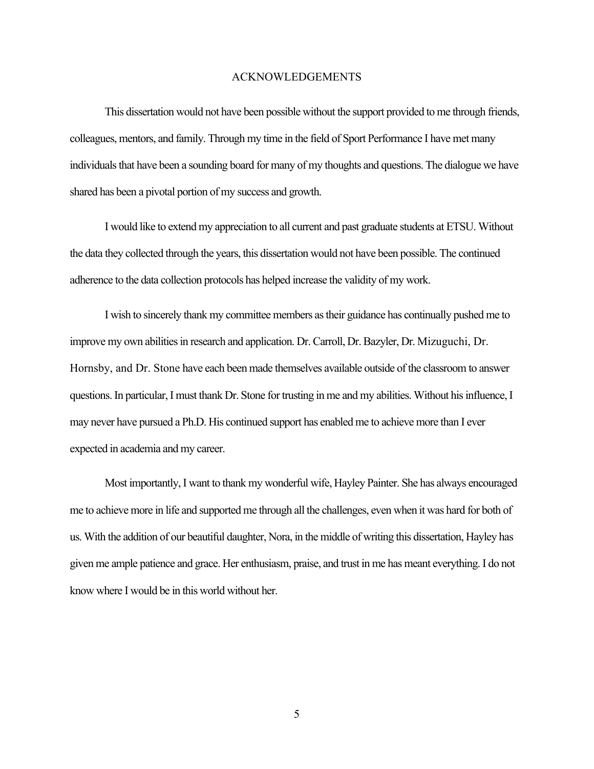# ACKNOWLEDGEMENTS

This dissertation would not have been possible without the support provided to me through friends, colleagues, mentors, and family. Through my time in the field of Sport Performance I have met many individuals that have been a sounding board for many of my thoughts and questions. The dialogue we have shared has been a pivotal portion of my success and growth.

I would like to extend my appreciation to all current and past graduate students at ETSU. Without the data they collected through the years, this dissertation would not have been possible. The continued adherence to the data collection protocols has helped increase the validity of my work.

I wish to sincerely thank my committee members as their guidance has continually pushed me to improve my own abilities in research and application. Dr. Carroll, Dr. Bazyler, Dr. Mizuguchi, Dr. Hornsby, and Dr. Stone have each been made themselves available outside of the classroom to answer questions. In particular, I must thank Dr. Stone for trusting in me and my abilities. Without his influence, I may never have pursued a Ph.D. His continued support has enabled me to achieve more than I ever expected in academia and my career.

Most importantly, I want to thank my wonderful wife, Hayley Painter. She has always encouraged me to achieve more in life and supported me through all the challenges, even when it was hard for both of us. With the addition of our beautiful daughter, Nora, in the middle of writing this dissertation, Hayley has given me ample patience and grace. Her enthusiasm, praise, and trust in me has meant everything. I do not know where I would be in this world without her.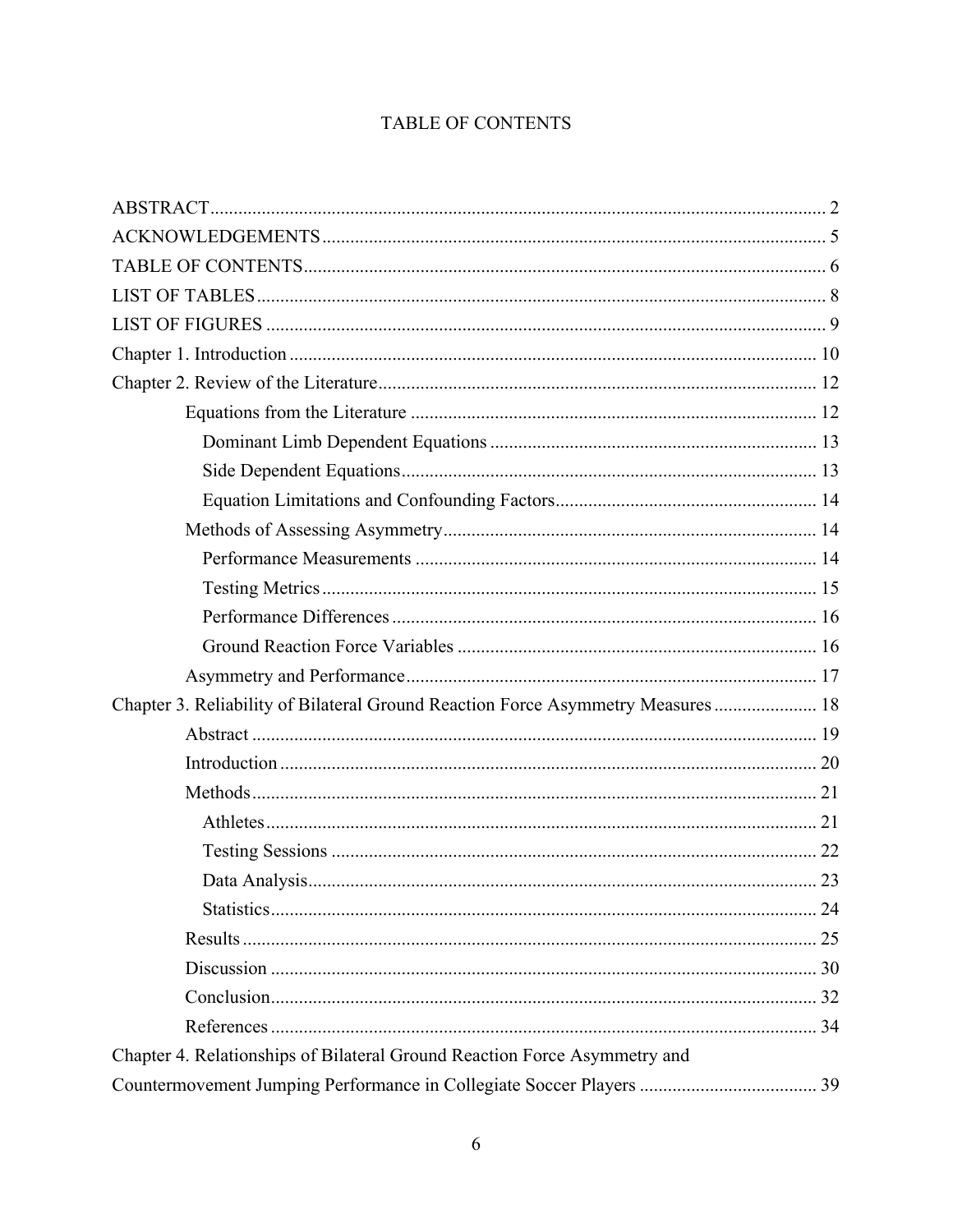# TABLE OF CONTENTS

ABSTRACT ........ 2
ACKNOWLEDGEMENTS ........ 5
TABLE OF CONTENTS ........ 6
LIST OF TABLES ........ 8
LIST OF FIGURES ........ 9
Chapter 1. Introduction ........ 10
Chapter 2. Review of the Literature ........ 12
- Equations from the Literature ........ 12
  - Dominant Limb Dependent Equations ........ 13
  - Side Dependent Equations ........ 13
  - Equation Limitations and Confounding Factors ........ 14
- Methods of Assessing Asymmetry ........ 14
  - Performance Measurements ........ 14
  - Testing Metrics ........ 15
  - Performance Differences ........ 16
  - Ground Reaction Force Variables ........ 16
- Asymmetry and Performance ........ 17

Chapter 3. Reliability of Bilateral Ground Reaction Force Asymmetry Measures ........ 18
- Abstract ........ 19
- Introduction ........ 20
- Methods ........ 21
  - Athletes ........ 21
  - Testing Sessions ........ 22
  - Data Analysis ........ 23
  - Statistics ........ 24
- Results ........ 25
- Discussion ........ 30
- Conclusion ........ 32
- References ........ 34

Chapter 4. Relationships of Bilateral Ground Reaction Force Asymmetry and Countermovement Jumping Performance in Collegiate Soccer Players ........ 39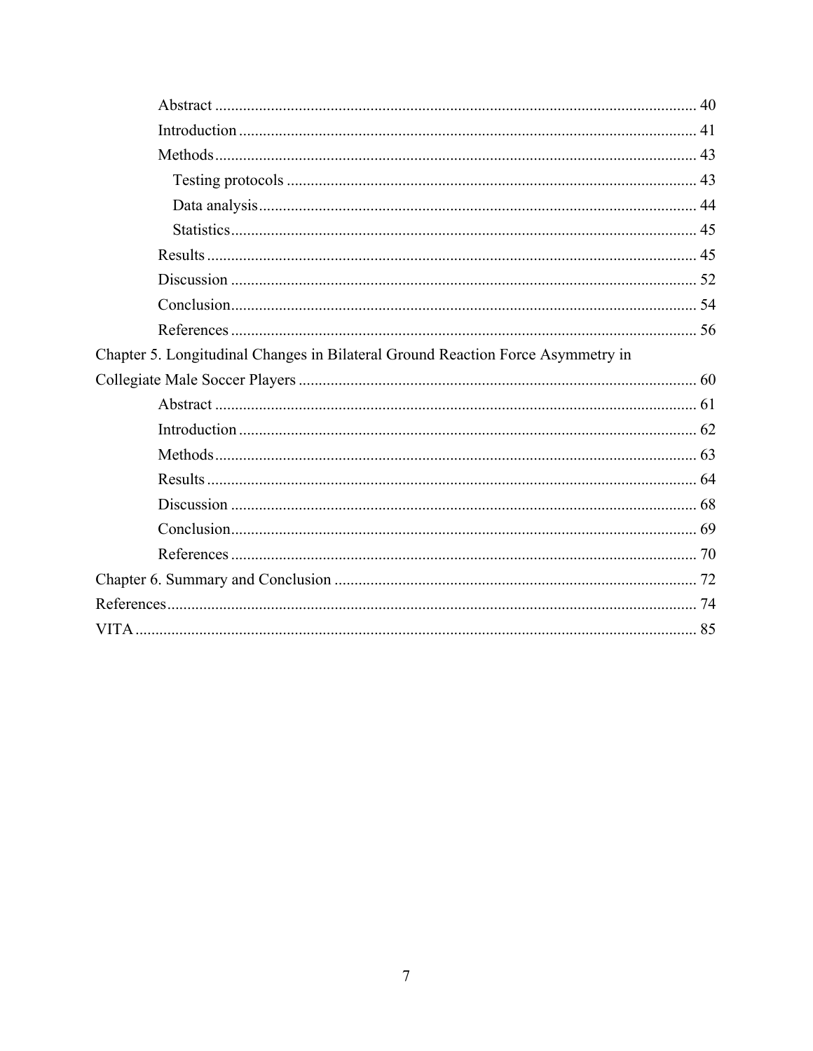Abstract ........................................................................................................ 40

Introduction .................................................................................................. 41

Methods ........................................................................................................ 43

Testing protocols ....................................................................................... 43

Data analysis ............................................................................................. 44

Statistics ..................................................................................................... 45

Results .......................................................................................................... 45

Discussion .................................................................................................... 52

Conclusion .................................................................................................... 54

References .................................................................................................... 56

Chapter 5. Longitudinal Changes in Bilateral Ground Reaction Force Asymmetry in Collegiate Male Soccer Players .................................................................................................. 60

Abstract ........................................................................................................ 61

Introduction .................................................................................................. 62

Methods ........................................................................................................ 63

Results .......................................................................................................... 64

Discussion .................................................................................................... 68

Conclusion .................................................................................................... 69

References .................................................................................................... 70

Chapter 6. Summary and Conclusion .......................................................................... 72

References .................................................................................................................... 74

VITA ............................................................................................................................ 85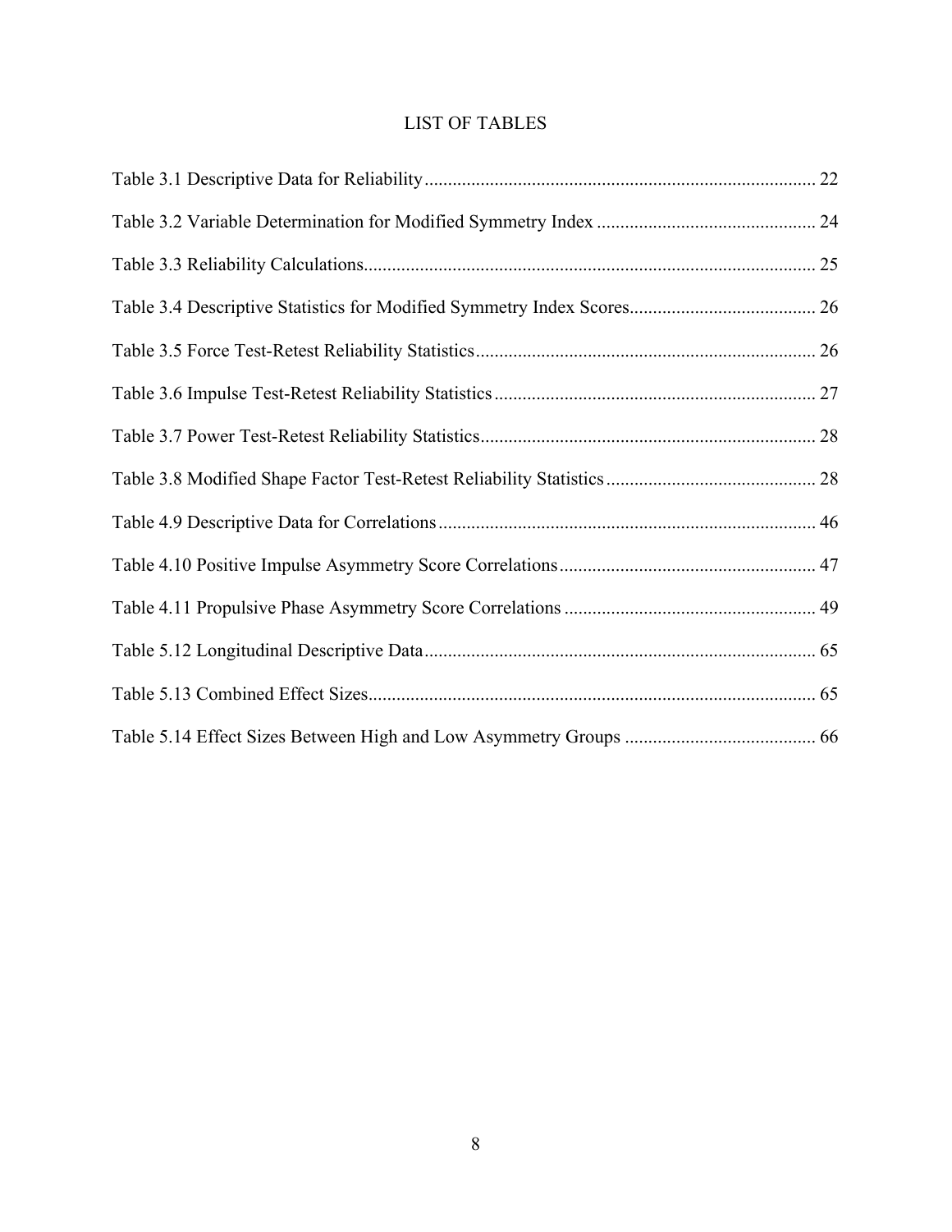# LIST OF TABLES

Table 3.1 Descriptive Data for Reliability .................................................................................... 22

Table 3.2 Variable Determination for Modified Symmetry Index ............................................... 24

Table 3.3 Reliability Calculations................................................................................................ 25

Table 3.4 Descriptive Statistics for Modified Symmetry Index Scores........................................ 26

Table 3.5 Force Test-Retest Reliability Statistics......................................................................... 26

Table 3.6 Impulse Test-Retest Reliability Statistics..................................................................... 27

Table 3.7 Power Test-Retest Reliability Statistics........................................................................ 28

Table 3.8 Modified Shape Factor Test-Retest Reliability Statistics............................................. 28

Table 4.9 Descriptive Data for Correlations................................................................................. 46

Table 4.10 Positive Impulse Asymmetry Score Correlations....................................................... 47

Table 4.11 Propulsive Phase Asymmetry Score Correlations ...................................................... 49

Table 5.12 Longitudinal Descriptive Data.................................................................................... 65

Table 5.13 Combined Effect Sizes................................................................................................ 65

Table 5.14 Effect Sizes Between High and Low Asymmetry Groups ......................................... 66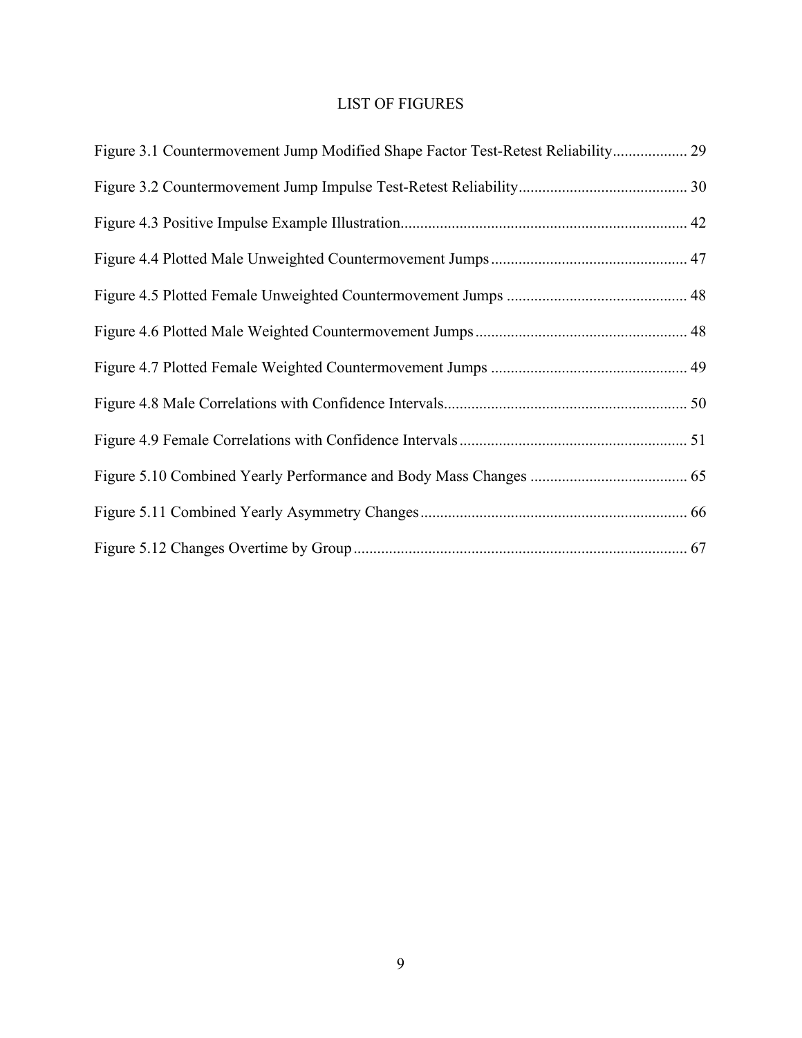# LIST OF FIGURES

Figure 3.1 Countermovement Jump Modified Shape Factor Test-Retest Reliability ................... 29

Figure 3.2 Countermovement Jump Impulse Test-Retest Reliability ........................................... 30

Figure 4.3 Positive Impulse Example Illustration ........................................................................ 42

Figure 4.4 Plotted Male Unweighted Countermovement Jumps .................................................. 47

Figure 4.5 Plotted Female Unweighted Countermovement Jumps ............................................. 48

Figure 4.6 Plotted Male Weighted Countermovement Jumps ...................................................... 48

Figure 4.7 Plotted Female Weighted Countermovement Jumps .................................................. 49

Figure 4.8 Male Correlations with Confidence Intervals ............................................................. 50

Figure 4.9 Female Correlations with Confidence Intervals .......................................................... 51

Figure 5.10 Combined Yearly Performance and Body Mass Changes ........................................ 65

Figure 5.11 Combined Yearly Asymmetry Changes .................................................................... 66

Figure 5.12 Changes Overtime by Group ..................................................................................... 67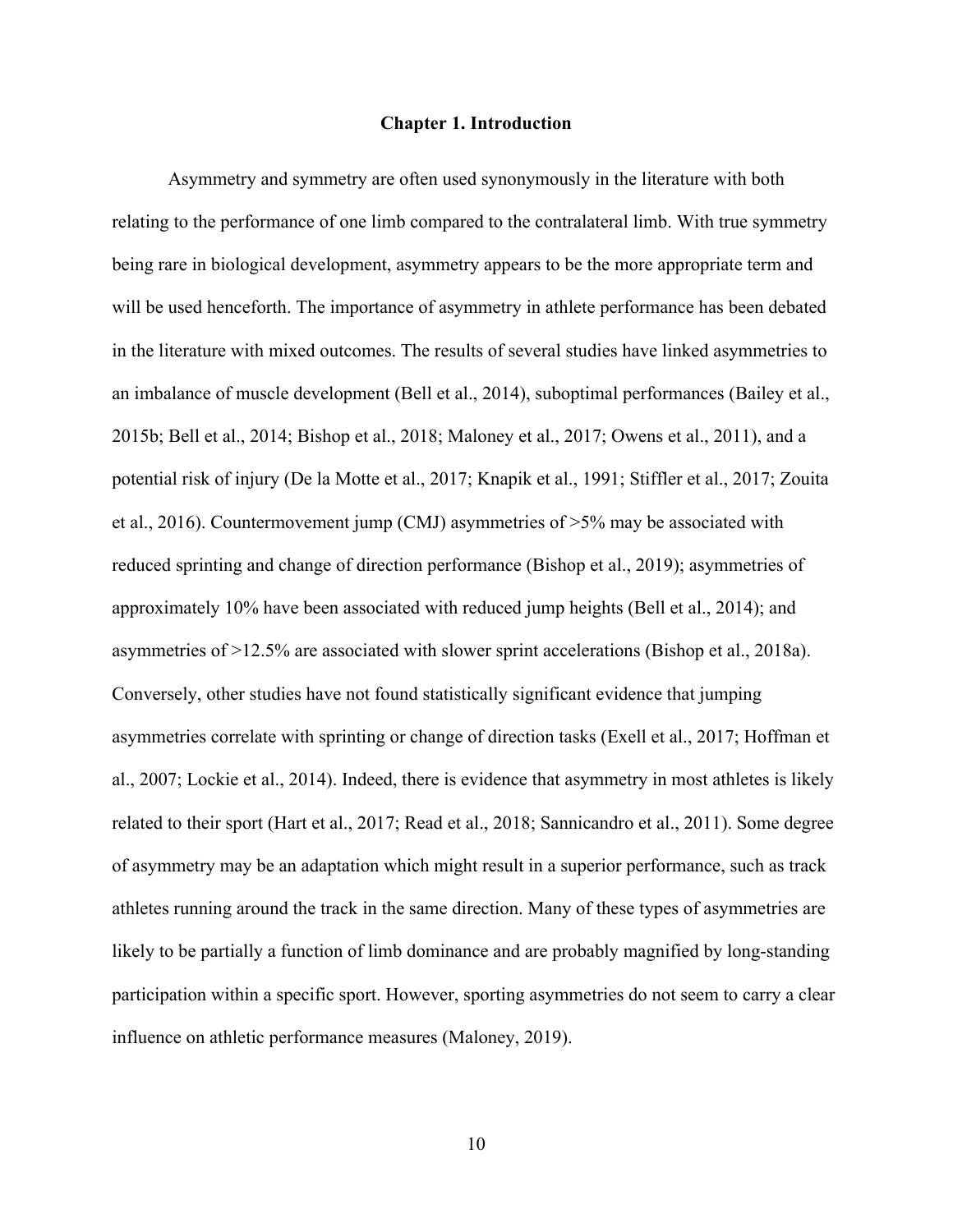# Chapter 1. Introduction

Asymmetry and symmetry are often used synonymously in the literature with both relating to the performance of one limb compared to the contralateral limb. With true symmetry being rare in biological development, asymmetry appears to be the more appropriate term and will be used henceforth. The importance of asymmetry in athlete performance has been debated in the literature with mixed outcomes. The results of several studies have linked asymmetries to an imbalance of muscle development (Bell et al., 2014), suboptimal performances (Bailey et al., 2015b; Bell et al., 2014; Bishop et al., 2018; Maloney et al., 2017; Owens et al., 2011), and a potential risk of injury (De la Motte et al., 2017; Knapik et al., 1991; Stiffler et al., 2017; Zouita et al., 2016). Countermovement jump (CMJ) asymmetries of >5% may be associated with reduced sprinting and change of direction performance (Bishop et al., 2019); asymmetries of approximately 10% have been associated with reduced jump heights (Bell et al., 2014); and asymmetries of >12.5% are associated with slower sprint accelerations (Bishop et al., 2018a). Conversely, other studies have not found statistically significant evidence that jumping asymmetries correlate with sprinting or change of direction tasks (Exell et al., 2017; Hoffman et al., 2007; Lockie et al., 2014). Indeed, there is evidence that asymmetry in most athletes is likely related to their sport (Hart et al., 2017; Read et al., 2018; Sannicandro et al., 2011). Some degree of asymmetry may be an adaptation which might result in a superior performance, such as track athletes running around the track in the same direction. Many of these types of asymmetries are likely to be partially a function of limb dominance and are probably magnified by long-standing participation within a specific sport. However, sporting asymmetries do not seem to carry a clear influence on athletic performance measures (Maloney, 2019).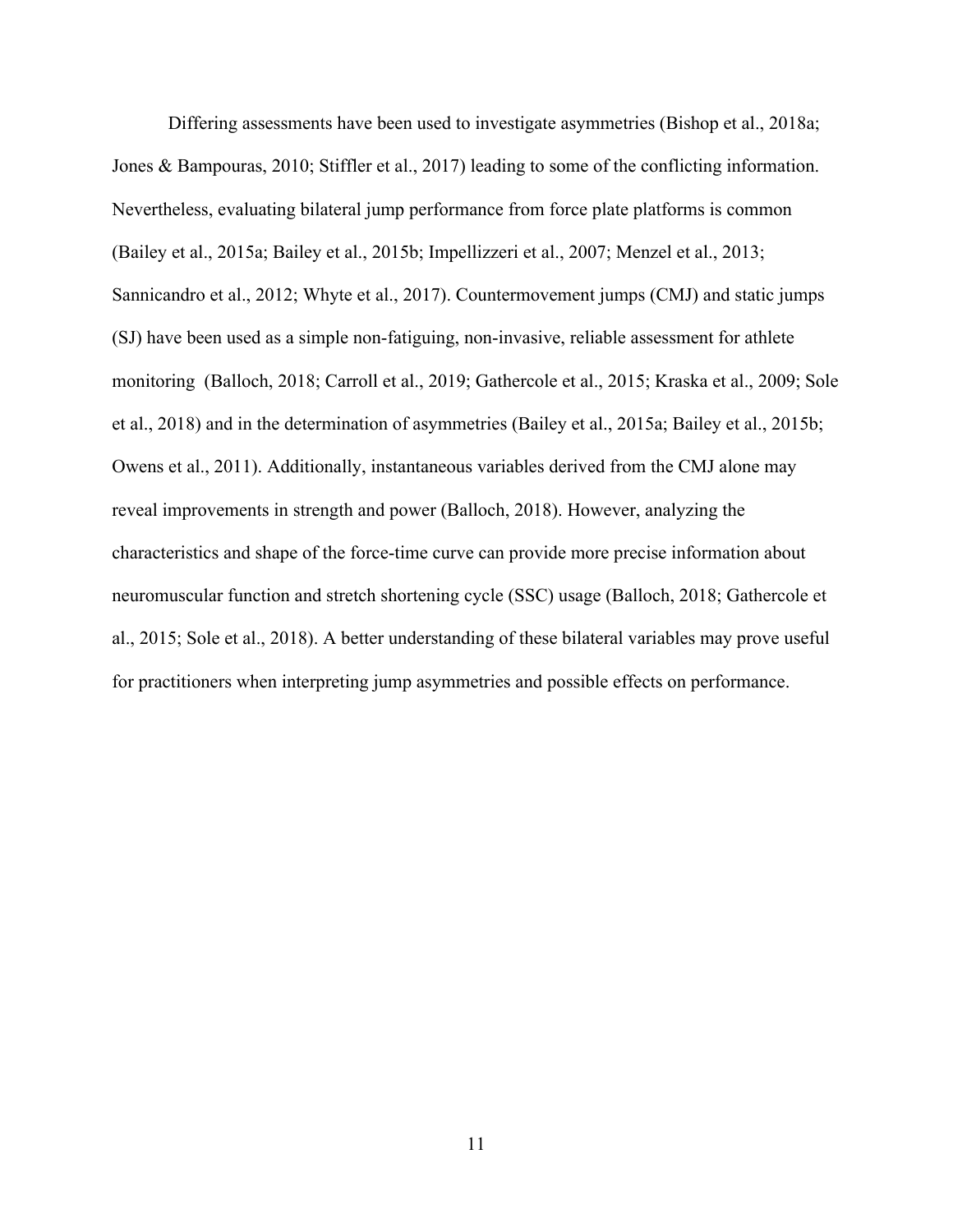Differing assessments have been used to investigate asymmetries (Bishop et al., 2018a; Jones & Bampouras, 2010; Stiffler et al., 2017) leading to some of the conflicting information. Nevertheless, evaluating bilateral jump performance from force plate platforms is common (Bailey et al., 2015a; Bailey et al., 2015b; Impellizzeri et al., 2007; Menzel et al., 2013; Sannicandro et al., 2012; Whyte et al., 2017). Countermovement jumps (CMJ) and static jumps (SJ) have been used as a simple non-fatiguing, non-invasive, reliable assessment for athlete monitoring (Balloch, 2018; Carroll et al., 2019; Gathercole et al., 2015; Kraska et al., 2009; Sole et al., 2018) and in the determination of asymmetries (Bailey et al., 2015a; Bailey et al., 2015b; Owens et al., 2011). Additionally, instantaneous variables derived from the CMJ alone may reveal improvements in strength and power (Balloch, 2018). However, analyzing the characteristics and shape of the force-time curve can provide more precise information about neuromuscular function and stretch shortening cycle (SSC) usage (Balloch, 2018; Gathercole et al., 2015; Sole et al., 2018). A better understanding of these bilateral variables may prove useful for practitioners when interpreting jump asymmetries and possible effects on performance.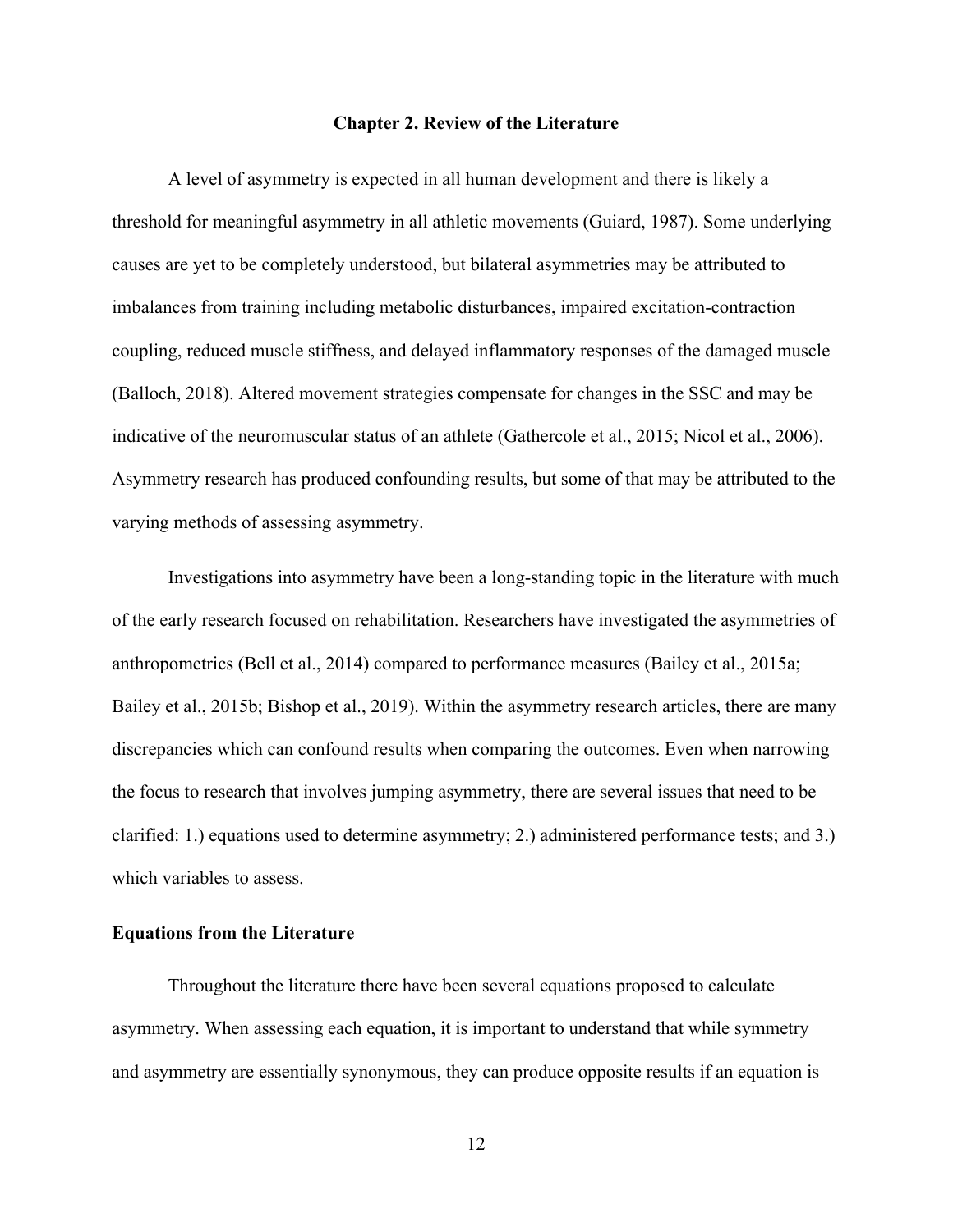# Chapter 2. Review of the Literature

A level of asymmetry is expected in all human development and there is likely a threshold for meaningful asymmetry in all athletic movements (Guiard, 1987). Some underlying causes are yet to be completely understood, but bilateral asymmetries may be attributed to imbalances from training including metabolic disturbances, impaired excitation-contraction coupling, reduced muscle stiffness, and delayed inflammatory responses of the damaged muscle (Balloch, 2018). Altered movement strategies compensate for changes in the SSC and may be indicative of the neuromuscular status of an athlete (Gathercole et al., 2015; Nicol et al., 2006). Asymmetry research has produced confounding results, but some of that may be attributed to the varying methods of assessing asymmetry.

Investigations into asymmetry have been a long-standing topic in the literature with much of the early research focused on rehabilitation. Researchers have investigated the asymmetries of anthropometrics (Bell et al., 2014) compared to performance measures (Bailey et al., 2015a; Bailey et al., 2015b; Bishop et al., 2019). Within the asymmetry research articles, there are many discrepancies which can confound results when comparing the outcomes. Even when narrowing the focus to research that involves jumping asymmetry, there are several issues that need to be clarified: 1.) equations used to determine asymmetry; 2.) administered performance tests; and 3.) which variables to assess.

## Equations from the Literature

Throughout the literature there have been several equations proposed to calculate asymmetry. When assessing each equation, it is important to understand that while symmetry and asymmetry are essentially synonymous, they can produce opposite results if an equation is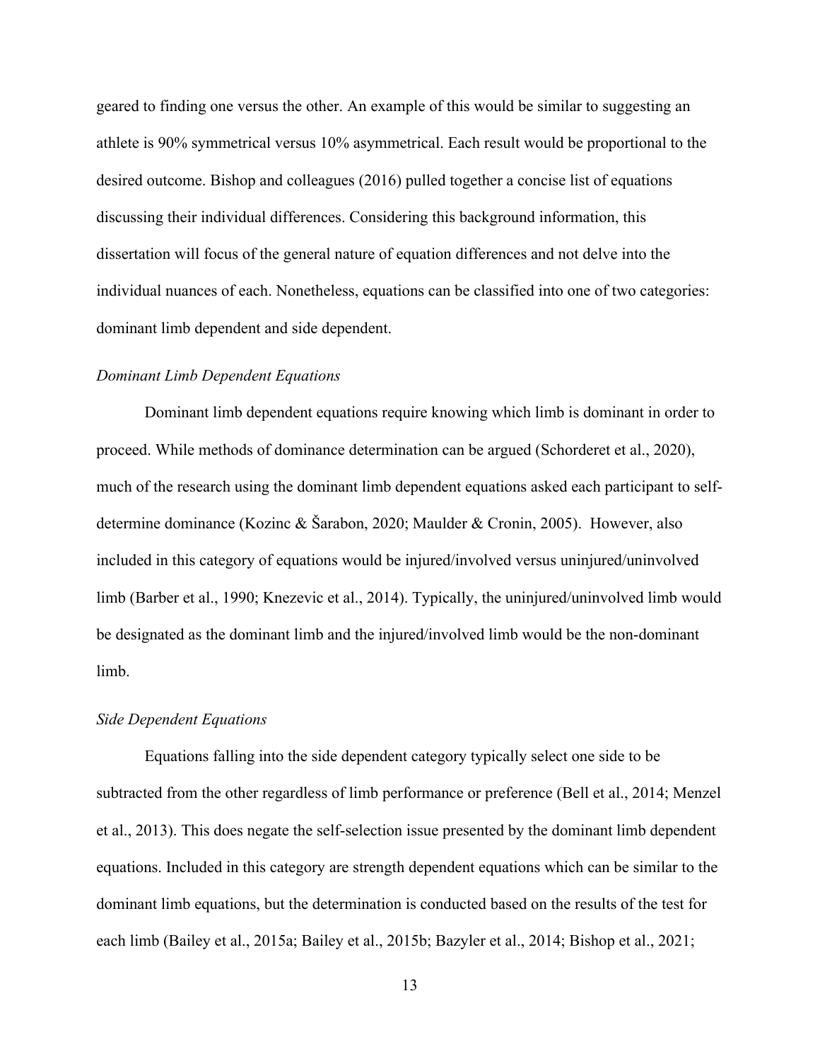geared to finding one versus the other. An example of this would be similar to suggesting an athlete is 90% symmetrical versus 10% asymmetrical. Each result would be proportional to the desired outcome. Bishop and colleagues (2016) pulled together a concise list of equations discussing their individual differences. Considering this background information, this dissertation will focus of the general nature of equation differences and not delve into the individual nuances of each. Nonetheless, equations can be classified into one of two categories: dominant limb dependent and side dependent.

*Dominant Limb Dependent Equations*

Dominant limb dependent equations require knowing which limb is dominant in order to proceed. While methods of dominance determination can be argued (Schorderet et al., 2020), much of the research using the dominant limb dependent equations asked each participant to self-determine dominance (Kozinc & Šarabon, 2020; Maulder & Cronin, 2005). However, also included in this category of equations would be injured/involved versus uninjured/uninvolved limb (Barber et al., 1990; Knezevic et al., 2014). Typically, the uninjured/uninvolved limb would be designated as the dominant limb and the injured/involved limb would be the non-dominant limb.

*Side Dependent Equations*

Equations falling into the side dependent category typically select one side to be subtracted from the other regardless of limb performance or preference (Bell et al., 2014; Menzel et al., 2013). This does negate the self-selection issue presented by the dominant limb dependent equations. Included in this category are strength dependent equations which can be similar to the dominant limb equations, but the determination is conducted based on the results of the test for each limb (Bailey et al., 2015a; Bailey et al., 2015b; Bazyler et al., 2014; Bishop et al., 2021;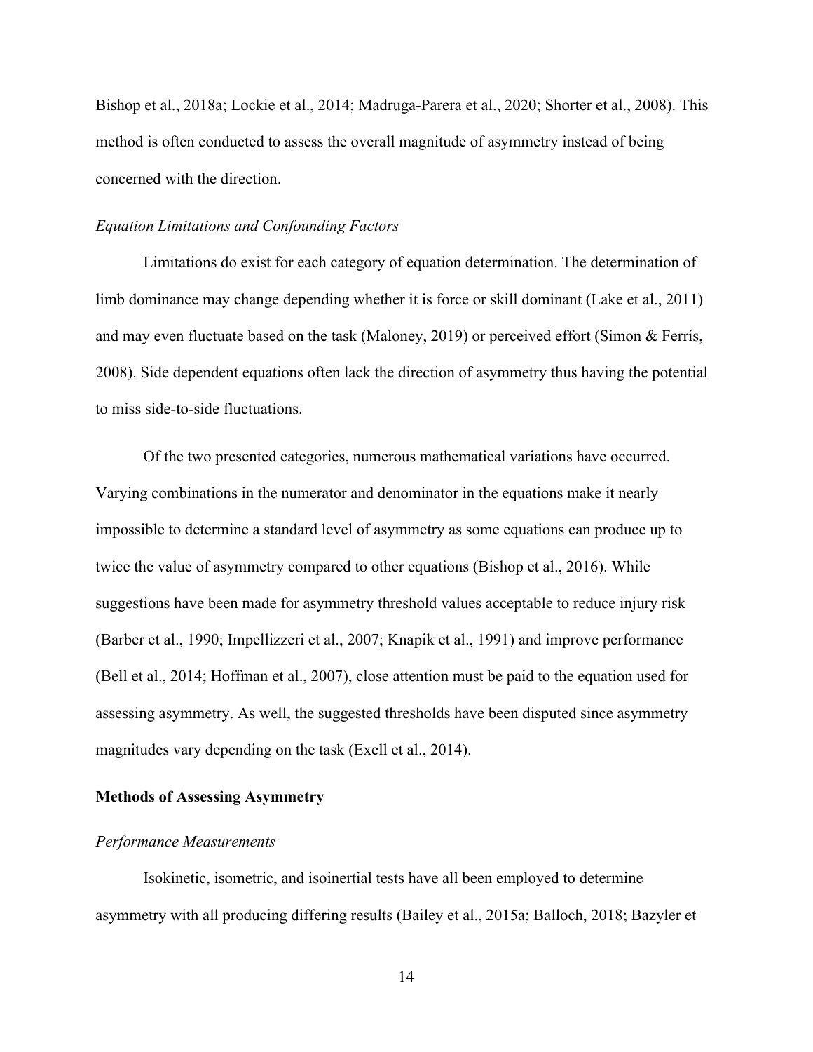Bishop et al., 2018a; Lockie et al., 2014; Madruga-Parera et al., 2020; Shorter et al., 2008). This method is often conducted to assess the overall magnitude of asymmetry instead of being concerned with the direction.

### *Equation Limitations and Confounding Factors*

Limitations do exist for each category of equation determination. The determination of limb dominance may change depending whether it is force or skill dominant (Lake et al., 2011) and may even fluctuate based on the task (Maloney, 2019) or perceived effort (Simon & Ferris, 2008). Side dependent equations often lack the direction of asymmetry thus having the potential to miss side-to-side fluctuations.

Of the two presented categories, numerous mathematical variations have occurred. Varying combinations in the numerator and denominator in the equations make it nearly impossible to determine a standard level of asymmetry as some equations can produce up to twice the value of asymmetry compared to other equations (Bishop et al., 2016). While suggestions have been made for asymmetry threshold values acceptable to reduce injury risk (Barber et al., 1990; Impellizzeri et al., 2007; Knapik et al., 1991) and improve performance (Bell et al., 2014; Hoffman et al., 2007), close attention must be paid to the equation used for assessing asymmetry. As well, the suggested thresholds have been disputed since asymmetry magnitudes vary depending on the task (Exell et al., 2014).

## **Methods of Assessing Asymmetry**

### *Performance Measurements*

Isokinetic, isometric, and isoinertial tests have all been employed to determine asymmetry with all producing differing results (Bailey et al., 2015a; Balloch, 2018; Bazyler et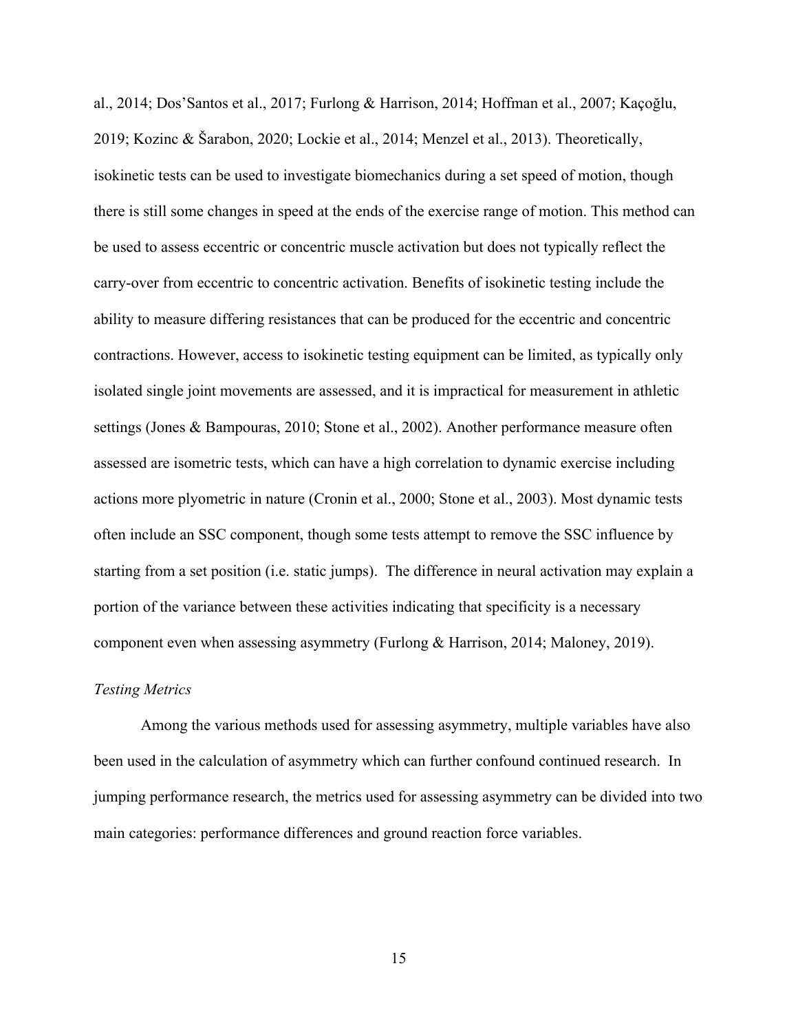al., 2014; Dos'Santos et al., 2017; Furlong & Harrison, 2014; Hoffman et al., 2007; Kaçoğlu, 2019; Kozinc & Šarabon, 2020; Lockie et al., 2014; Menzel et al., 2013). Theoretically, isokinetic tests can be used to investigate biomechanics during a set speed of motion, though there is still some changes in speed at the ends of the exercise range of motion. This method can be used to assess eccentric or concentric muscle activation but does not typically reflect the carry-over from eccentric to concentric activation. Benefits of isokinetic testing include the ability to measure differing resistances that can be produced for the eccentric and concentric contractions. However, access to isokinetic testing equipment can be limited, as typically only isolated single joint movements are assessed, and it is impractical for measurement in athletic settings (Jones & Bampouras, 2010; Stone et al., 2002). Another performance measure often assessed are isometric tests, which can have a high correlation to dynamic exercise including actions more plyometric in nature (Cronin et al., 2000; Stone et al., 2003). Most dynamic tests often include an SSC component, though some tests attempt to remove the SSC influence by starting from a set position (i.e. static jumps). The difference in neural activation may explain a portion of the variance between these activities indicating that specificity is a necessary component even when assessing asymmetry (Furlong & Harrison, 2014; Maloney, 2019).

### *Testing Metrics*

Among the various methods used for assessing asymmetry, multiple variables have also been used in the calculation of asymmetry which can further confound continued research. In jumping performance research, the metrics used for assessing asymmetry can be divided into two main categories: performance differences and ground reaction force variables.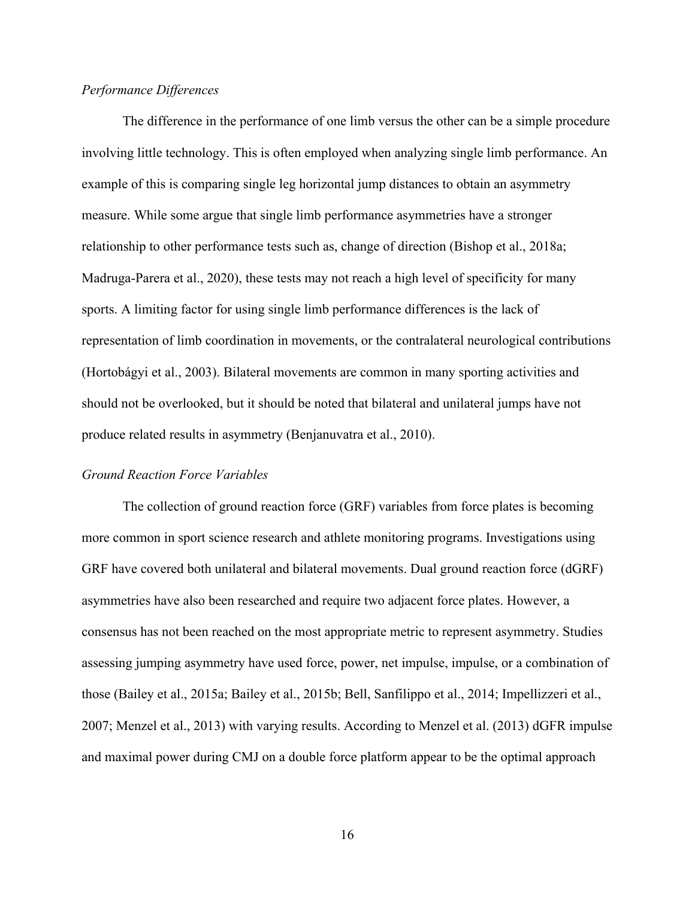*Performance Differences*

The difference in the performance of one limb versus the other can be a simple procedure involving little technology. This is often employed when analyzing single limb performance. An example of this is comparing single leg horizontal jump distances to obtain an asymmetry measure. While some argue that single limb performance asymmetries have a stronger relationship to other performance tests such as, change of direction (Bishop et al., 2018a; Madruga-Parera et al., 2020), these tests may not reach a high level of specificity for many sports. A limiting factor for using single limb performance differences is the lack of representation of limb coordination in movements, or the contralateral neurological contributions (Hortobágyi et al., 2003). Bilateral movements are common in many sporting activities and should not be overlooked, but it should be noted that bilateral and unilateral jumps have not produce related results in asymmetry (Benjanuvatra et al., 2010).

*Ground Reaction Force Variables*

The collection of ground reaction force (GRF) variables from force plates is becoming more common in sport science research and athlete monitoring programs. Investigations using GRF have covered both unilateral and bilateral movements. Dual ground reaction force (dGRF) asymmetries have also been researched and require two adjacent force plates. However, a consensus has not been reached on the most appropriate metric to represent asymmetry. Studies assessing jumping asymmetry have used force, power, net impulse, impulse, or a combination of those (Bailey et al., 2015a; Bailey et al., 2015b; Bell, Sanfilippo et al., 2014; Impellizzeri et al., 2007; Menzel et al., 2013) with varying results. According to Menzel et al. (2013) dGFR impulse and maximal power during CMJ on a double force platform appear to be the optimal approach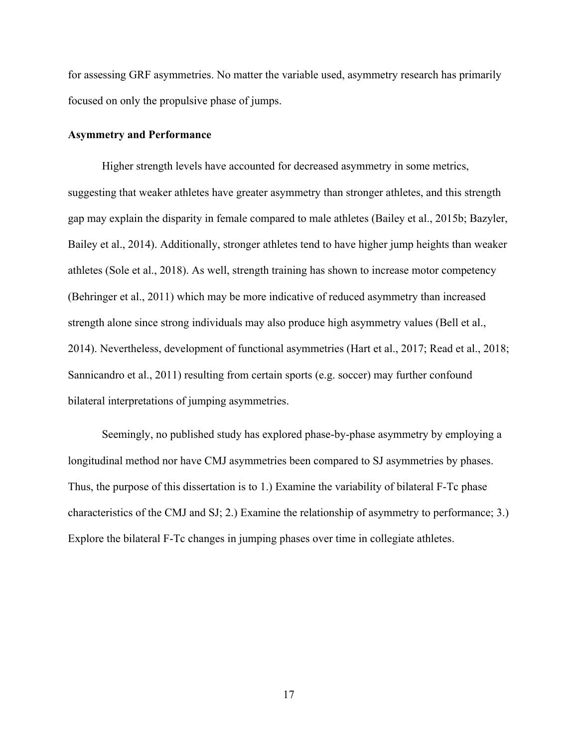for assessing GRF asymmetries. No matter the variable used, asymmetry research has primarily focused on only the propulsive phase of jumps.

### Asymmetry and Performance

Higher strength levels have accounted for decreased asymmetry in some metrics, suggesting that weaker athletes have greater asymmetry than stronger athletes, and this strength gap may explain the disparity in female compared to male athletes (Bailey et al., 2015b; Bazyler, Bailey et al., 2014). Additionally, stronger athletes tend to have higher jump heights than weaker athletes (Sole et al., 2018). As well, strength training has shown to increase motor competency (Behringer et al., 2011) which may be more indicative of reduced asymmetry than increased strength alone since strong individuals may also produce high asymmetry values (Bell et al., 2014). Nevertheless, development of functional asymmetries (Hart et al., 2017; Read et al., 2018; Sannicandro et al., 2011) resulting from certain sports (e.g. soccer) may further confound bilateral interpretations of jumping asymmetries.

Seemingly, no published study has explored phase-by-phase asymmetry by employing a longitudinal method nor have CMJ asymmetries been compared to SJ asymmetries by phases. Thus, the purpose of this dissertation is to 1.) Examine the variability of bilateral F-Tc phase characteristics of the CMJ and SJ; 2.) Examine the relationship of asymmetry to performance; 3.) Explore the bilateral F-Tc changes in jumping phases over time in collegiate athletes.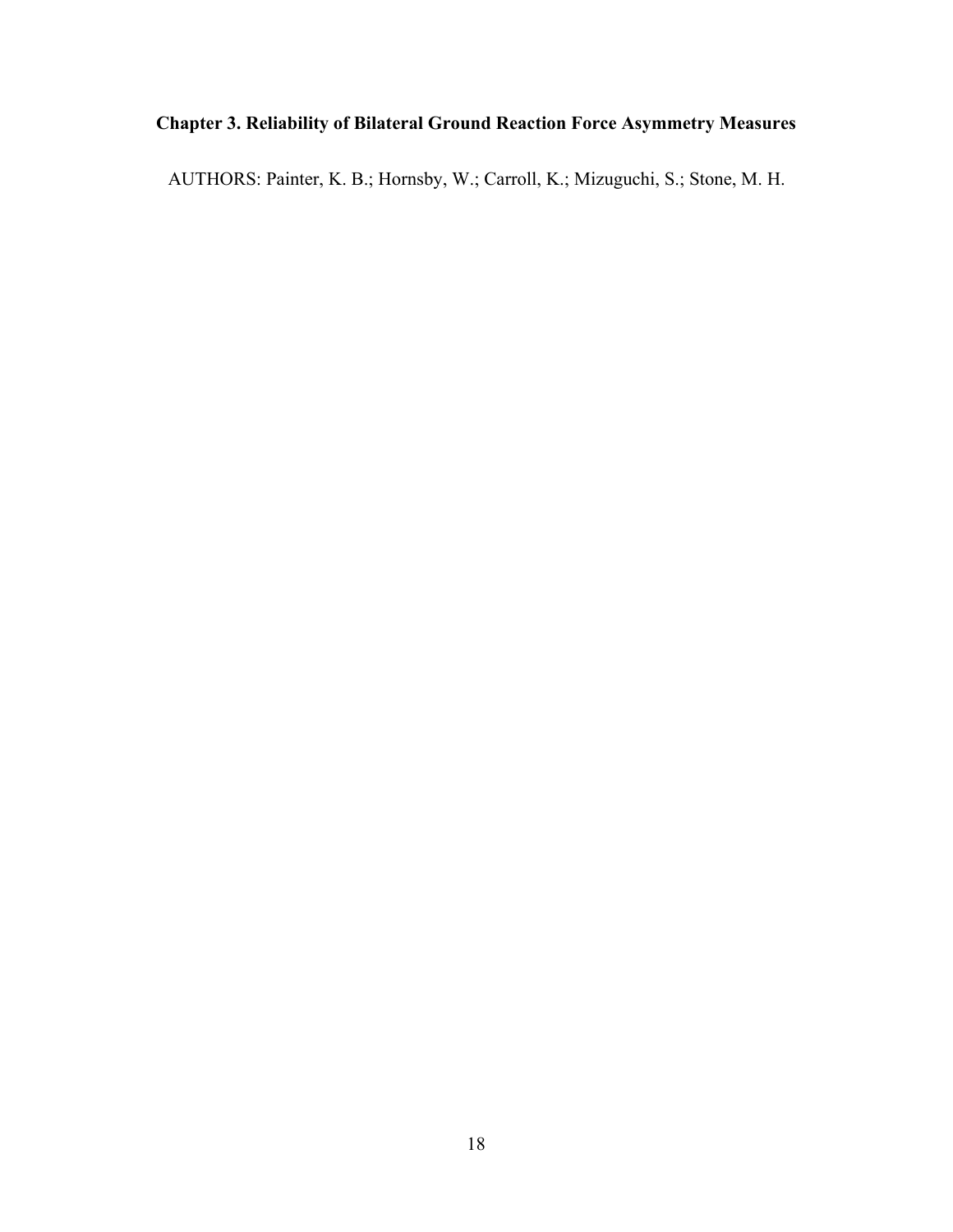# Chapter 3. Reliability of Bilateral Ground Reaction Force Asymmetry Measures

AUTHORS: Painter, K. B.; Hornsby, W.; Carroll, K.; Mizuguchi, S.; Stone, M. H.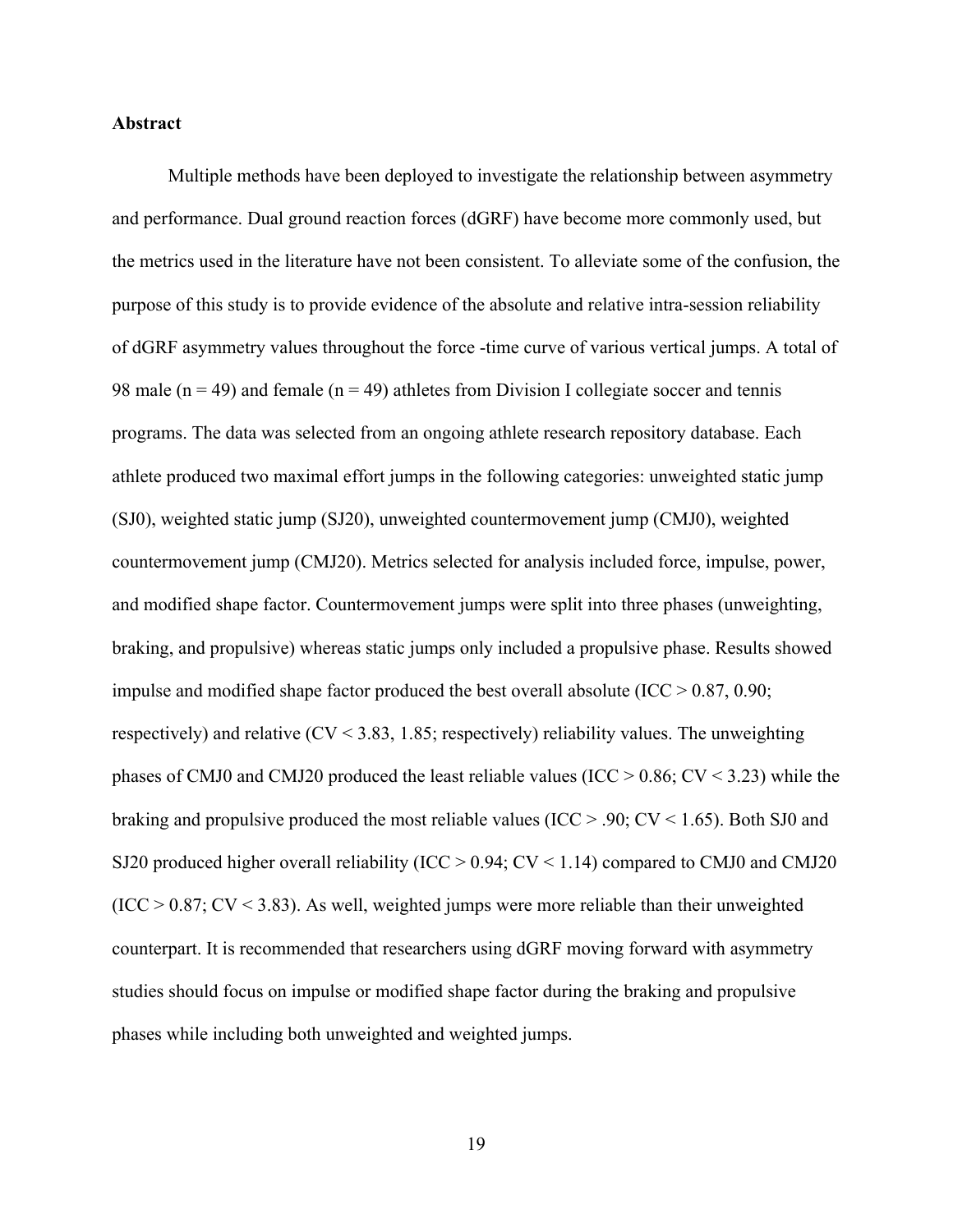**Abstract**

Multiple methods have been deployed to investigate the relationship between asymmetry and performance. Dual ground reaction forces (dGRF) have become more commonly used, but the metrics used in the literature have not been consistent. To alleviate some of the confusion, the purpose of this study is to provide evidence of the absolute and relative intra-session reliability of dGRF asymmetry values throughout the force -time curve of various vertical jumps. A total of 98 male ($n = 49$) and female ($n = 49$) athletes from Division I collegiate soccer and tennis programs. The data was selected from an ongoing athlete research repository database. Each athlete produced two maximal effort jumps in the following categories: unweighted static jump (SJ0), weighted static jump (SJ20), unweighted countermovement jump (CMJ0), weighted countermovement jump (CMJ20). Metrics selected for analysis included force, impulse, power, and modified shape factor. Countermovement jumps were split into three phases (unweighting, braking, and propulsive) whereas static jumps only included a propulsive phase. Results showed impulse and modified shape factor produced the best overall absolute (ICC > 0.87, 0.90; respectively) and relative (CV < 3.83, 1.85; respectively) reliability values. The unweighting phases of CMJ0 and CMJ20 produced the least reliable values (ICC > 0.86; CV < 3.23) while the braking and propulsive produced the most reliable values (ICC > .90; CV < 1.65). Both SJ0 and SJ20 produced higher overall reliability (ICC > 0.94; CV < 1.14) compared to CMJ0 and CMJ20 (ICC > 0.87; CV < 3.83). As well, weighted jumps were more reliable than their unweighted counterpart. It is recommended that researchers using dGRF moving forward with asymmetry studies should focus on impulse or modified shape factor during the braking and propulsive phases while including both unweighted and weighted jumps.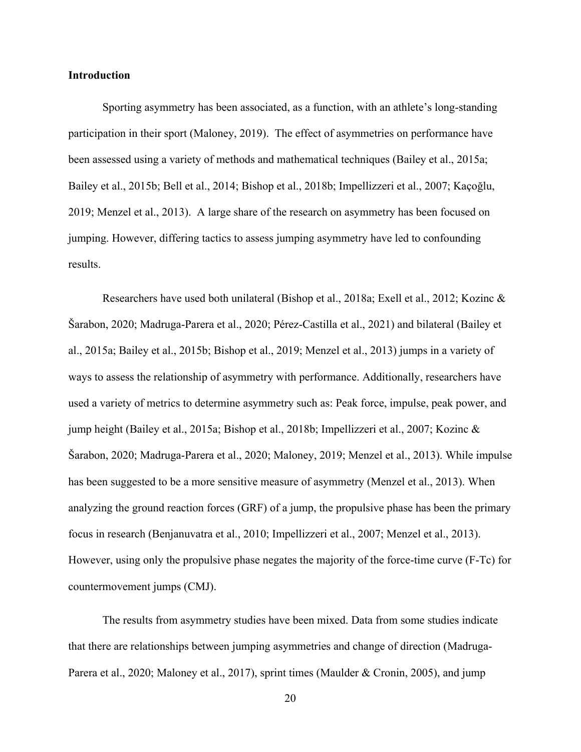## Introduction

Sporting asymmetry has been associated, as a function, with an athlete's long-standing participation in their sport (Maloney, 2019). The effect of asymmetries on performance have been assessed using a variety of methods and mathematical techniques (Bailey et al., 2015a; Bailey et al., 2015b; Bell et al., 2014; Bishop et al., 2018b; Impellizzeri et al., 2007; Kaçoğlu, 2019; Menzel et al., 2013). A large share of the research on asymmetry has been focused on jumping. However, differing tactics to assess jumping asymmetry have led to confounding results.

Researchers have used both unilateral (Bishop et al., 2018a; Exell et al., 2012; Kozinc & Šarabon, 2020; Madruga-Parera et al., 2020; Pérez-Castilla et al., 2021) and bilateral (Bailey et al., 2015a; Bailey et al., 2015b; Bishop et al., 2019; Menzel et al., 2013) jumps in a variety of ways to assess the relationship of asymmetry with performance. Additionally, researchers have used a variety of metrics to determine asymmetry such as: Peak force, impulse, peak power, and jump height (Bailey et al., 2015a; Bishop et al., 2018b; Impellizzeri et al., 2007; Kozinc & Šarabon, 2020; Madruga-Parera et al., 2020; Maloney, 2019; Menzel et al., 2013). While impulse has been suggested to be a more sensitive measure of asymmetry (Menzel et al., 2013). When analyzing the ground reaction forces (GRF) of a jump, the propulsive phase has been the primary focus in research (Benjanuvatra et al., 2010; Impellizzeri et al., 2007; Menzel et al., 2013). However, using only the propulsive phase negates the majority of the force-time curve (F-Tc) for countermovement jumps (CMJ).

The results from asymmetry studies have been mixed. Data from some studies indicate that there are relationships between jumping asymmetries and change of direction (Madruga-Parera et al., 2020; Maloney et al., 2017), sprint times (Maulder & Cronin, 2005), and jump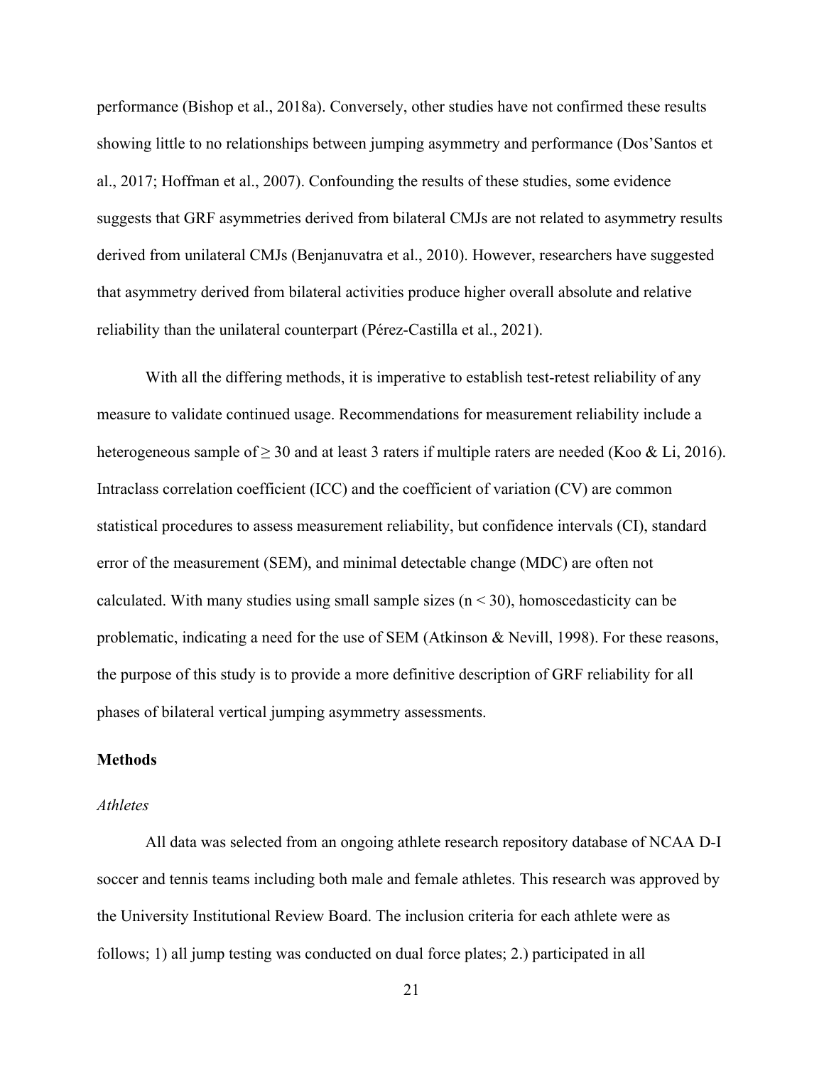performance (Bishop et al., 2018a). Conversely, other studies have not confirmed these results showing little to no relationships between jumping asymmetry and performance (Dos'Santos et al., 2017; Hoffman et al., 2007). Confounding the results of these studies, some evidence suggests that GRF asymmetries derived from bilateral CMJs are not related to asymmetry results derived from unilateral CMJs (Benjanuvatra et al., 2010). However, researchers have suggested that asymmetry derived from bilateral activities produce higher overall absolute and relative reliability than the unilateral counterpart (Pérez-Castilla et al., 2021).

With all the differing methods, it is imperative to establish test-retest reliability of any measure to validate continued usage. Recommendations for measurement reliability include a heterogeneous sample of $\geq 30$ and at least 3 raters if multiple raters are needed (Koo & Li, 2016). Intraclass correlation coefficient (ICC) and the coefficient of variation (CV) are common statistical procedures to assess measurement reliability, but confidence intervals (CI), standard error of the measurement (SEM), and minimal detectable change (MDC) are often not calculated. With many studies using small sample sizes ($n < 30$), homoscedasticity can be problematic, indicating a need for the use of SEM (Atkinson & Nevill, 1998). For these reasons, the purpose of this study is to provide a more definitive description of GRF reliability for all phases of bilateral vertical jumping asymmetry assessments.

## Methods

### *Athletes*

All data was selected from an ongoing athlete research repository database of NCAA D-I soccer and tennis teams including both male and female athletes. This research was approved by the University Institutional Review Board. The inclusion criteria for each athlete were as follows; 1) all jump testing was conducted on dual force plates; 2.) participated in all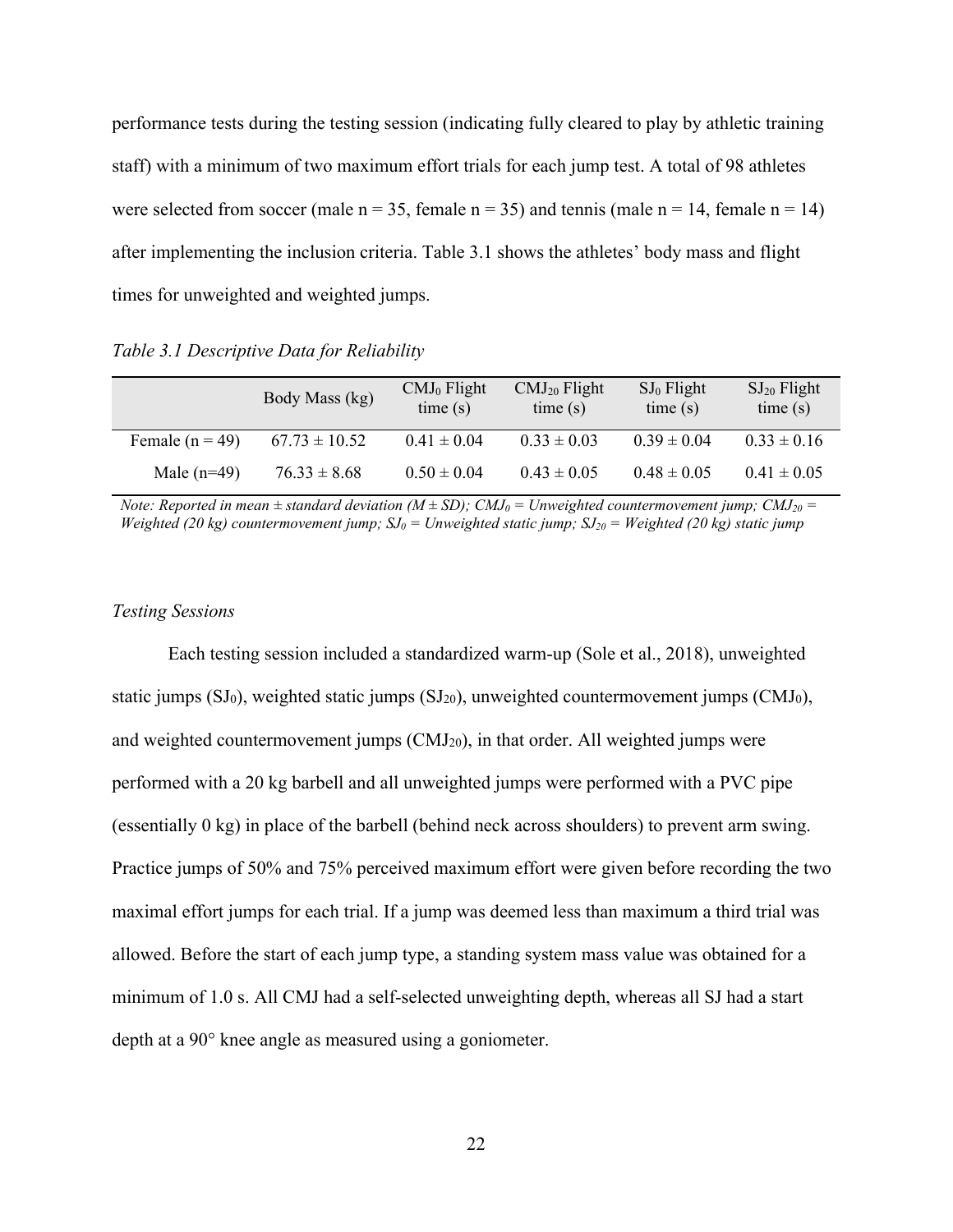performance tests during the testing session (indicating fully cleared to play by athletic training staff) with a minimum of two maximum effort trials for each jump test. A total of 98 athletes were selected from soccer (male n = 35, female n = 35) and tennis (male n = 14, female n = 14) after implementing the inclusion criteria. Table 3.1 shows the athletes' body mass and flight times for unweighted and weighted jumps.

*Table 3.1 Descriptive Data for Reliability*

| | Body Mass (kg) | $CMJ_0$ Flight time (s) | $CMJ_{20}$ Flight time (s) | $SJ_0$ Flight time (s) | $SJ_{20}$ Flight time (s) |
|---|---|---|---|---|---|
| Female (n = 49) | 67.73 ± 10.52 | 0.41 ± 0.04 | 0.33 ± 0.03 | 0.39 ± 0.04 | 0.33 ± 0.16 |
| Male (n=49) | 76.33 ± 8.68 | 0.50 ± 0.04 | 0.43 ± 0.05 | 0.48 ± 0.05 | 0.41 ± 0.05 |

*Note: Reported in mean ± standard deviation (M ± SD); $CMJ_0$ = Unweighted countermovement jump; $CMJ_{20}$ = Weighted (20 kg) countermovement jump; $SJ_0$ = Unweighted static jump; $SJ_{20}$ = Weighted (20 kg) static jump*

*Testing Sessions*

Each testing session included a standardized warm-up (Sole et al., 2018), unweighted static jumps ($SJ_0$), weighted static jumps ($SJ_{20}$), unweighted countermovement jumps ($CMJ_0$), and weighted countermovement jumps ($CMJ_{20}$), in that order. All weighted jumps were performed with a 20 kg barbell and all unweighted jumps were performed with a PVC pipe (essentially 0 kg) in place of the barbell (behind neck across shoulders) to prevent arm swing. Practice jumps of 50% and 75% perceived maximum effort were given before recording the two maximal effort jumps for each trial. If a jump was deemed less than maximum a third trial was allowed. Before the start of each jump type, a standing system mass value was obtained for a minimum of 1.0 s. All CMJ had a self-selected unweighting depth, whereas all SJ had a start depth at a 90° knee angle as measured using a goniometer.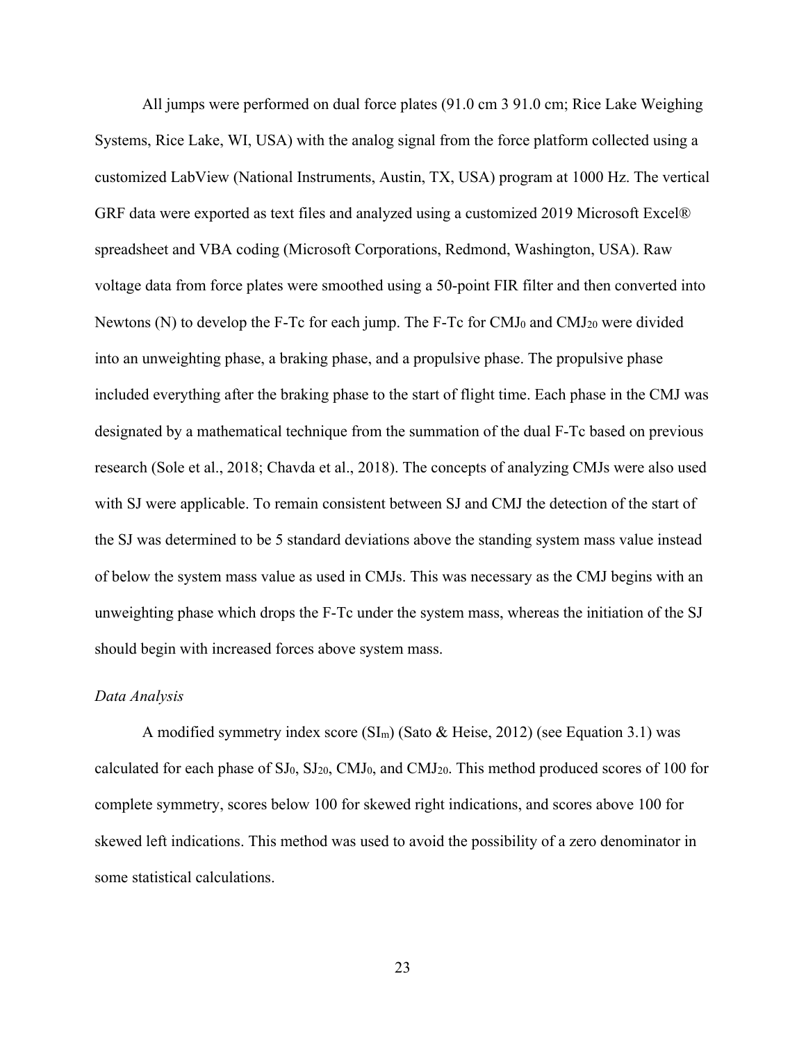All jumps were performed on dual force plates (91.0 cm 3 91.0 cm; Rice Lake Weighing Systems, Rice Lake, WI, USA) with the analog signal from the force platform collected using a customized LabView (National Instruments, Austin, TX, USA) program at 1000 Hz. The vertical GRF data were exported as text files and analyzed using a customized 2019 Microsoft Excel® spreadsheet and VBA coding (Microsoft Corporations, Redmond, Washington, USA). Raw voltage data from force plates were smoothed using a 50-point FIR filter and then converted into Newtons (N) to develop the F-Tc for each jump. The F-Tc for $CMJ_0$ and $CMJ_{20}$ were divided into an unweighting phase, a braking phase, and a propulsive phase. The propulsive phase included everything after the braking phase to the start of flight time. Each phase in the CMJ was designated by a mathematical technique from the summation of the dual F-Tc based on previous research (Sole et al., 2018; Chavda et al., 2018). The concepts of analyzing CMJs were also used with SJ were applicable. To remain consistent between SJ and CMJ the detection of the start of the SJ was determined to be 5 standard deviations above the standing system mass value instead of below the system mass value as used in CMJs. This was necessary as the CMJ begins with an unweighting phase which drops the F-Tc under the system mass, whereas the initiation of the SJ should begin with increased forces above system mass.

*Data Analysis*

A modified symmetry index score ($SI_m$) (Sato & Heise, 2012) (see Equation 3.1) was calculated for each phase of $SJ_0$, $SJ_{20}$, $CMJ_0$, and $CMJ_{20}$. This method produced scores of 100 for complete symmetry, scores below 100 for skewed right indications, and scores above 100 for skewed left indications. This method was used to avoid the possibility of a zero denominator in some statistical calculations.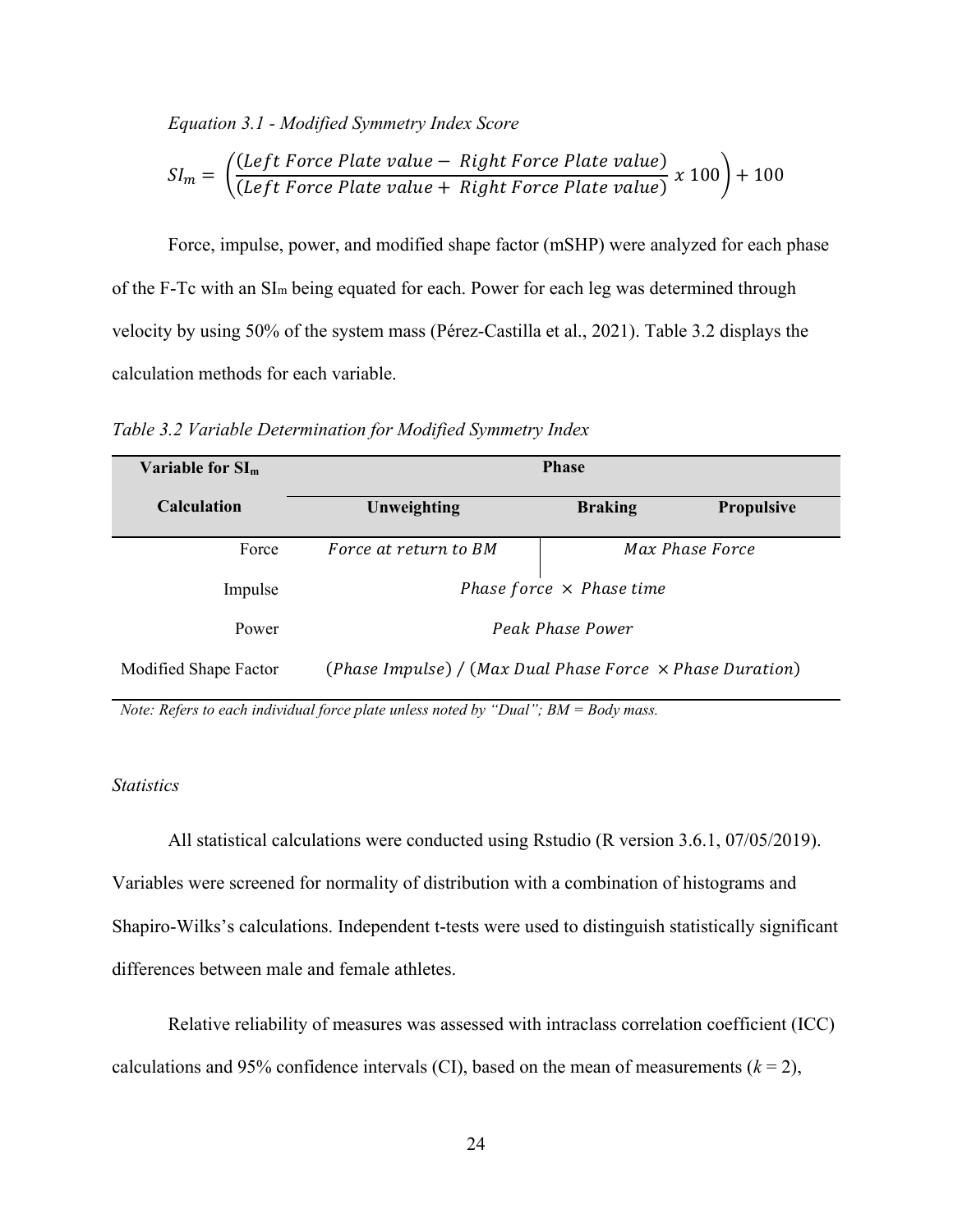*Equation 3.1 - Modified Symmetry Index Score*

$$SI_m = \left(\frac{(Left\ Force\ Plate\ value -\ Right\ Force\ Plate\ value)}{(Left\ Force\ Plate\ value +\ Right\ Force\ Plate\ value)}\ x\ 100\right) + 100$$

Force, impulse, power, and modified shape factor (mSHP) were analyzed for each phase of the F-Tc with an $SI_m$ being equated for each. Power for each leg was determined through velocity by using 50% of the system mass (Pérez-Castilla et al., 2021). Table 3.2 displays the calculation methods for each variable.

*Table 3.2 Variable Determination for Modified Symmetry Index*

| Variable for $SI_m$ Calculation | Phase | | |
|---|---|---|---|
| | **Unweighting** | **Braking** | **Propulsive** |
| Force | $Force\ at\ return\ to\ BM$ | $Max\ Phase\ Force$ | |
| Impulse | $Phase\ force\ \times\ Phase\ time$ | | |
| Power | $Peak\ Phase\ Power$ | | |
| Modified Shape Factor | $(Phase\ Impulse)\ /\ (Max\ Dual\ Phase\ Force\ \times Phase\ Duration)$ | | |

*Note: Refers to each individual force plate unless noted by "Dual"; BM = Body mass.*

*Statistics*

All statistical calculations were conducted using Rstudio (R version 3.6.1, 07/05/2019). Variables were screened for normality of distribution with a combination of histograms and Shapiro-Wilks's calculations. Independent t-tests were used to distinguish statistically significant differences between male and female athletes.

Relative reliability of measures was assessed with intraclass correlation coefficient (ICC) calculations and 95% confidence intervals (CI), based on the mean of measurements ($k = 2$),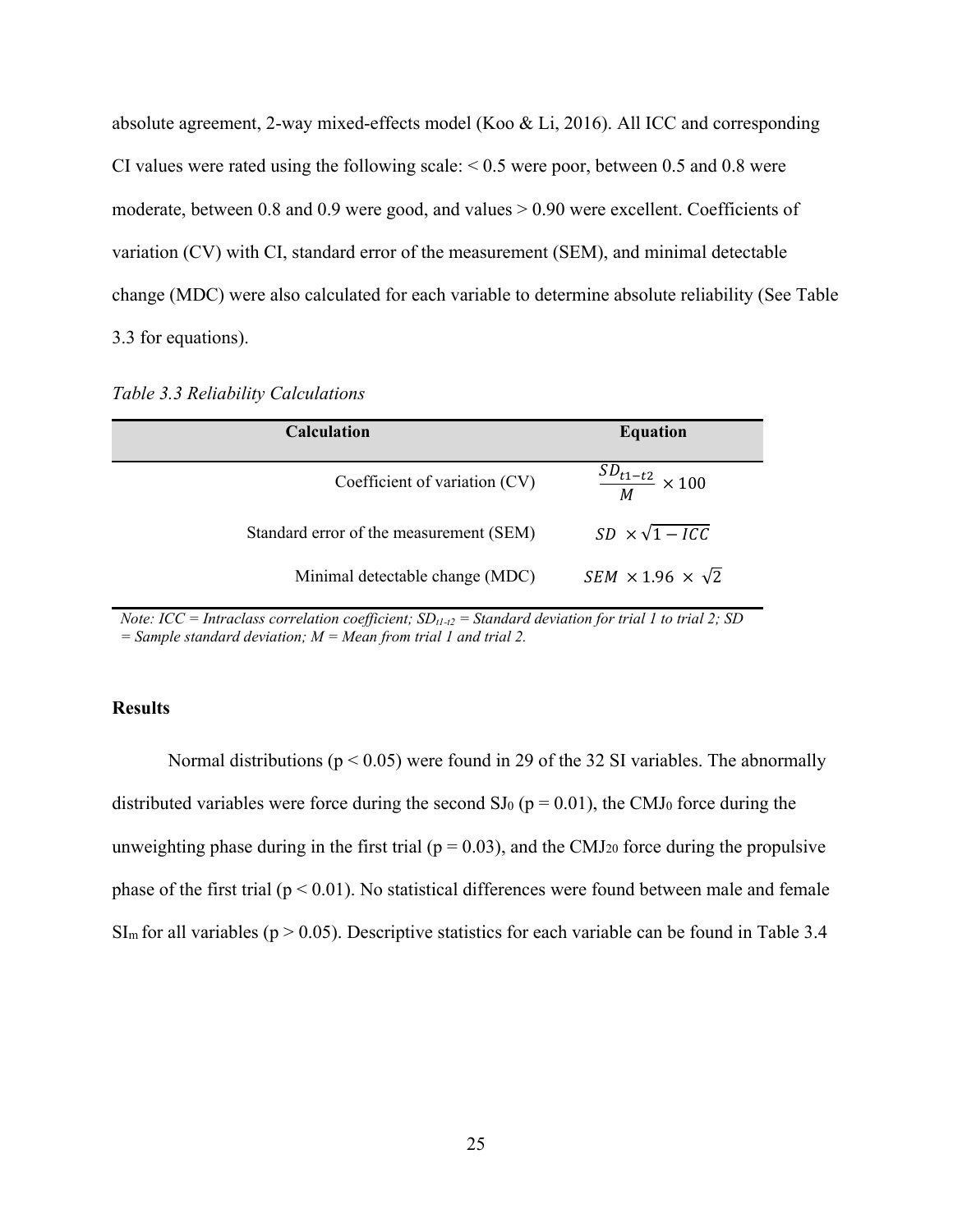absolute agreement, 2-way mixed-effects model (Koo & Li, 2016). All ICC and corresponding CI values were rated using the following scale: < 0.5 were poor, between 0.5 and 0.8 were moderate, between 0.8 and 0.9 were good, and values > 0.90 were excellent. Coefficients of variation (CV) with CI, standard error of the measurement (SEM), and minimal detectable change (MDC) were also calculated for each variable to determine absolute reliability (See Table 3.3 for equations).

*Table 3.3 Reliability Calculations*

| Calculation | Equation |
|---|---|
| Coefficient of variation (CV) | $\frac{SD_{t1-t2}}{M} \times 100$ |
| Standard error of the measurement (SEM) | $SD \times \sqrt{1 - ICC}$ |
| Minimal detectable change (MDC) | $SEM \times 1.96 \times \sqrt{2}$ |

*Note: ICC = Intraclass correlation coefficient; $SD_{t1\text{-}t2}$ = Standard deviation for trial 1 to trial 2; SD = Sample standard deviation; M = Mean from trial 1 and trial 2.*

### Results

Normal distributions ($p < 0.05$) were found in 29 of the 32 SI variables. The abnormally distributed variables were force during the second $SJ_0$ ($p = 0.01$), the $CMJ_0$ force during the unweighting phase during in the first trial ($p = 0.03$), and the $CMJ_{20}$ force during the propulsive phase of the first trial ($p < 0.01$). No statistical differences were found between male and female $SI_m$ for all variables ($p > 0.05$). Descriptive statistics for each variable can be found in Table 3.4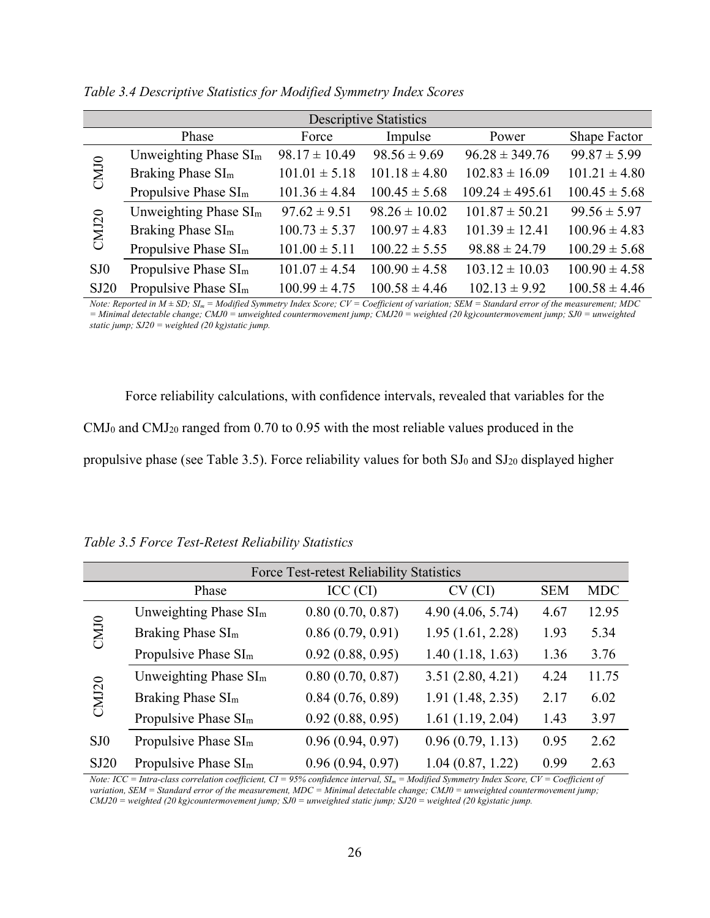*Table 3.4 Descriptive Statistics for Modified Symmetry Index Scores*

| Descriptive Statistics | | | | | |
|---|---|---|---|---|---|
| | Phase | Force | Impulse | Power | Shape Factor |
| CMJ0 | Unweighting Phase $SI_m$ | 98.17 ± 10.49 | 98.56 ± 9.69 | 96.28 ± 349.76 | 99.87 ± 5.99 |
| | Braking Phase $SI_m$ | 101.01 ± 5.18 | 101.18 ± 4.80 | 102.83 ± 16.09 | 101.21 ± 4.80 |
| | Propulsive Phase $SI_m$ | 101.36 ± 4.84 | 100.45 ± 5.68 | 109.24 ± 495.61 | 100.45 ± 5.68 |
| CMJ20 | Unweighting Phase $SI_m$ | 97.62 ± 9.51 | 98.26 ± 10.02 | 101.87 ± 50.21 | 99.56 ± 5.97 |
| | Braking Phase $SI_m$ | 100.73 ± 5.37 | 100.97 ± 4.83 | 101.39 ± 12.41 | 100.96 ± 4.83 |
| | Propulsive Phase $SI_m$ | 101.00 ± 5.11 | 100.22 ± 5.55 | 98.88 ± 24.79 | 100.29 ± 5.68 |
| SJ0 | Propulsive Phase $SI_m$ | 101.07 ± 4.54 | 100.90 ± 4.58 | 103.12 ± 10.03 | 100.90 ± 4.58 |
| SJ20 | Propulsive Phase $SI_m$ | 100.99 ± 4.75 | 100.58 ± 4.46 | 102.13 ± 9.92 | 100.58 ± 4.46 |

*Note: Reported in M ± SD; $SI_m$ = Modified Symmetry Index Score; CV = Coefficient of variation; SEM = Standard error of the measurement; MDC = Minimal detectable change; CMJ0 = unweighted countermovement jump; CMJ20 = weighted (20 kg)countermovement jump; SJ0 = unweighted static jump; SJ20 = weighted (20 kg)static jump.*

Force reliability calculations, with confidence intervals, revealed that variables for the $CMJ_0$ and $CMJ_{20}$ ranged from 0.70 to 0.95 with the most reliable values produced in the propulsive phase (see Table 3.5). Force reliability values for both $SJ_0$ and $SJ_{20}$ displayed higher

*Table 3.5 Force Test-Retest Reliability Statistics*

| Force Test-retest Reliability Statistics | | | | | |
|---|---|---|---|---|---|
| | Phase | ICC (CI) | CV (CI) | SEM | MDC |
| CMJ0 | Unweighting Phase $SI_m$ | 0.80 (0.70, 0.87) | 4.90 (4.06, 5.74) | 4.67 | 12.95 |
| | Braking Phase $SI_m$ | 0.86 (0.79, 0.91) | 1.95 (1.61, 2.28) | 1.93 | 5.34 |
| | Propulsive Phase $SI_m$ | 0.92 (0.88, 0.95) | 1.40 (1.18, 1.63) | 1.36 | 3.76 |
| CMJ20 | Unweighting Phase $SI_m$ | 0.80 (0.70, 0.87) | 3.51 (2.80, 4.21) | 4.24 | 11.75 |
| | Braking Phase $SI_m$ | 0.84 (0.76, 0.89) | 1.91 (1.48, 2.35) | 2.17 | 6.02 |
| | Propulsive Phase $SI_m$ | 0.92 (0.88, 0.95) | 1.61 (1.19, 2.04) | 1.43 | 3.97 |
| SJ0 | Propulsive Phase $SI_m$ | 0.96 (0.94, 0.97) | 0.96 (0.79, 1.13) | 0.95 | 2.62 |
| SJ20 | Propulsive Phase $SI_m$ | 0.96 (0.94, 0.97) | 1.04 (0.87, 1.22) | 0.99 | 2.63 |

*Note: ICC = Intra-class correlation coefficient, CI = 95% confidence interval, $SI_m$ = Modified Symmetry Index Score, CV = Coefficient of variation, SEM = Standard error of the measurement, MDC = Minimal detectable change; CMJ0 = unweighted countermovement jump; CMJ20 = weighted (20 kg)countermovement jump; SJ0 = unweighted static jump; SJ20 = weighted (20 kg)static jump.*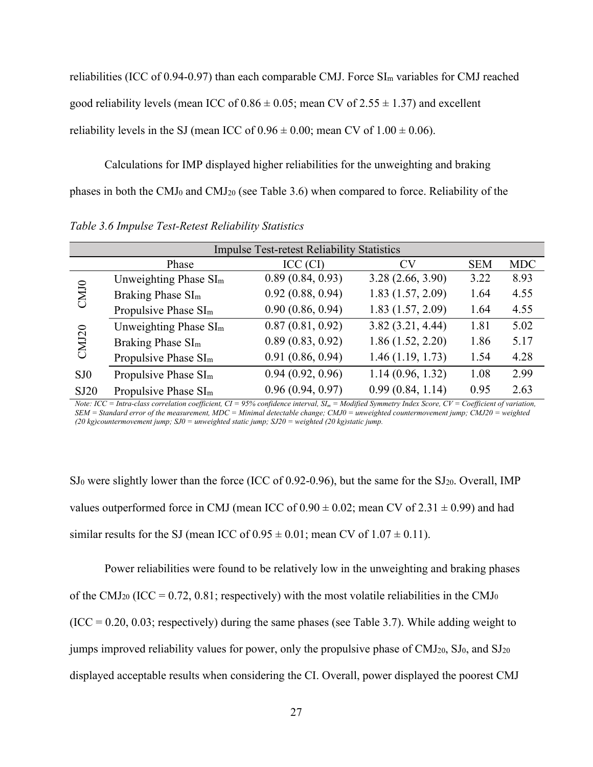reliabilities (ICC of 0.94-0.97) than each comparable CMJ. Force $SI_m$ variables for CMJ reached good reliability levels (mean ICC of 0.86 ± 0.05; mean CV of 2.55 ± 1.37) and excellent reliability levels in the SJ (mean ICC of 0.96 ± 0.00; mean CV of 1.00 ± 0.06).

Calculations for IMP displayed higher reliabilities for the unweighting and braking phases in both the $CMJ_0$ and $CMJ_{20}$ (see Table 3.6) when compared to force. Reliability of the

*Table 3.6 Impulse Test-Retest Reliability Statistics*

| Impulse Test-retest Reliability Statistics | | | | | |
|---|---|---|---|---|---|
| | Phase | ICC (CI) | CV | SEM | MDC |
| CMJ0 | Unweighting Phase $SI_m$ | 0.89 (0.84, 0.93) | 3.28 (2.66, 3.90) | 3.22 | 8.93 |
| | Braking Phase $SI_m$ | 0.92 (0.88, 0.94) | 1.83 (1.57, 2.09) | 1.64 | 4.55 |
| | Propulsive Phase $SI_m$ | 0.90 (0.86, 0.94) | 1.83 (1.57, 2.09) | 1.64 | 4.55 |
| CMJ20 | Unweighting Phase $SI_m$ | 0.87 (0.81, 0.92) | 3.82 (3.21, 4.44) | 1.81 | 5.02 |
| | Braking Phase $SI_m$ | 0.89 (0.83, 0.92) | 1.86 (1.52, 2.20) | 1.86 | 5.17 |
| | Propulsive Phase $SI_m$ | 0.91 (0.86, 0.94) | 1.46 (1.19, 1.73) | 1.54 | 4.28 |
| SJ0 | Propulsive Phase $SI_m$ | 0.94 (0.92, 0.96) | 1.14 (0.96, 1.32) | 1.08 | 2.99 |
| SJ20 | Propulsive Phase $SI_m$ | 0.96 (0.94, 0.97) | 0.99 (0.84, 1.14) | 0.95 | 2.63 |

*Note: ICC = Intra-class correlation coefficient, CI = 95% confidence interval, $SI_m$ = Modified Symmetry Index Score, CV = Coefficient of variation, SEM = Standard error of the measurement, MDC = Minimal detectable change; CMJ0 = unweighted countermovement jump; CMJ20 = weighted (20 kg)countermovement jump; SJ0 = unweighted static jump; SJ20 = weighted (20 kg)static jump.*

$SJ_0$ were slightly lower than the force (ICC of 0.92-0.96), but the same for the $SJ_{20}$. Overall, IMP values outperformed force in CMJ (mean ICC of 0.90 ± 0.02; mean CV of 2.31 ± 0.99) and had similar results for the SJ (mean ICC of 0.95 ± 0.01; mean CV of 1.07 ± 0.11).

Power reliabilities were found to be relatively low in the unweighting and braking phases of the $CMJ_{20}$ (ICC = 0.72, 0.81; respectively) with the most volatile reliabilities in the $CMJ_0$ (ICC = 0.20, 0.03; respectively) during the same phases (see Table 3.7). While adding weight to jumps improved reliability values for power, only the propulsive phase of $CMJ_{20}$, $SJ_0$, and $SJ_{20}$ displayed acceptable results when considering the CI. Overall, power displayed the poorest CMJ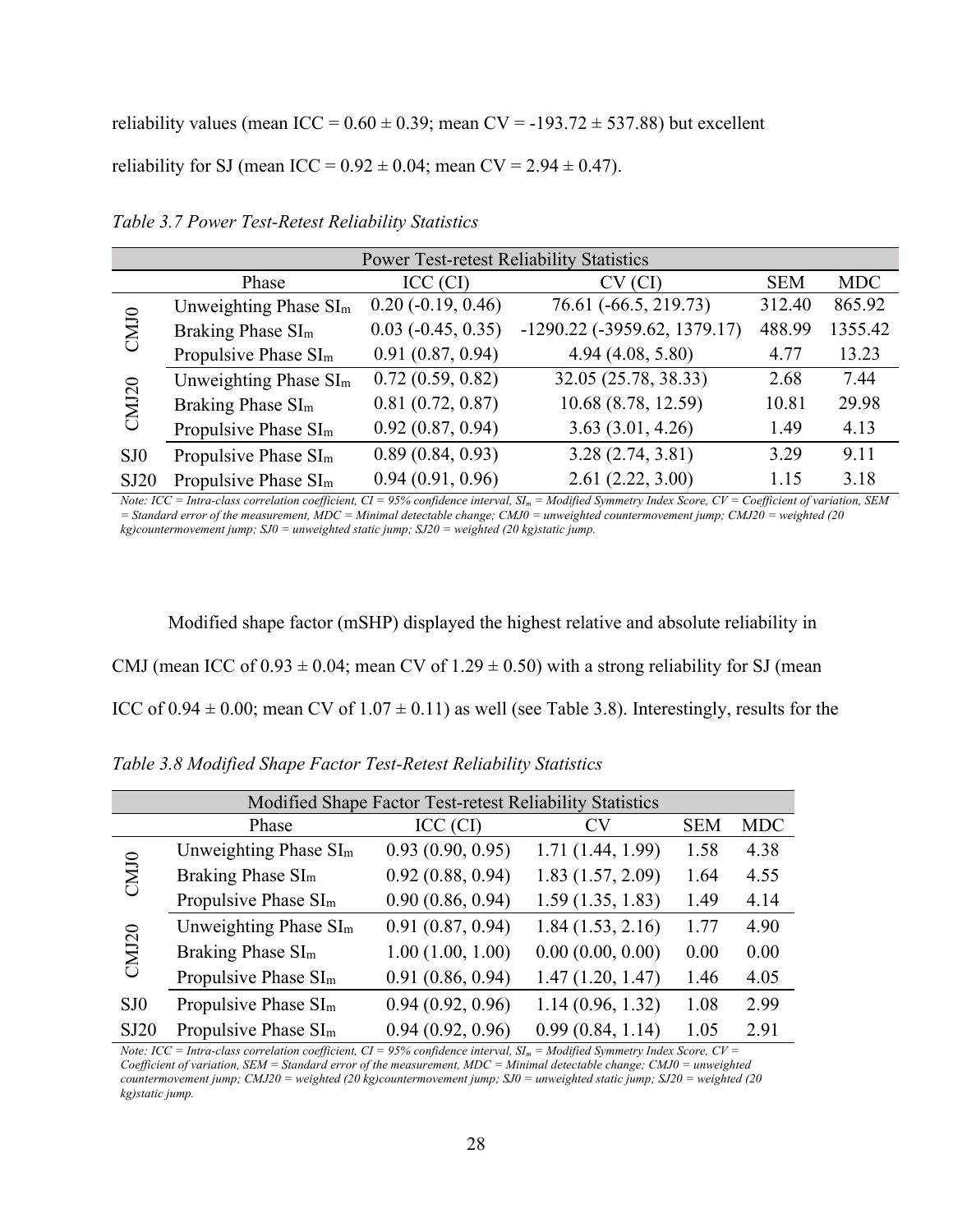reliability values (mean ICC = 0.60 ± 0.39; mean CV = -193.72 ± 537.88) but excellent reliability for SJ (mean ICC = 0.92 ± 0.04; mean CV = 2.94 ± 0.47).

*Table 3.7 Power Test-Retest Reliability Statistics*

| Power Test-retest Reliability Statistics | | | | | |
|---|---|---|---|---|---|
| | Phase | ICC (CI) | CV (CI) | SEM | MDC |
| CMJ0 | Unweighting Phase $SI_m$ | 0.20 (-0.19, 0.46) | 76.61 (-66.5, 219.73) | 312.40 | 865.92 |
| | Braking Phase $SI_m$ | 0.03 (-0.45, 0.35) | -1290.22 (-3959.62, 1379.17) | 488.99 | 1355.42 |
| | Propulsive Phase $SI_m$ | 0.91 (0.87, 0.94) | 4.94 (4.08, 5.80) | 4.77 | 13.23 |
| CMJ20 | Unweighting Phase $SI_m$ | 0.72 (0.59, 0.82) | 32.05 (25.78, 38.33) | 2.68 | 7.44 |
| | Braking Phase $SI_m$ | 0.81 (0.72, 0.87) | 10.68 (8.78, 12.59) | 10.81 | 29.98 |
| | Propulsive Phase $SI_m$ | 0.92 (0.87, 0.94) | 3.63 (3.01, 4.26) | 1.49 | 4.13 |
| SJ0 | Propulsive Phase $SI_m$ | 0.89 (0.84, 0.93) | 3.28 (2.74, 3.81) | 3.29 | 9.11 |
| SJ20 | Propulsive Phase $SI_m$ | 0.94 (0.91, 0.96) | 2.61 (2.22, 3.00) | 1.15 | 3.18 |

*Note: ICC = Intra-class correlation coefficient, CI = 95% confidence interval, $SI_m$ = Modified Symmetry Index Score, CV = Coefficient of variation, SEM = Standard error of the measurement, MDC = Minimal detectable change; CMJ0 = unweighted countermovement jump; CMJ20 = weighted (20 kg)countermovement jump; SJ0 = unweighted static jump; SJ20 = weighted (20 kg)static jump.*

Modified shape factor (mSHP) displayed the highest relative and absolute reliability in CMJ (mean ICC of 0.93 ± 0.04; mean CV of 1.29 ± 0.50) with a strong reliability for SJ (mean ICC of 0.94 ± 0.00; mean CV of 1.07 ± 0.11) as well (see Table 3.8). Interestingly, results for the

*Table 3.8 Modified Shape Factor Test-Retest Reliability Statistics*

| Modified Shape Factor Test-retest Reliability Statistics | | | | | |
|---|---|---|---|---|---|
| | Phase | ICC (CI) | CV | SEM | MDC |
| CMJ0 | Unweighting Phase $SI_m$ | 0.93 (0.90, 0.95) | 1.71 (1.44, 1.99) | 1.58 | 4.38 |
| | Braking Phase $SI_m$ | 0.92 (0.88, 0.94) | 1.83 (1.57, 2.09) | 1.64 | 4.55 |
| | Propulsive Phase $SI_m$ | 0.90 (0.86, 0.94) | 1.59 (1.35, 1.83) | 1.49 | 4.14 |
| CMJ20 | Unweighting Phase $SI_m$ | 0.91 (0.87, 0.94) | 1.84 (1.53, 2.16) | 1.77 | 4.90 |
| | Braking Phase $SI_m$ | 1.00 (1.00, 1.00) | 0.00 (0.00, 0.00) | 0.00 | 0.00 |
| | Propulsive Phase $SI_m$ | 0.91 (0.86, 0.94) | 1.47 (1.20, 1.47) | 1.46 | 4.05 |
| SJ0 | Propulsive Phase $SI_m$ | 0.94 (0.92, 0.96) | 1.14 (0.96, 1.32) | 1.08 | 2.99 |
| SJ20 | Propulsive Phase $SI_m$ | 0.94 (0.92, 0.96) | 0.99 (0.84, 1.14) | 1.05 | 2.91 |

*Note: ICC = Intra-class correlation coefficient, CI = 95% confidence interval, $SI_m$ = Modified Symmetry Index Score, CV = Coefficient of variation, SEM = Standard error of the measurement, MDC = Minimal detectable change; CMJ0 = unweighted countermovement jump; CMJ20 = weighted (20 kg)countermovement jump; SJ0 = unweighted static jump; SJ20 = weighted (20 kg)static jump.*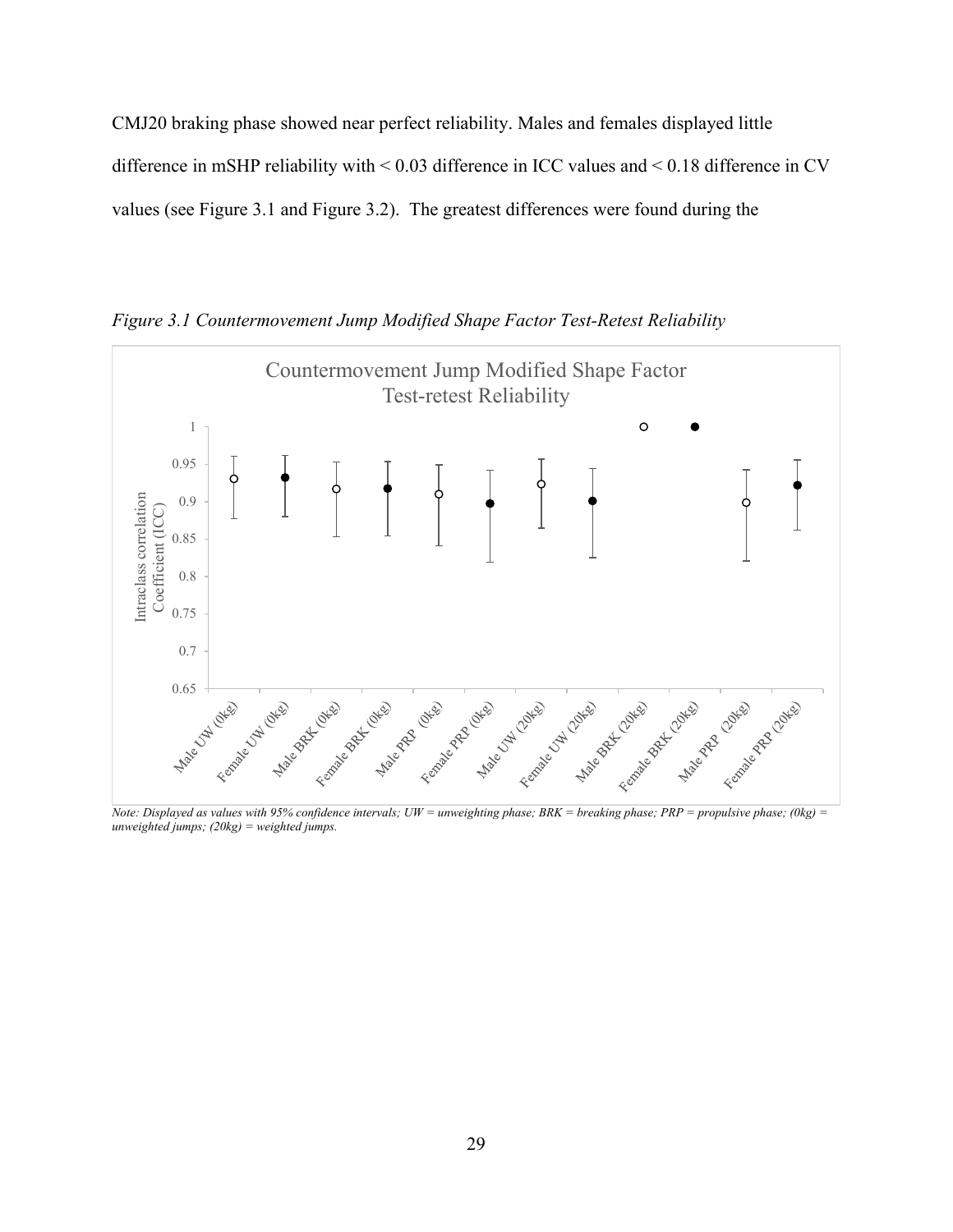CMJ20 braking phase showed near perfect reliability. Males and females displayed little difference in mSHP reliability with < 0.03 difference in ICC values and < 0.18 difference in CV values (see Figure 3.1 and Figure 3.2). The greatest differences were found during the

*Figure 3.1 Countermovement Jump Modified Shape Factor Test-Retest Reliability*

*Note: Displayed as values with 95% confidence intervals; UW = unweighting phase; BRK = breaking phase; PRP = propulsive phase; (0kg) = unweighted jumps; (20kg) = weighted jumps.*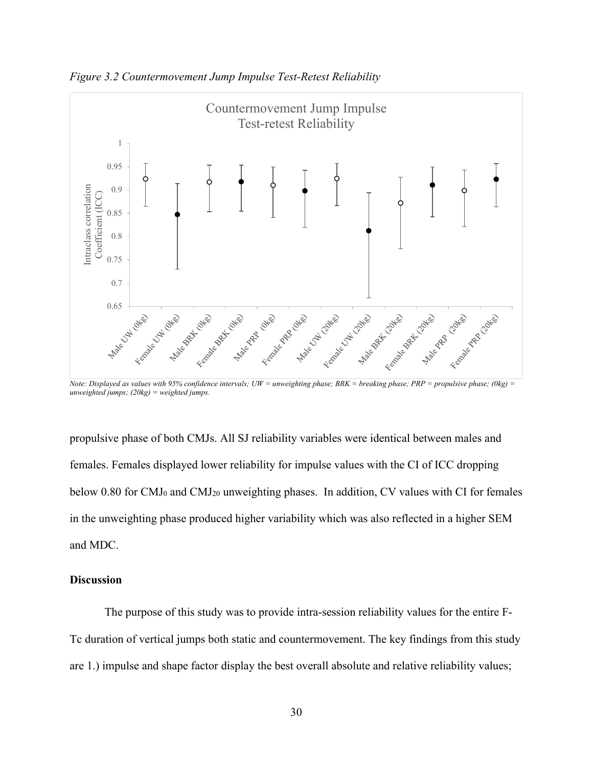*Figure 3.2 Countermovement Jump Impulse Test-Retest Reliability*

*Note: Displayed as values with 95% confidence intervals; UW = unweighting phase; BRK = breaking phase; PRP = propulsive phase; (0kg) = unweighted jumps; (20kg) = weighted jumps.*

propulsive phase of both CMJs. All SJ reliability variables were identical between males and females. Females displayed lower reliability for impulse values with the CI of ICC dropping below 0.80 for $CMJ_0$ and $CMJ_{20}$ unweighting phases. In addition, CV values with CI for females in the unweighting phase produced higher variability which was also reflected in a higher SEM and MDC.

**Discussion**

The purpose of this study was to provide intra-session reliability values for the entire F-Tc duration of vertical jumps both static and countermovement. The key findings from this study are 1.) impulse and shape factor display the best overall absolute and relative reliability values;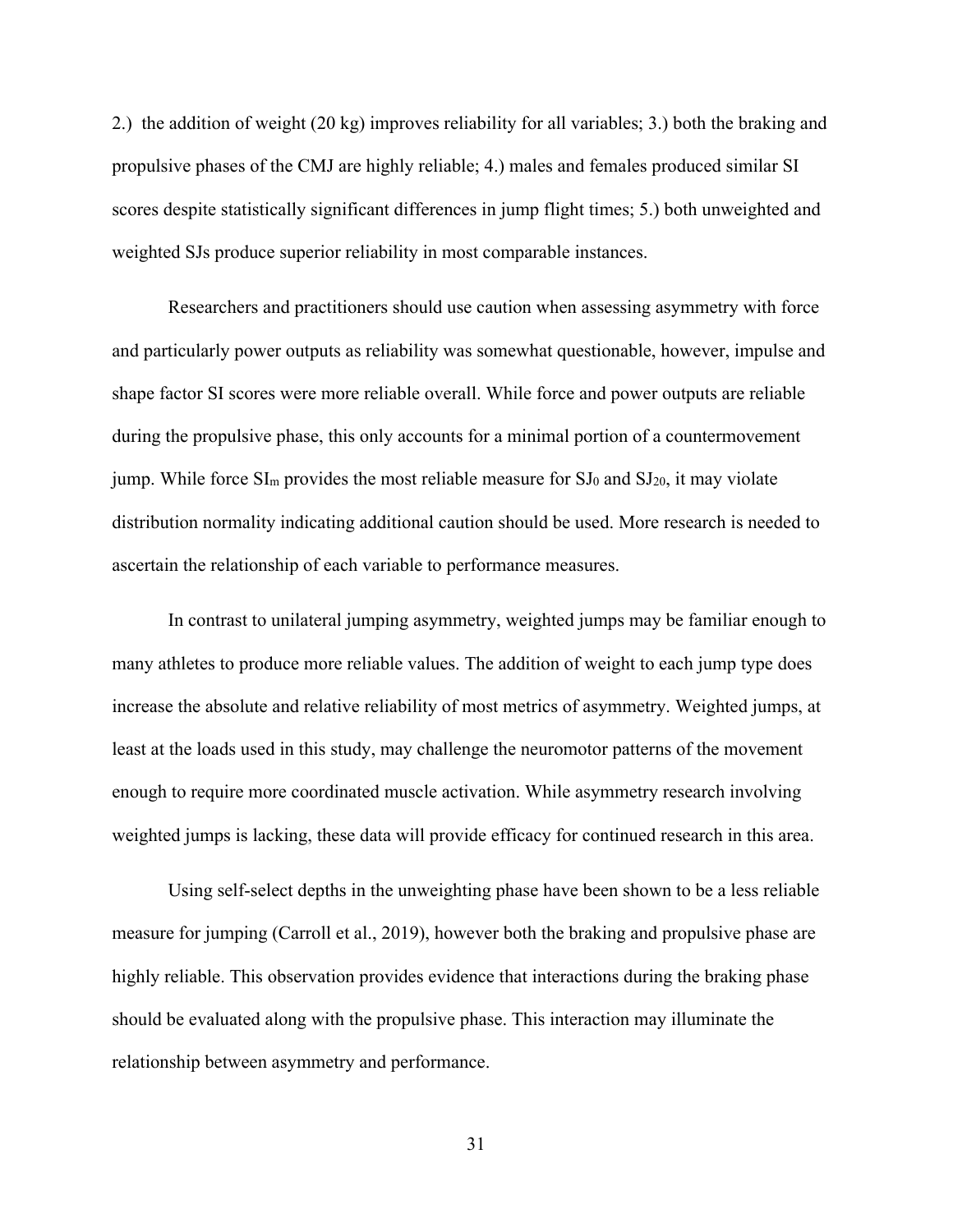2.) the addition of weight (20 kg) improves reliability for all variables; 3.) both the braking and propulsive phases of the CMJ are highly reliable; 4.) males and females produced similar SI scores despite statistically significant differences in jump flight times; 5.) both unweighted and weighted SJs produce superior reliability in most comparable instances.

Researchers and practitioners should use caution when assessing asymmetry with force and particularly power outputs as reliability was somewhat questionable, however, impulse and shape factor SI scores were more reliable overall. While force and power outputs are reliable during the propulsive phase, this only accounts for a minimal portion of a countermovement jump. While force $SI_m$ provides the most reliable measure for $SJ_0$ and $SJ_{20}$, it may violate distribution normality indicating additional caution should be used. More research is needed to ascertain the relationship of each variable to performance measures.

In contrast to unilateral jumping asymmetry, weighted jumps may be familiar enough to many athletes to produce more reliable values. The addition of weight to each jump type does increase the absolute and relative reliability of most metrics of asymmetry. Weighted jumps, at least at the loads used in this study, may challenge the neuromotor patterns of the movement enough to require more coordinated muscle activation. While asymmetry research involving weighted jumps is lacking, these data will provide efficacy for continued research in this area.

Using self-select depths in the unweighting phase have been shown to be a less reliable measure for jumping (Carroll et al., 2019), however both the braking and propulsive phase are highly reliable. This observation provides evidence that interactions during the braking phase should be evaluated along with the propulsive phase. This interaction may illuminate the relationship between asymmetry and performance.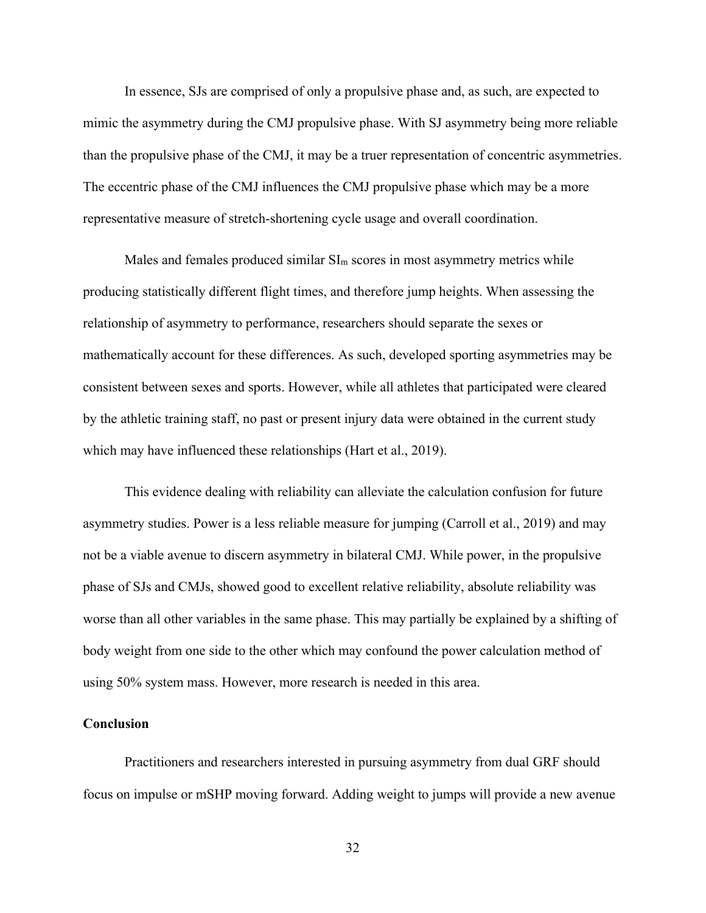In essence, SJs are comprised of only a propulsive phase and, as such, are expected to mimic the asymmetry during the CMJ propulsive phase. With SJ asymmetry being more reliable than the propulsive phase of the CMJ, it may be a truer representation of concentric asymmetries. The eccentric phase of the CMJ influences the CMJ propulsive phase which may be a more representative measure of stretch-shortening cycle usage and overall coordination.

Males and females produced similar $SI_m$ scores in most asymmetry metrics while producing statistically different flight times, and therefore jump heights. When assessing the relationship of asymmetry to performance, researchers should separate the sexes or mathematically account for these differences. As such, developed sporting asymmetries may be consistent between sexes and sports. However, while all athletes that participated were cleared by the athletic training staff, no past or present injury data were obtained in the current study which may have influenced these relationships (Hart et al., 2019).

This evidence dealing with reliability can alleviate the calculation confusion for future asymmetry studies. Power is a less reliable measure for jumping (Carroll et al., 2019) and may not be a viable avenue to discern asymmetry in bilateral CMJ. While power, in the propulsive phase of SJs and CMJs, showed good to excellent relative reliability, absolute reliability was worse than all other variables in the same phase. This may partially be explained by a shifting of body weight from one side to the other which may confound the power calculation method of using 50% system mass. However, more research is needed in this area.

**Conclusion**

Practitioners and researchers interested in pursuing asymmetry from dual GRF should focus on impulse or mSHP moving forward. Adding weight to jumps will provide a new avenue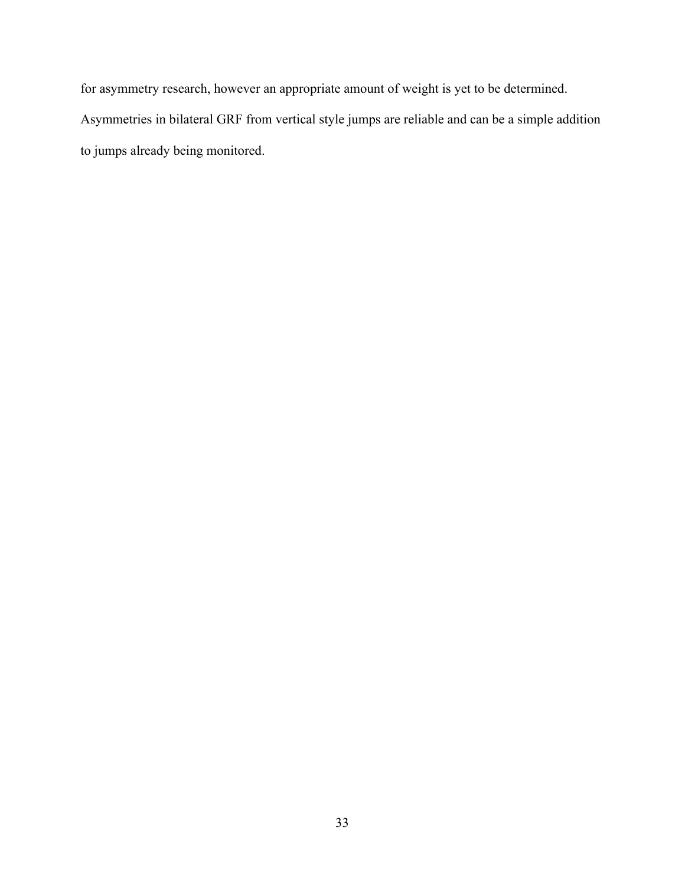for asymmetry research, however an appropriate amount of weight is yet to be determined. Asymmetries in bilateral GRF from vertical style jumps are reliable and can be a simple addition to jumps already being monitored.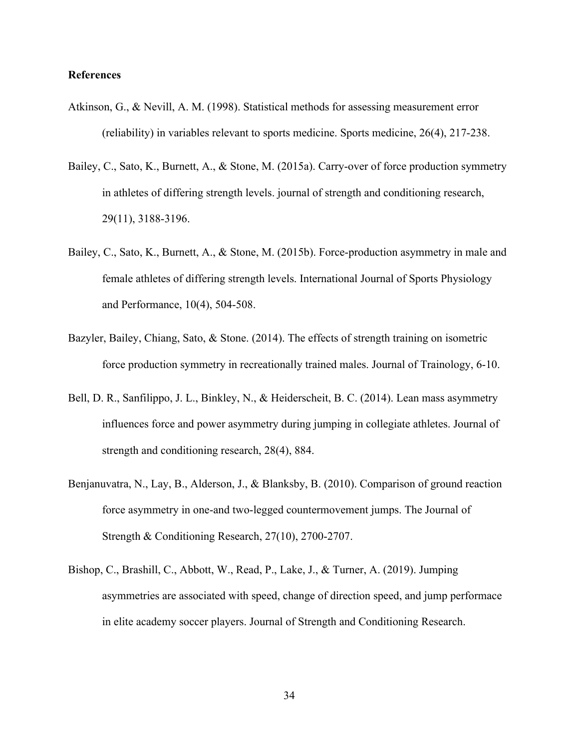**References**

Atkinson, G., & Nevill, A. M. (1998). Statistical methods for assessing measurement error (reliability) in variables relevant to sports medicine. Sports medicine, 26(4), 217-238.

Bailey, C., Sato, K., Burnett, A., & Stone, M. (2015a). Carry-over of force production symmetry in athletes of differing strength levels. journal of strength and conditioning research, 29(11), 3188-3196.

Bailey, C., Sato, K., Burnett, A., & Stone, M. (2015b). Force-production asymmetry in male and female athletes of differing strength levels. International Journal of Sports Physiology and Performance, 10(4), 504-508.

Bazyler, Bailey, Chiang, Sato, & Stone. (2014). The effects of strength training on isometric force production symmetry in recreationally trained males. Journal of Trainology, 6-10.

Bell, D. R., Sanfilippo, J. L., Binkley, N., & Heiderscheit, B. C. (2014). Lean mass asymmetry influences force and power asymmetry during jumping in collegiate athletes. Journal of strength and conditioning research, 28(4), 884.

Benjanuvatra, N., Lay, B., Alderson, J., & Blanksby, B. (2010). Comparison of ground reaction force asymmetry in one-and two-legged countermovement jumps. The Journal of Strength & Conditioning Research, 27(10), 2700-2707.

Bishop, C., Brashill, C., Abbott, W., Read, P., Lake, J., & Turner, A. (2019). Jumping asymmetries are associated with speed, change of direction speed, and jump performace in elite academy soccer players. Journal of Strength and Conditioning Research.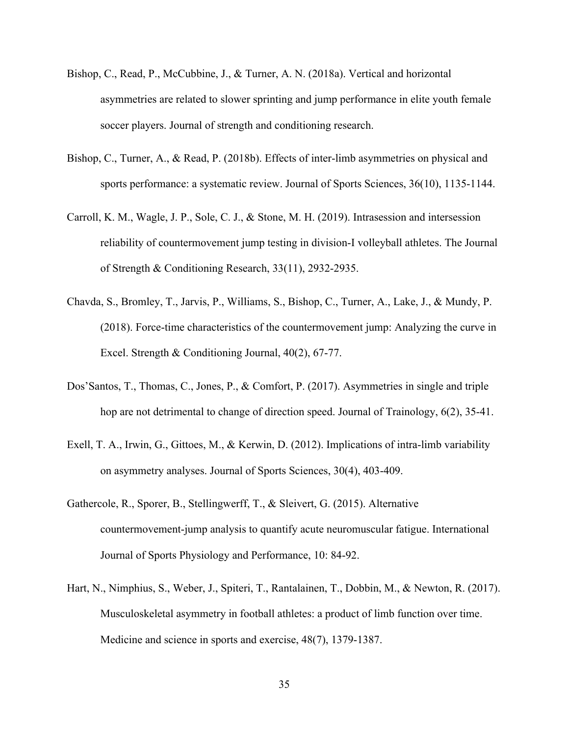Bishop, C., Read, P., McCubbine, J., & Turner, A. N. (2018a). Vertical and horizontal asymmetries are related to slower sprinting and jump performance in elite youth female soccer players. Journal of strength and conditioning research.

Bishop, C., Turner, A., & Read, P. (2018b). Effects of inter-limb asymmetries on physical and sports performance: a systematic review. Journal of Sports Sciences, 36(10), 1135-1144.

Carroll, K. M., Wagle, J. P., Sole, C. J., & Stone, M. H. (2019). Intrasession and intersession reliability of countermovement jump testing in division-I volleyball athletes. The Journal of Strength & Conditioning Research, 33(11), 2932-2935.

Chavda, S., Bromley, T., Jarvis, P., Williams, S., Bishop, C., Turner, A., Lake, J., & Mundy, P. (2018). Force-time characteristics of the countermovement jump: Analyzing the curve in Excel. Strength & Conditioning Journal, 40(2), 67-77.

Dos'Santos, T., Thomas, C., Jones, P., & Comfort, P. (2017). Asymmetries in single and triple hop are not detrimental to change of direction speed. Journal of Trainology, 6(2), 35-41.

Exell, T. A., Irwin, G., Gittoes, M., & Kerwin, D. (2012). Implications of intra-limb variability on asymmetry analyses. Journal of Sports Sciences, 30(4), 403-409.

Gathercole, R., Sporer, B., Stellingwerff, T., & Sleivert, G. (2015). Alternative countermovement-jump analysis to quantify acute neuromuscular fatigue. International Journal of Sports Physiology and Performance, 10: 84-92.

Hart, N., Nimphius, S., Weber, J., Spiteri, T., Rantalainen, T., Dobbin, M., & Newton, R. (2017). Musculoskeletal asymmetry in football athletes: a product of limb function over time. Medicine and science in sports and exercise, 48(7), 1379-1387.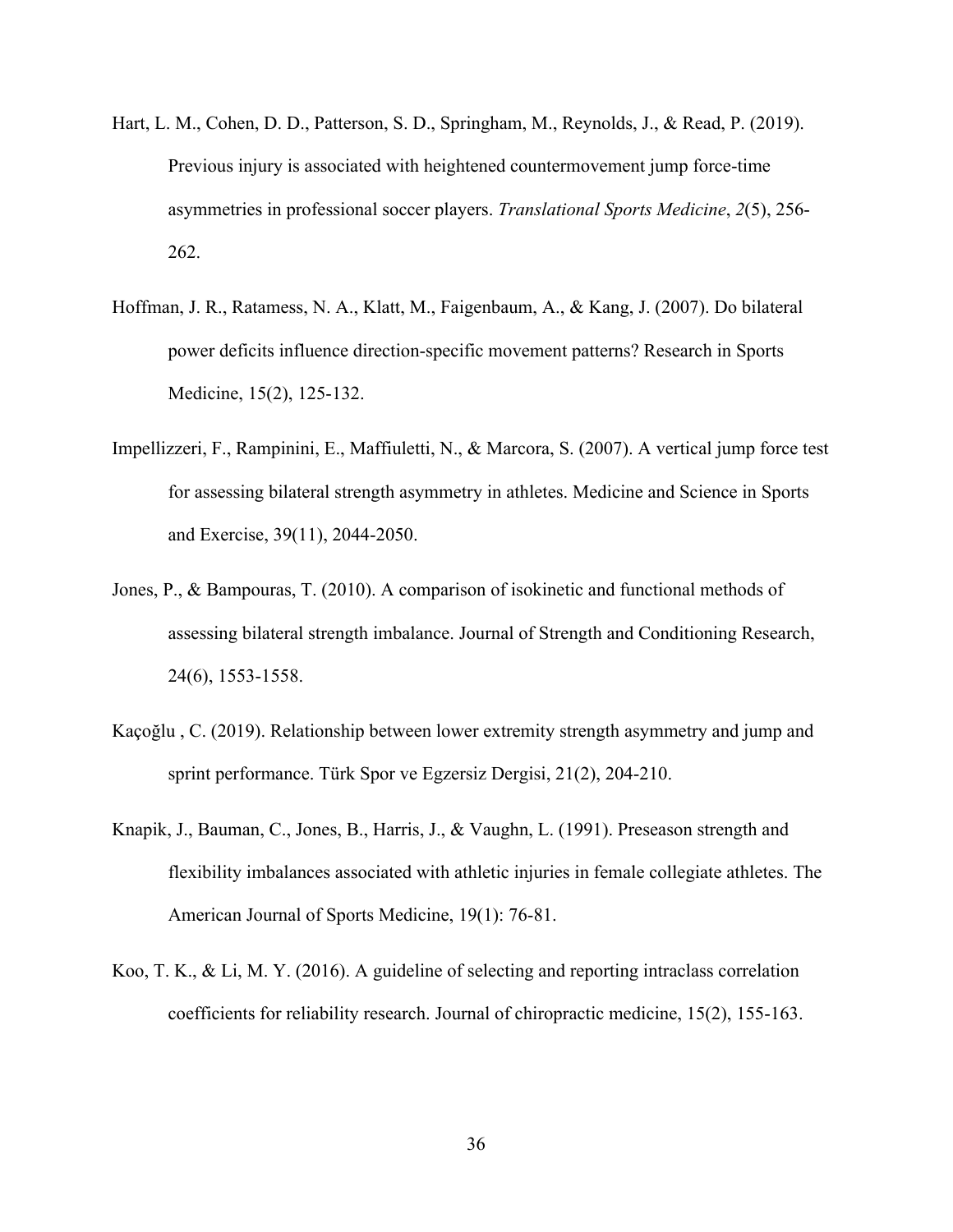Hart, L. M., Cohen, D. D., Patterson, S. D., Springham, M., Reynolds, J., & Read, P. (2019). Previous injury is associated with heightened countermovement jump force-time asymmetries in professional soccer players. *Translational Sports Medicine*, *2*(5), 256-262.

Hoffman, J. R., Ratamess, N. A., Klatt, M., Faigenbaum, A., & Kang, J. (2007). Do bilateral power deficits influence direction-specific movement patterns? Research in Sports Medicine, 15(2), 125-132.

Impellizzeri, F., Rampinini, E., Maffiuletti, N., & Marcora, S. (2007). A vertical jump force test for assessing bilateral strength asymmetry in athletes. Medicine and Science in Sports and Exercise, 39(11), 2044-2050.

Jones, P., & Bampouras, T. (2010). A comparison of isokinetic and functional methods of assessing bilateral strength imbalance. Journal of Strength and Conditioning Research, 24(6), 1553-1558.

Kaçoğlu , C. (2019). Relationship between lower extremity strength asymmetry and jump and sprint performance. Türk Spor ve Egzersiz Dergisi, 21(2), 204-210.

Knapik, J., Bauman, C., Jones, B., Harris, J., & Vaughn, L. (1991). Preseason strength and flexibility imbalances associated with athletic injuries in female collegiate athletes. The American Journal of Sports Medicine, 19(1): 76-81.

Koo, T. K., & Li, M. Y. (2016). A guideline of selecting and reporting intraclass correlation coefficients for reliability research. Journal of chiropractic medicine, 15(2), 155-163.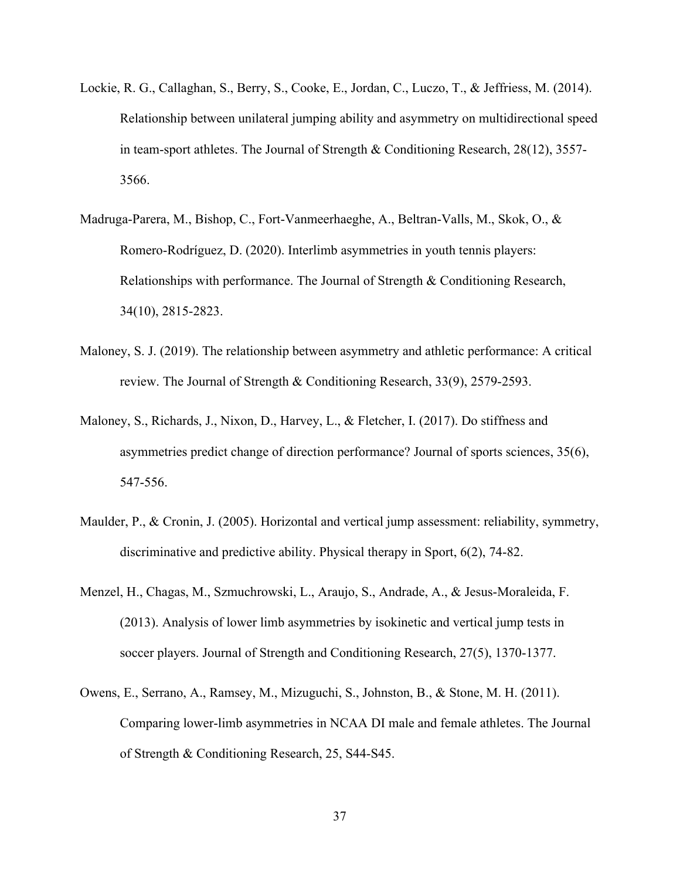Lockie, R. G., Callaghan, S., Berry, S., Cooke, E., Jordan, C., Luczo, T., & Jeffriess, M. (2014). Relationship between unilateral jumping ability and asymmetry on multidirectional speed in team-sport athletes. The Journal of Strength & Conditioning Research, 28(12), 3557-3566.

Madruga-Parera, M., Bishop, C., Fort-Vanmeerhaeghe, A., Beltran-Valls, M., Skok, O., & Romero-Rodríguez, D. (2020). Interlimb asymmetries in youth tennis players: Relationships with performance. The Journal of Strength & Conditioning Research, 34(10), 2815-2823.

Maloney, S. J. (2019). The relationship between asymmetry and athletic performance: A critical review. The Journal of Strength & Conditioning Research, 33(9), 2579-2593.

Maloney, S., Richards, J., Nixon, D., Harvey, L., & Fletcher, I. (2017). Do stiffness and asymmetries predict change of direction performance? Journal of sports sciences, 35(6), 547-556.

Maulder, P., & Cronin, J. (2005). Horizontal and vertical jump assessment: reliability, symmetry, discriminative and predictive ability. Physical therapy in Sport, 6(2), 74-82.

Menzel, H., Chagas, M., Szmuchrowski, L., Araujo, S., Andrade, A., & Jesus-Moraleida, F. (2013). Analysis of lower limb asymmetries by isokinetic and vertical jump tests in soccer players. Journal of Strength and Conditioning Research, 27(5), 1370-1377.

Owens, E., Serrano, A., Ramsey, M., Mizuguchi, S., Johnston, B., & Stone, M. H. (2011). Comparing lower-limb asymmetries in NCAA DI male and female athletes. The Journal of Strength & Conditioning Research, 25, S44-S45.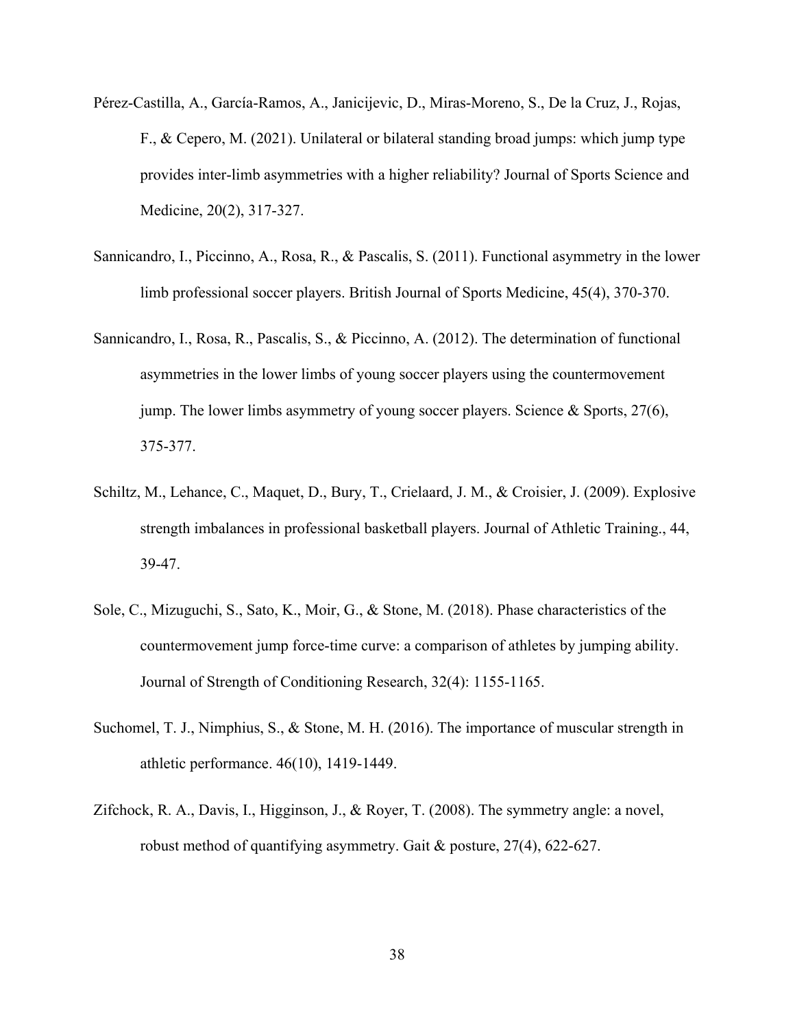Pérez-Castilla, A., García-Ramos, A., Janicijevic, D., Miras-Moreno, S., De la Cruz, J., Rojas, F., & Cepero, M. (2021). Unilateral or bilateral standing broad jumps: which jump type provides inter-limb asymmetries with a higher reliability? Journal of Sports Science and Medicine, 20(2), 317-327.

Sannicandro, I., Piccinno, A., Rosa, R., & Pascalis, S. (2011). Functional asymmetry in the lower limb professional soccer players. British Journal of Sports Medicine, 45(4), 370-370.

Sannicandro, I., Rosa, R., Pascalis, S., & Piccinno, A. (2012). The determination of functional asymmetries in the lower limbs of young soccer players using the countermovement jump. The lower limbs asymmetry of young soccer players. Science & Sports, 27(6), 375-377.

Schiltz, M., Lehance, C., Maquet, D., Bury, T., Crielaard, J. M., & Croisier, J. (2009). Explosive strength imbalances in professional basketball players. Journal of Athletic Training., 44, 39-47.

Sole, C., Mizuguchi, S., Sato, K., Moir, G., & Stone, M. (2018). Phase characteristics of the countermovement jump force-time curve: a comparison of athletes by jumping ability. Journal of Strength of Conditioning Research, 32(4): 1155-1165.

Suchomel, T. J., Nimphius, S., & Stone, M. H. (2016). The importance of muscular strength in athletic performance. 46(10), 1419-1449.

Zifchock, R. A., Davis, I., Higginson, J., & Royer, T. (2008). The symmetry angle: a novel, robust method of quantifying asymmetry. Gait & posture, 27(4), 622-627.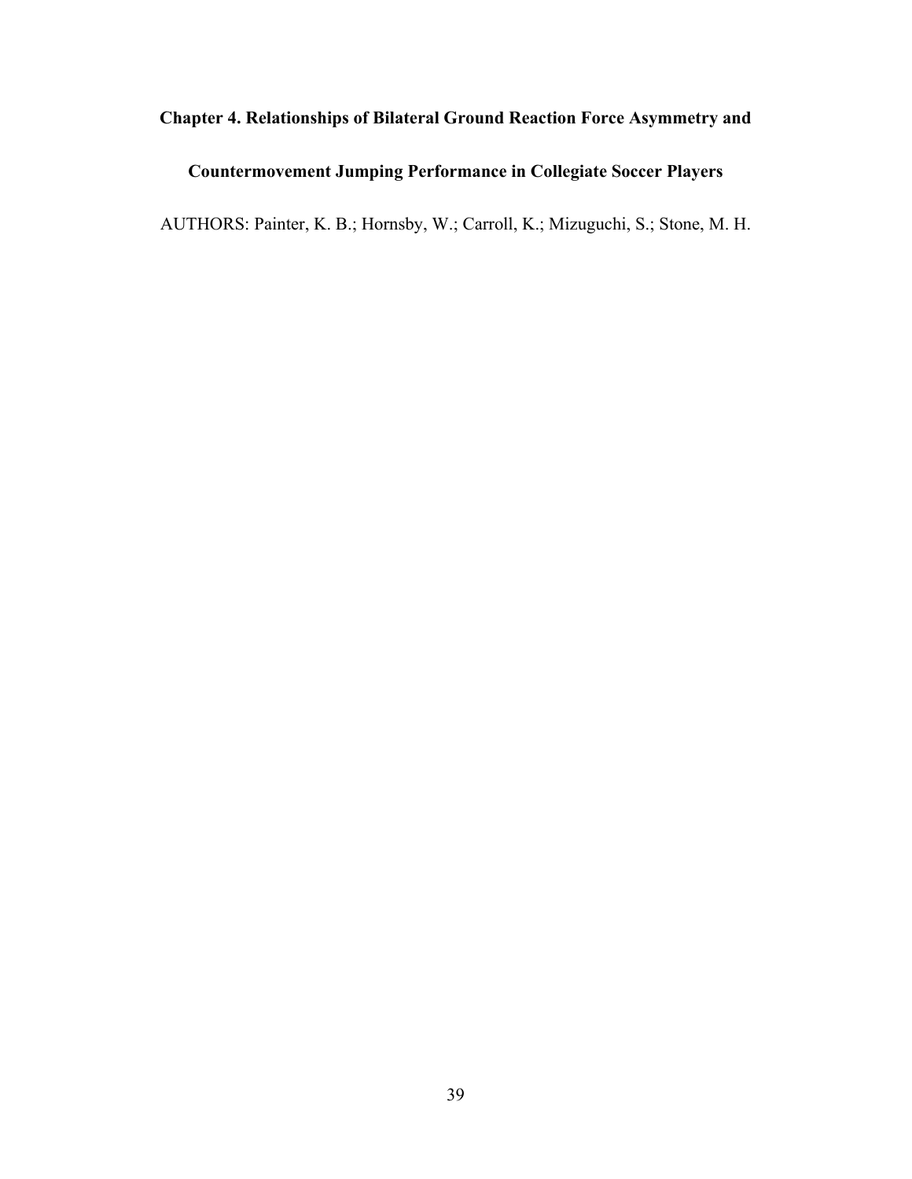# Chapter 4. Relationships of Bilateral Ground Reaction Force Asymmetry and Countermovement Jumping Performance in Collegiate Soccer Players

AUTHORS: Painter, K. B.; Hornsby, W.; Carroll, K.; Mizuguchi, S.; Stone, M. H.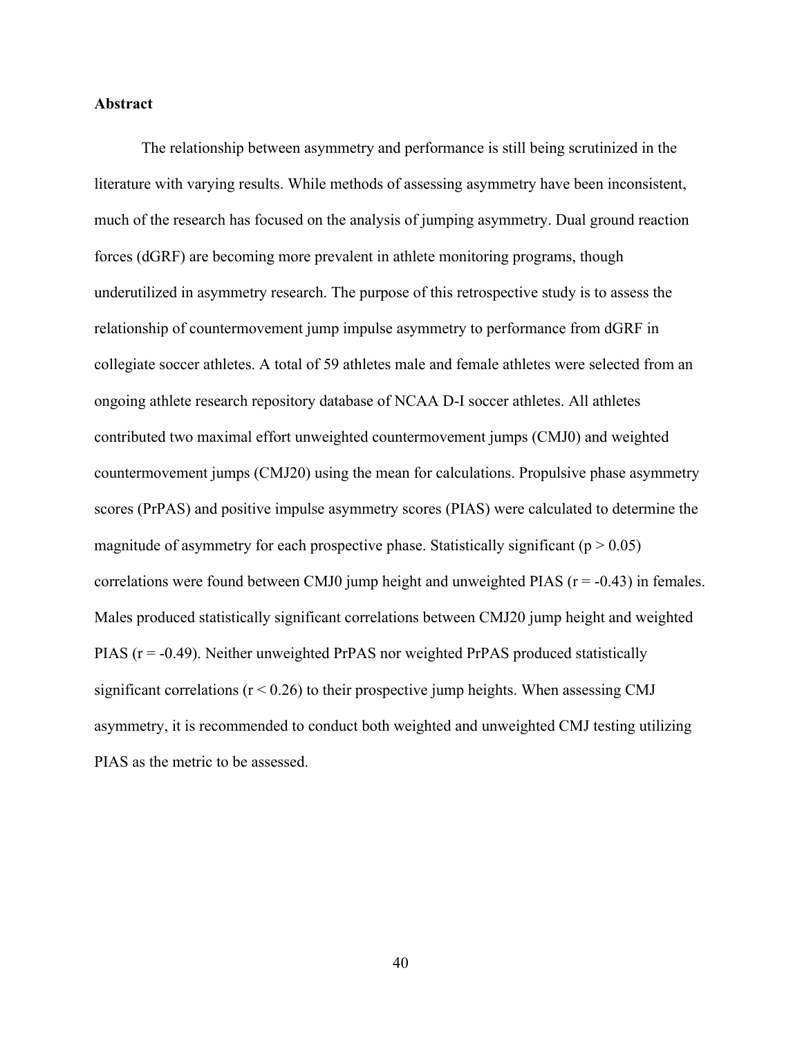**Abstract**

The relationship between asymmetry and performance is still being scrutinized in the literature with varying results. While methods of assessing asymmetry have been inconsistent, much of the research has focused on the analysis of jumping asymmetry. Dual ground reaction forces (dGRF) are becoming more prevalent in athlete monitoring programs, though underutilized in asymmetry research. The purpose of this retrospective study is to assess the relationship of countermovement jump impulse asymmetry to performance from dGRF in collegiate soccer athletes. A total of 59 athletes male and female athletes were selected from an ongoing athlete research repository database of NCAA D-I soccer athletes. All athletes contributed two maximal effort unweighted countermovement jumps (CMJ0) and weighted countermovement jumps (CMJ20) using the mean for calculations. Propulsive phase asymmetry scores (PrPAS) and positive impulse asymmetry scores (PIAS) were calculated to determine the magnitude of asymmetry for each prospective phase. Statistically significant ($p > 0.05$) correlations were found between CMJ0 jump height and unweighted PIAS ($r = -0.43$) in females. Males produced statistically significant correlations between CMJ20 jump height and weighted PIAS ($r = -0.49$). Neither unweighted PrPAS nor weighted PrPAS produced statistically significant correlations ($r < 0.26$) to their prospective jump heights. When assessing CMJ asymmetry, it is recommended to conduct both weighted and unweighted CMJ testing utilizing PIAS as the metric to be assessed.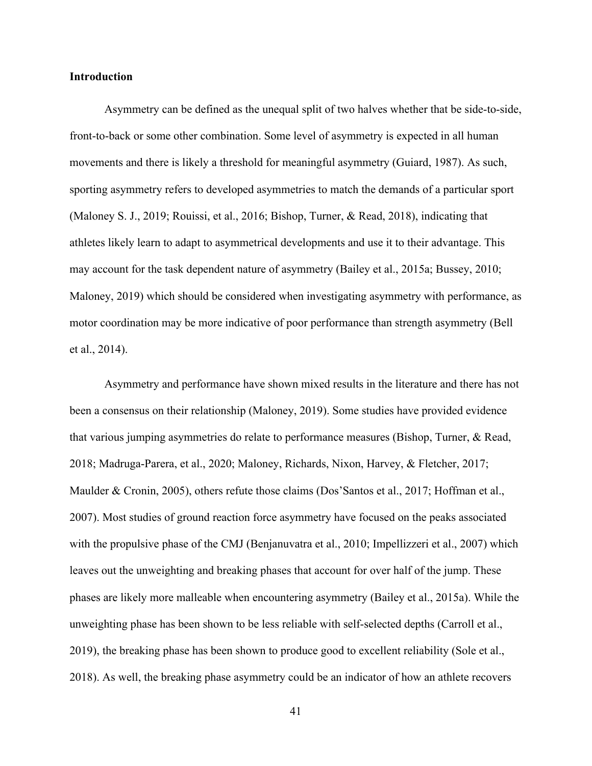## Introduction

Asymmetry can be defined as the unequal split of two halves whether that be side-to-side, front-to-back or some other combination. Some level of asymmetry is expected in all human movements and there is likely a threshold for meaningful asymmetry (Guiard, 1987). As such, sporting asymmetry refers to developed asymmetries to match the demands of a particular sport (Maloney S. J., 2019; Rouissi, et al., 2016; Bishop, Turner, & Read, 2018), indicating that athletes likely learn to adapt to asymmetrical developments and use it to their advantage. This may account for the task dependent nature of asymmetry (Bailey et al., 2015a; Bussey, 2010; Maloney, 2019) which should be considered when investigating asymmetry with performance, as motor coordination may be more indicative of poor performance than strength asymmetry (Bell et al., 2014).

Asymmetry and performance have shown mixed results in the literature and there has not been a consensus on their relationship (Maloney, 2019). Some studies have provided evidence that various jumping asymmetries do relate to performance measures (Bishop, Turner, & Read, 2018; Madruga-Parera, et al., 2020; Maloney, Richards, Nixon, Harvey, & Fletcher, 2017; Maulder & Cronin, 2005), others refute those claims (Dos'Santos et al., 2017; Hoffman et al., 2007). Most studies of ground reaction force asymmetry have focused on the peaks associated with the propulsive phase of the CMJ (Benjanuvatra et al., 2010; Impellizzeri et al., 2007) which leaves out the unweighting and breaking phases that account for over half of the jump. These phases are likely more malleable when encountering asymmetry (Bailey et al., 2015a). While the unweighting phase has been shown to be less reliable with self-selected depths (Carroll et al., 2019), the breaking phase has been shown to produce good to excellent reliability (Sole et al., 2018). As well, the breaking phase asymmetry could be an indicator of how an athlete recovers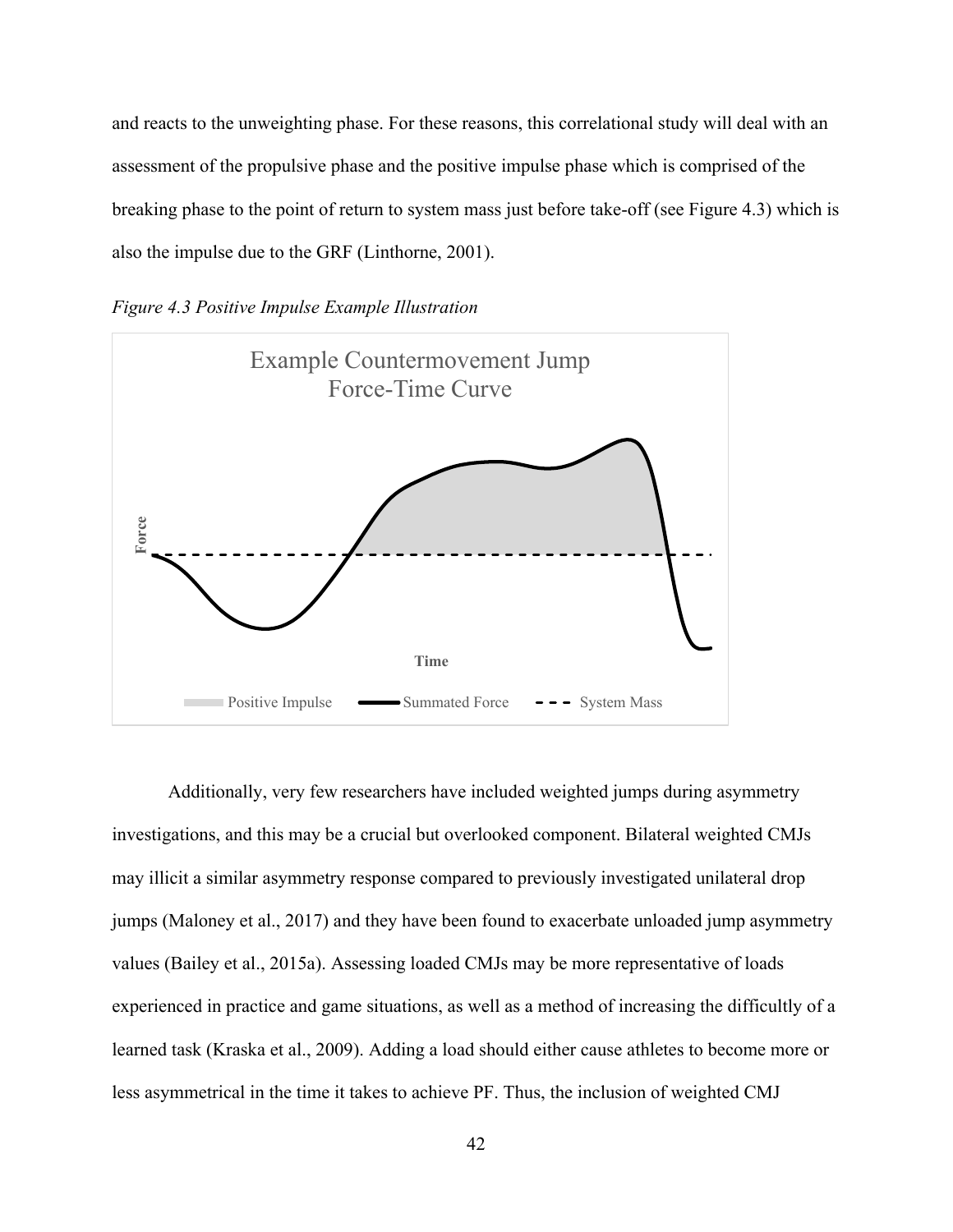and reacts to the unweighting phase. For these reasons, this correlational study will deal with an assessment of the propulsive phase and the positive impulse phase which is comprised of the breaking phase to the point of return to system mass just before take-off (see Figure 4.3) which is also the impulse due to the GRF (Linthorne, 2001).

*Figure 4.3 Positive Impulse Example Illustration*

Additionally, very few researchers have included weighted jumps during asymmetry investigations, and this may be a crucial but overlooked component. Bilateral weighted CMJs may illicit a similar asymmetry response compared to previously investigated unilateral drop jumps (Maloney et al., 2017) and they have been found to exacerbate unloaded jump asymmetry values (Bailey et al., 2015a). Assessing loaded CMJs may be more representative of loads experienced in practice and game situations, as well as a method of increasing the difficultly of a learned task (Kraska et al., 2009). Adding a load should either cause athletes to become more or less asymmetrical in the time it takes to achieve PF. Thus, the inclusion of weighted CMJ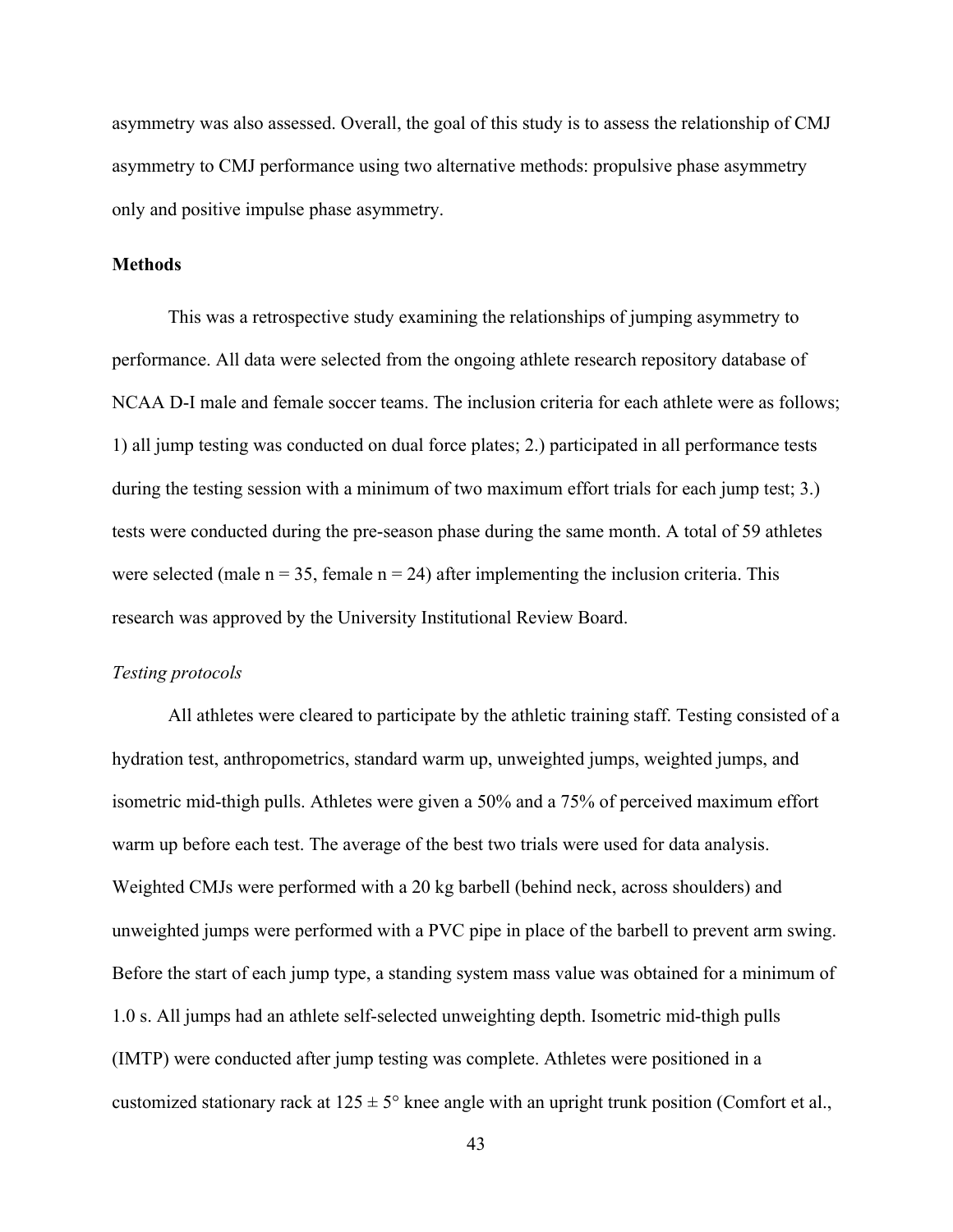asymmetry was also assessed. Overall, the goal of this study is to assess the relationship of CMJ asymmetry to CMJ performance using two alternative methods: propulsive phase asymmetry only and positive impulse phase asymmetry.

## Methods

This was a retrospective study examining the relationships of jumping asymmetry to performance. All data were selected from the ongoing athlete research repository database of NCAA D-I male and female soccer teams. The inclusion criteria for each athlete were as follows; 1) all jump testing was conducted on dual force plates; 2.) participated in all performance tests during the testing session with a minimum of two maximum effort trials for each jump test; 3.) tests were conducted during the pre-season phase during the same month. A total of 59 athletes were selected (male $n = 35$, female $n = 24$) after implementing the inclusion criteria. This research was approved by the University Institutional Review Board.

### *Testing protocols*

All athletes were cleared to participate by the athletic training staff. Testing consisted of a hydration test, anthropometrics, standard warm up, unweighted jumps, weighted jumps, and isometric mid-thigh pulls. Athletes were given a 50% and a 75% of perceived maximum effort warm up before each test. The average of the best two trials were used for data analysis. Weighted CMJs were performed with a 20 kg barbell (behind neck, across shoulders) and unweighted jumps were performed with a PVC pipe in place of the barbell to prevent arm swing. Before the start of each jump type, a standing system mass value was obtained for a minimum of 1.0 s. All jumps had an athlete self-selected unweighting depth. Isometric mid-thigh pulls (IMTP) were conducted after jump testing was complete. Athletes were positioned in a customized stationary rack at $125 \pm 5°$ knee angle with an upright trunk position (Comfort et al.,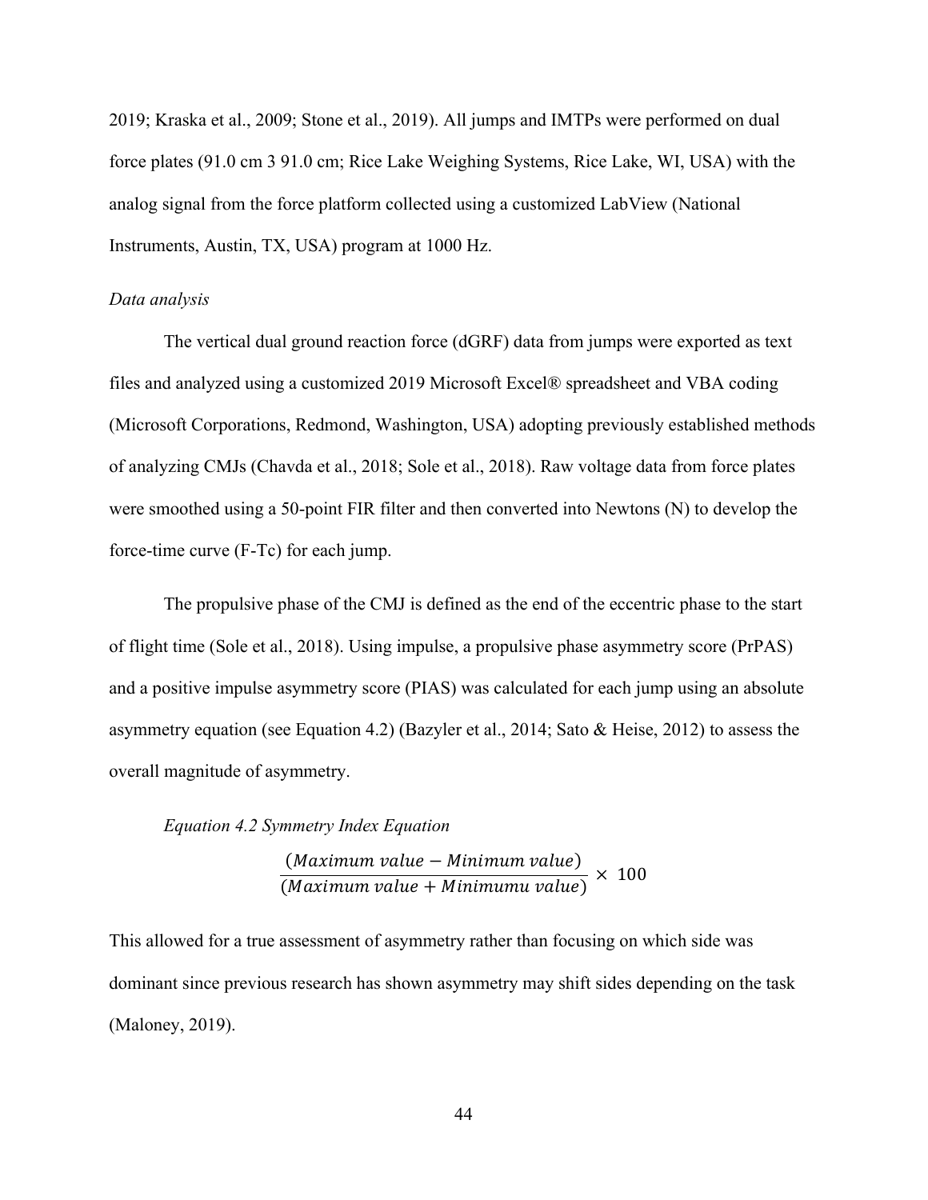2019; Kraska et al., 2009; Stone et al., 2019). All jumps and IMTPs were performed on dual force plates (91.0 cm 3 91.0 cm; Rice Lake Weighing Systems, Rice Lake, WI, USA) with the analog signal from the force platform collected using a customized LabView (National Instruments, Austin, TX, USA) program at 1000 Hz.

*Data analysis*

The vertical dual ground reaction force (dGRF) data from jumps were exported as text files and analyzed using a customized 2019 Microsoft Excel® spreadsheet and VBA coding (Microsoft Corporations, Redmond, Washington, USA) adopting previously established methods of analyzing CMJs (Chavda et al., 2018; Sole et al., 2018). Raw voltage data from force plates were smoothed using a 50-point FIR filter and then converted into Newtons (N) to develop the force-time curve (F-Tc) for each jump.

The propulsive phase of the CMJ is defined as the end of the eccentric phase to the start of flight time (Sole et al., 2018). Using impulse, a propulsive phase asymmetry score (PrPAS) and a positive impulse asymmetry score (PIAS) was calculated for each jump using an absolute asymmetry equation (see Equation 4.2) (Bazyler et al., 2014; Sato & Heise, 2012) to assess the overall magnitude of asymmetry.

*Equation 4.2 Symmetry Index Equation*

$$\frac{(Maximum\ value - Minimum\ value)}{(Maximum\ value + Minimumu\ value)} \times 100$$

This allowed for a true assessment of asymmetry rather than focusing on which side was dominant since previous research has shown asymmetry may shift sides depending on the task (Maloney, 2019).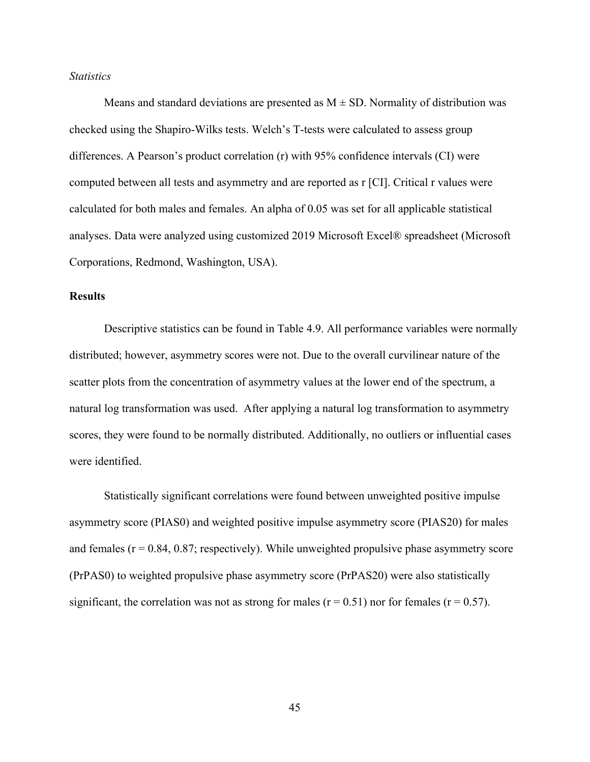*Statistics*

Means and standard deviations are presented as M ± SD. Normality of distribution was checked using the Shapiro-Wilks tests. Welch's T-tests were calculated to assess group differences. A Pearson's product correlation (r) with 95% confidence intervals (CI) were computed between all tests and asymmetry and are reported as r [CI]. Critical r values were calculated for both males and females. An alpha of 0.05 was set for all applicable statistical analyses. Data were analyzed using customized 2019 Microsoft Excel® spreadsheet (Microsoft Corporations, Redmond, Washington, USA).

## Results

Descriptive statistics can be found in Table 4.9. All performance variables were normally distributed; however, asymmetry scores were not. Due to the overall curvilinear nature of the scatter plots from the concentration of asymmetry values at the lower end of the spectrum, a natural log transformation was used. After applying a natural log transformation to asymmetry scores, they were found to be normally distributed. Additionally, no outliers or influential cases were identified.

Statistically significant correlations were found between unweighted positive impulse asymmetry score (PIAS0) and weighted positive impulse asymmetry score (PIAS20) for males and females ($r = 0.84, 0.87$; respectively). While unweighted propulsive phase asymmetry score (PrPAS0) to weighted propulsive phase asymmetry score (PrPAS20) were also statistically significant, the correlation was not as strong for males ($r = 0.51$) nor for females ($r = 0.57$).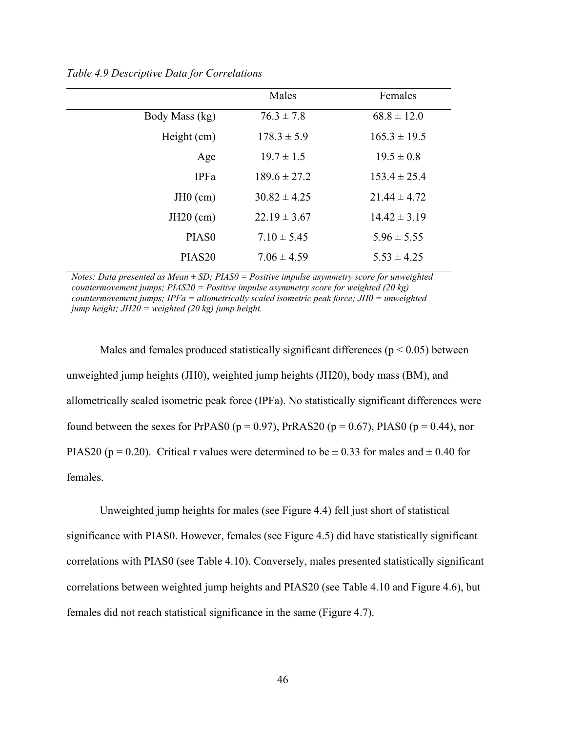*Table 4.9 Descriptive Data for Correlations*

| | Males | Females |
|---|---|---|
| Body Mass (kg) | 76.3 ± 7.8 | 68.8 ± 12.0 |
| Height (cm) | 178.3 ± 5.9 | 165.3 ± 19.5 |
| Age | 19.7 ± 1.5 | 19.5 ± 0.8 |
| IPFa | 189.6 ± 27.2 | 153.4 ± 25.4 |
| JH0 (cm) | 30.82 ± 4.25 | 21.44 ± 4.72 |
| JH20 (cm) | 22.19 ± 3.67 | 14.42 ± 3.19 |
| PIAS0 | 7.10 ± 5.45 | 5.96 ± 5.55 |
| PIAS20 | 7.06 ± 4.59 | 5.53 ± 4.25 |

*Notes: Data presented as Mean ± SD; PIAS0 = Positive impulse asymmetry score for unweighted countermovement jumps; PIAS20 = Positive impulse asymmetry score for weighted (20 kg) countermovement jumps; IPFa = allometrically scaled isometric peak force; JH0 = unweighted jump height; JH20 = weighted (20 kg) jump height.*

Males and females produced statistically significant differences ($p < 0.05$) between unweighted jump heights (JH0), weighted jump heights (JH20), body mass (BM), and allometrically scaled isometric peak force (IPFa). No statistically significant differences were found between the sexes for PrPAS0 ($p = 0.97$), PrRAS20 ($p = 0.67$), PIAS0 ($p = 0.44$), nor PIAS20 ($p = 0.20$). Critical r values were determined to be ± 0.33 for males and ± 0.40 for females.

Unweighted jump heights for males (see Figure 4.4) fell just short of statistical significance with PIAS0. However, females (see Figure 4.5) did have statistically significant correlations with PIAS0 (see Table 4.10). Conversely, males presented statistically significant correlations between weighted jump heights and PIAS20 (see Table 4.10 and Figure 4.6), but females did not reach statistical significance in the same (Figure 4.7).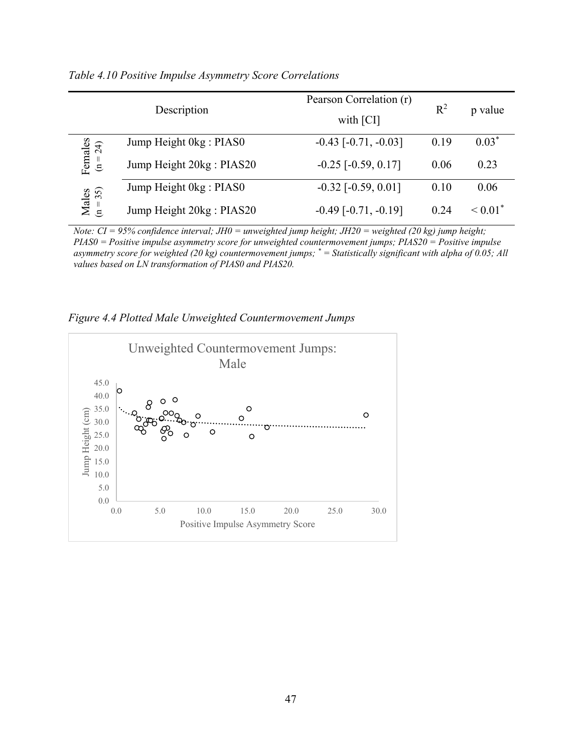*Table 4.10 Positive Impulse Asymmetry Score Correlations*

| | Description | Pearson Correlation (r) with [CI] | $R^2$ | p value |
|---|---|---|---|---|
| Females (n = 24) | Jump Height 0kg : PIAS0 | -0.43 [-0.71, -0.03] | 0.19 | 0.03* |
| | Jump Height 20kg : PIAS20 | -0.25 [-0.59, 0.17] | 0.06 | 0.23 |
| Males (n = 35) | Jump Height 0kg : PIAS0 | -0.32 [-0.59, 0.01] | 0.10 | 0.06 |
| | Jump Height 20kg : PIAS20 | -0.49 [-0.71, -0.19] | 0.24 | < 0.01* |

*Note: CI = 95% confidence interval; JH0 = unweighted jump height; JH20 = weighted (20 kg) jump height; PIAS0 = Positive impulse asymmetry score for unweighted countermovement jumps; PIAS20 = Positive impulse asymmetry score for weighted (20 kg) countermovement jumps; * = Statistically significant with alpha of 0.05; All values based on LN transformation of PIAS0 and PIAS20.*

*Figure 4.4 Plotted Male Unweighted Countermovement Jumps*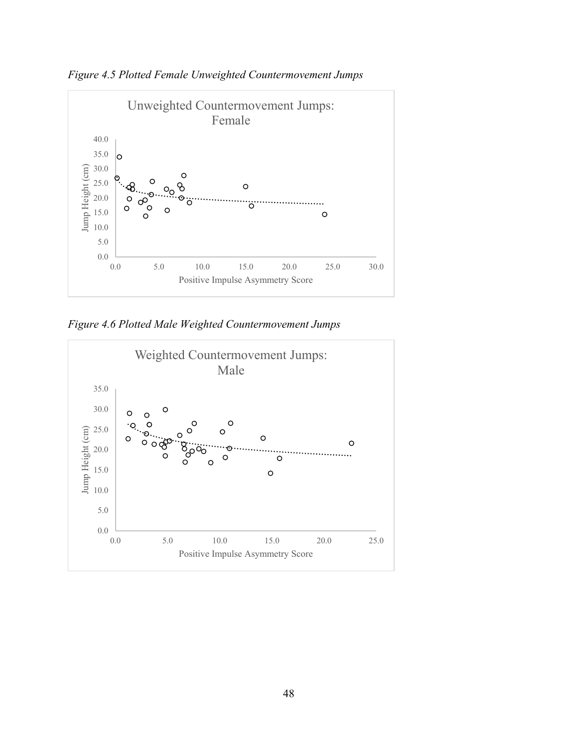*Figure 4.5 Plotted Female Unweighted Countermovement Jumps*

*Figure 4.6 Plotted Male Weighted Countermovement Jumps*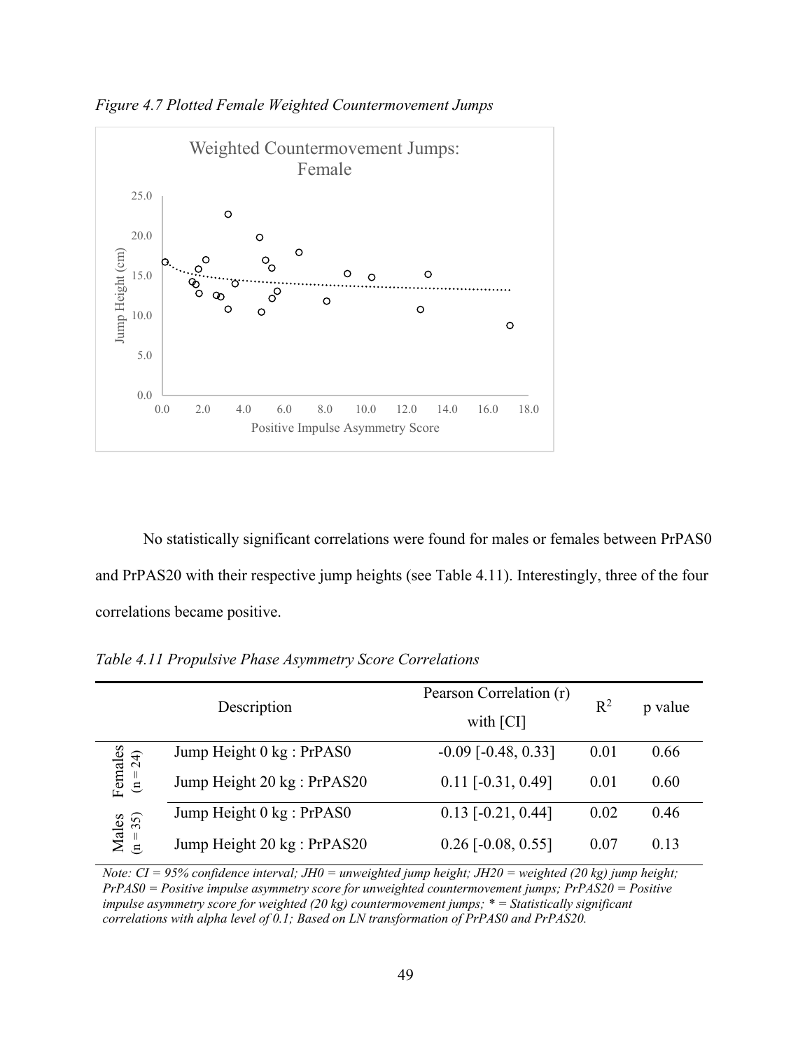*Figure 4.7 Plotted Female Weighted Countermovement Jumps*

No statistically significant correlations were found for males or females between PrPAS0 and PrPAS20 with their respective jump heights (see Table 4.11). Interestingly, three of the four correlations became positive.

*Table 4.11 Propulsive Phase Asymmetry Score Correlations*

| | Description | Pearson Correlation (r) with [CI] | $R^2$ | p value |
|---|---|---|---|---|
| Females (n = 24) | Jump Height 0 kg : PrPAS0 | -0.09 [-0.48, 0.33] | 0.01 | 0.66 |
| | Jump Height 20 kg : PrPAS20 | 0.11 [-0.31, 0.49] | 0.01 | 0.60 |
| Males (n = 35) | Jump Height 0 kg : PrPAS0 | 0.13 [-0.21, 0.44] | 0.02 | 0.46 |
| | Jump Height 20 kg : PrPAS20 | 0.26 [-0.08, 0.55] | 0.07 | 0.13 |

*Note: CI = 95% confidence interval; JH0 = unweighted jump height; JH20 = weighted (20 kg) jump height; PrPAS0 = Positive impulse asymmetry score for unweighted countermovement jumps; PrPAS20 = Positive impulse asymmetry score for weighted (20 kg) countermovement jumps; * = Statistically significant correlations with alpha level of 0.1; Based on LN transformation of PrPAS0 and PrPAS20.*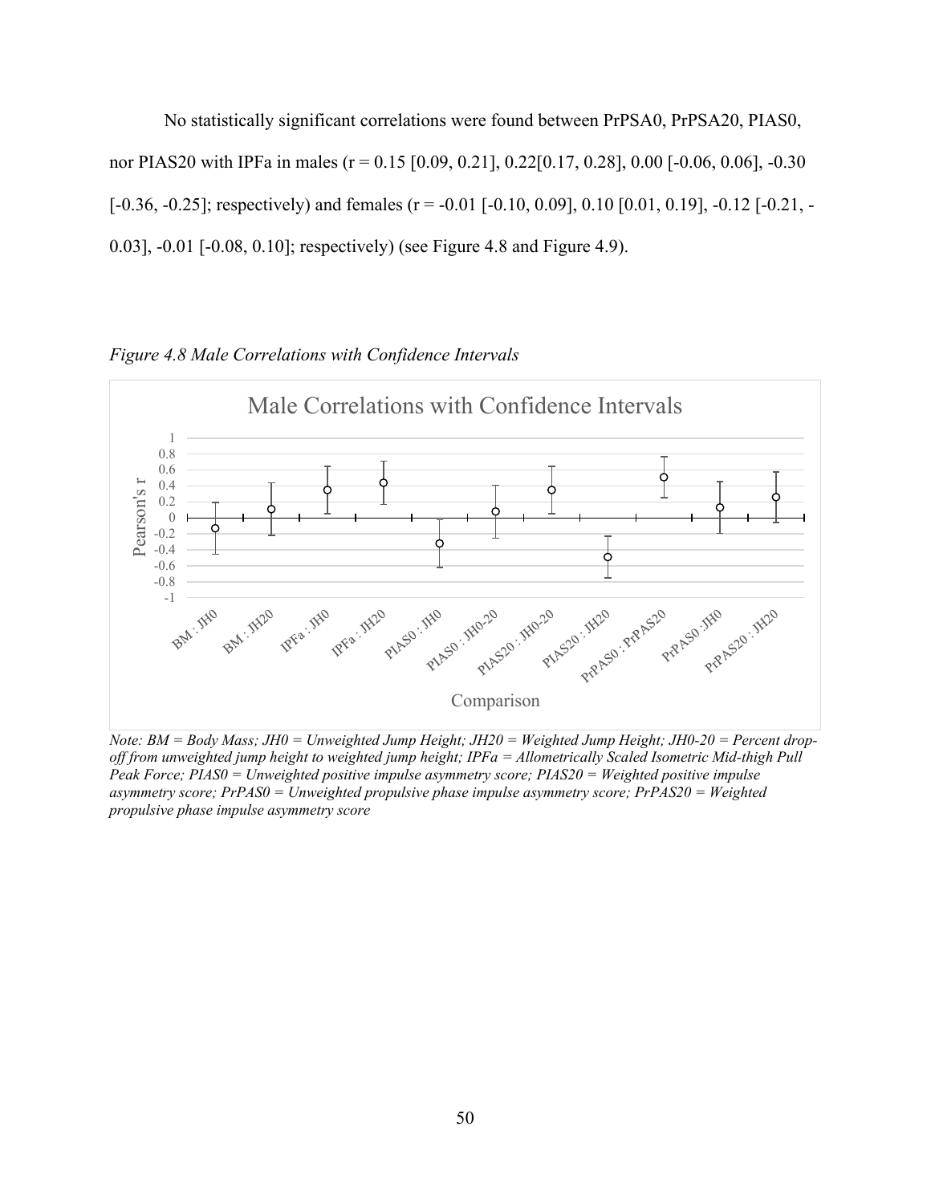No statistically significant correlations were found between PrPSA0, PrPSA20, PIAS0, nor PIAS20 with IPFa in males (r = 0.15 [0.09, 0.21], 0.22[0.17, 0.28], 0.00 [-0.06, 0.06], -0.30 [-0.36, -0.25]; respectively) and females (r = -0.01 [-0.10, 0.09], 0.10 [0.01, 0.19], -0.12 [-0.21, -0.03], -0.01 [-0.08, 0.10]; respectively) (see Figure 4.8 and Figure 4.9).

*Figure 4.8 Male Correlations with Confidence Intervals*

*Note: BM = Body Mass; JH0 = Unweighted Jump Height; JH20 = Weighted Jump Height; JH0-20 = Percent drop-off from unweighted jump height to weighted jump height; IPFa = Allometrically Scaled Isometric Mid-thigh Pull Peak Force; PIAS0 = Unweighted positive impulse asymmetry score; PIAS20 = Weighted positive impulse asymmetry score; PrPAS0 = Unweighted propulsive phase impulse asymmetry score; PrPAS20 = Weighted propulsive phase impulse asymmetry score*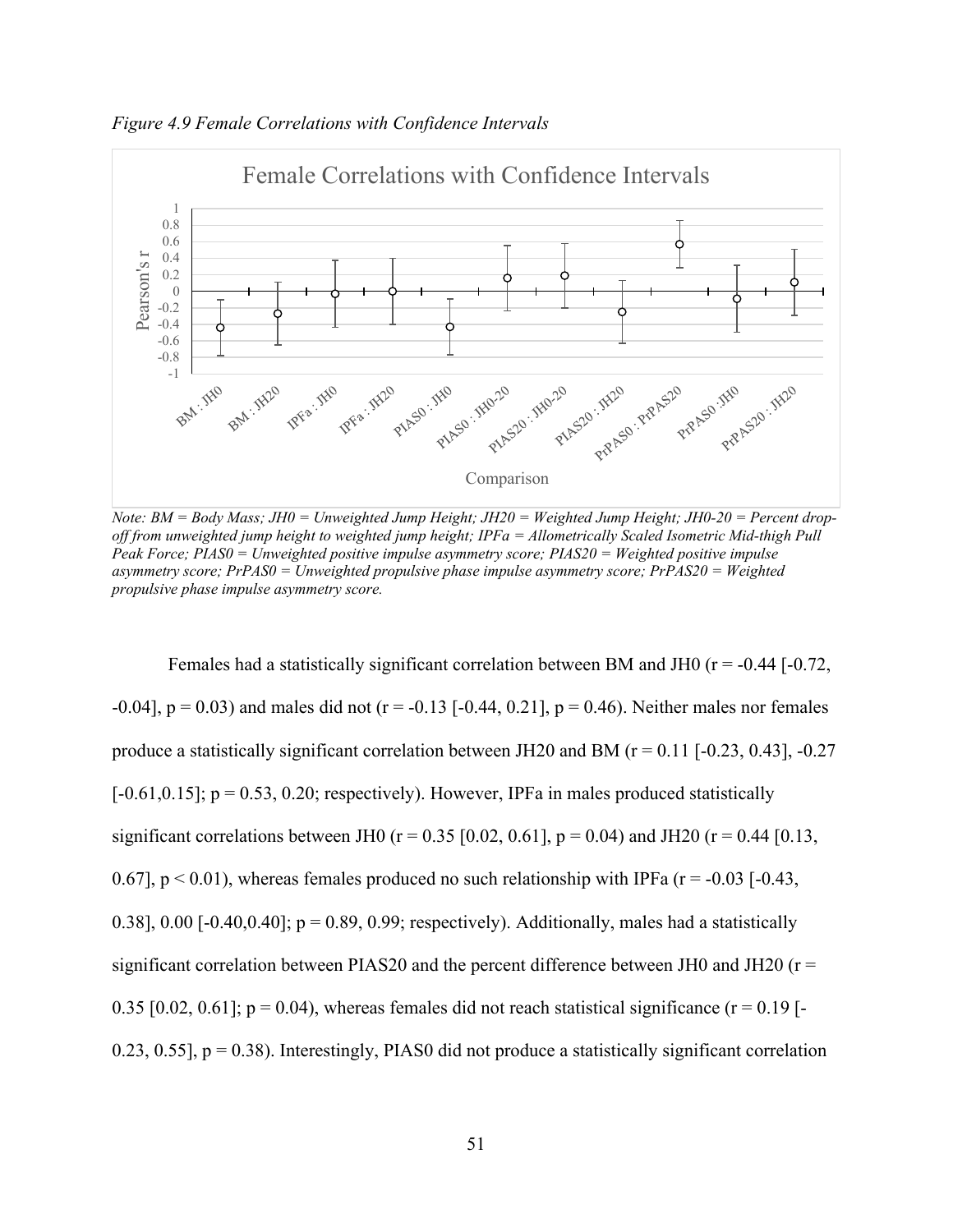*Figure 4.9 Female Correlations with Confidence Intervals*

*Note: BM = Body Mass; JH0 = Unweighted Jump Height; JH20 = Weighted Jump Height; JH0-20 = Percent drop-off from unweighted jump height to weighted jump height; IPFa = Allometrically Scaled Isometric Mid-thigh Pull Peak Force; PIAS0 = Unweighted positive impulse asymmetry score; PIAS20 = Weighted positive impulse asymmetry score; PrPAS0 = Unweighted propulsive phase impulse asymmetry score; PrPAS20 = Weighted propulsive phase impulse asymmetry score.*

Females had a statistically significant correlation between BM and JH0 (r = -0.44 [-0.72, -0.04], p = 0.03) and males did not (r = -0.13 [-0.44, 0.21], p = 0.46). Neither males nor females produce a statistically significant correlation between JH20 and BM (r = 0.11 [-0.23, 0.43], -0.27 [-0.61,0.15]; p = 0.53, 0.20; respectively). However, IPFa in males produced statistically significant correlations between JH0 (r = 0.35 [0.02, 0.61], p = 0.04) and JH20 (r = 0.44 [0.13, 0.67], p < 0.01), whereas females produced no such relationship with IPFa (r = -0.03 [-0.43, 0.38], 0.00 [-0.40,0.40]; p = 0.89, 0.99; respectively). Additionally, males had a statistically significant correlation between PIAS20 and the percent difference between JH0 and JH20 (r = 0.35 [0.02, 0.61]; p = 0.04), whereas females did not reach statistical significance (r = 0.19 [-0.23, 0.55], p = 0.38). Interestingly, PIAS0 did not produce a statistically significant correlation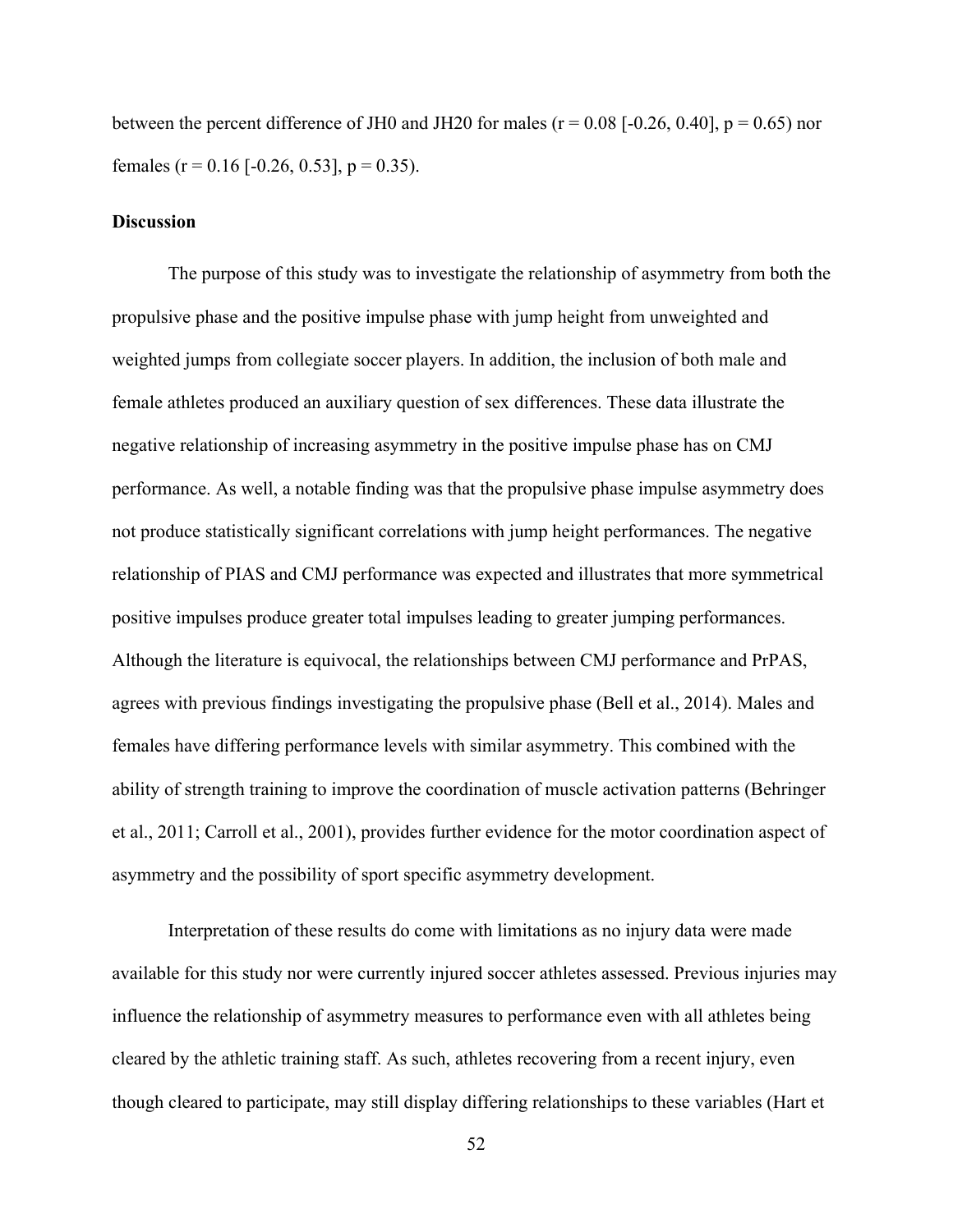between the percent difference of JH0 and JH20 for males ($r = 0.08$ [-0.26, 0.40], $p = 0.65$) nor females ($r = 0.16$ [-0.26, 0.53], $p = 0.35$).

## Discussion

The purpose of this study was to investigate the relationship of asymmetry from both the propulsive phase and the positive impulse phase with jump height from unweighted and weighted jumps from collegiate soccer players. In addition, the inclusion of both male and female athletes produced an auxiliary question of sex differences. These data illustrate the negative relationship of increasing asymmetry in the positive impulse phase has on CMJ performance. As well, a notable finding was that the propulsive phase impulse asymmetry does not produce statistically significant correlations with jump height performances. The negative relationship of PIAS and CMJ performance was expected and illustrates that more symmetrical positive impulses produce greater total impulses leading to greater jumping performances. Although the literature is equivocal, the relationships between CMJ performance and PrPAS, agrees with previous findings investigating the propulsive phase (Bell et al., 2014). Males and females have differing performance levels with similar asymmetry. This combined with the ability of strength training to improve the coordination of muscle activation patterns (Behringer et al., 2011; Carroll et al., 2001), provides further evidence for the motor coordination aspect of asymmetry and the possibility of sport specific asymmetry development.

Interpretation of these results do come with limitations as no injury data were made available for this study nor were currently injured soccer athletes assessed. Previous injuries may influence the relationship of asymmetry measures to performance even with all athletes being cleared by the athletic training staff. As such, athletes recovering from a recent injury, even though cleared to participate, may still display differing relationships to these variables (Hart et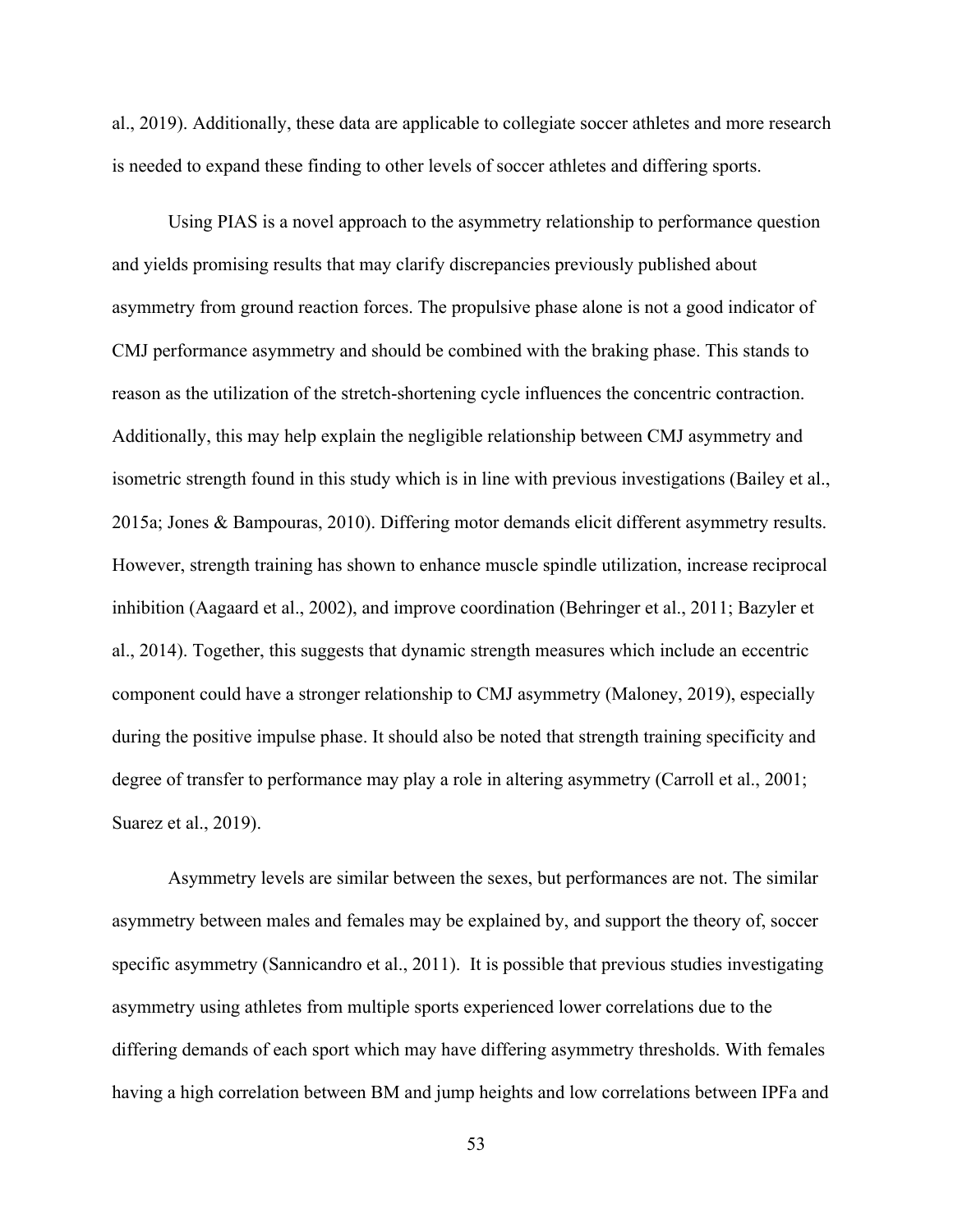al., 2019). Additionally, these data are applicable to collegiate soccer athletes and more research is needed to expand these finding to other levels of soccer athletes and differing sports.

Using PIAS is a novel approach to the asymmetry relationship to performance question and yields promising results that may clarify discrepancies previously published about asymmetry from ground reaction forces. The propulsive phase alone is not a good indicator of CMJ performance asymmetry and should be combined with the braking phase. This stands to reason as the utilization of the stretch-shortening cycle influences the concentric contraction. Additionally, this may help explain the negligible relationship between CMJ asymmetry and isometric strength found in this study which is in line with previous investigations (Bailey et al., 2015a; Jones & Bampouras, 2010). Differing motor demands elicit different asymmetry results. However, strength training has shown to enhance muscle spindle utilization, increase reciprocal inhibition (Aagaard et al., 2002), and improve coordination (Behringer et al., 2011; Bazyler et al., 2014). Together, this suggests that dynamic strength measures which include an eccentric component could have a stronger relationship to CMJ asymmetry (Maloney, 2019), especially during the positive impulse phase. It should also be noted that strength training specificity and degree of transfer to performance may play a role in altering asymmetry (Carroll et al., 2001; Suarez et al., 2019).

Asymmetry levels are similar between the sexes, but performances are not. The similar asymmetry between males and females may be explained by, and support the theory of, soccer specific asymmetry (Sannicandro et al., 2011). It is possible that previous studies investigating asymmetry using athletes from multiple sports experienced lower correlations due to the differing demands of each sport which may have differing asymmetry thresholds. With females having a high correlation between BM and jump heights and low correlations between IPFa and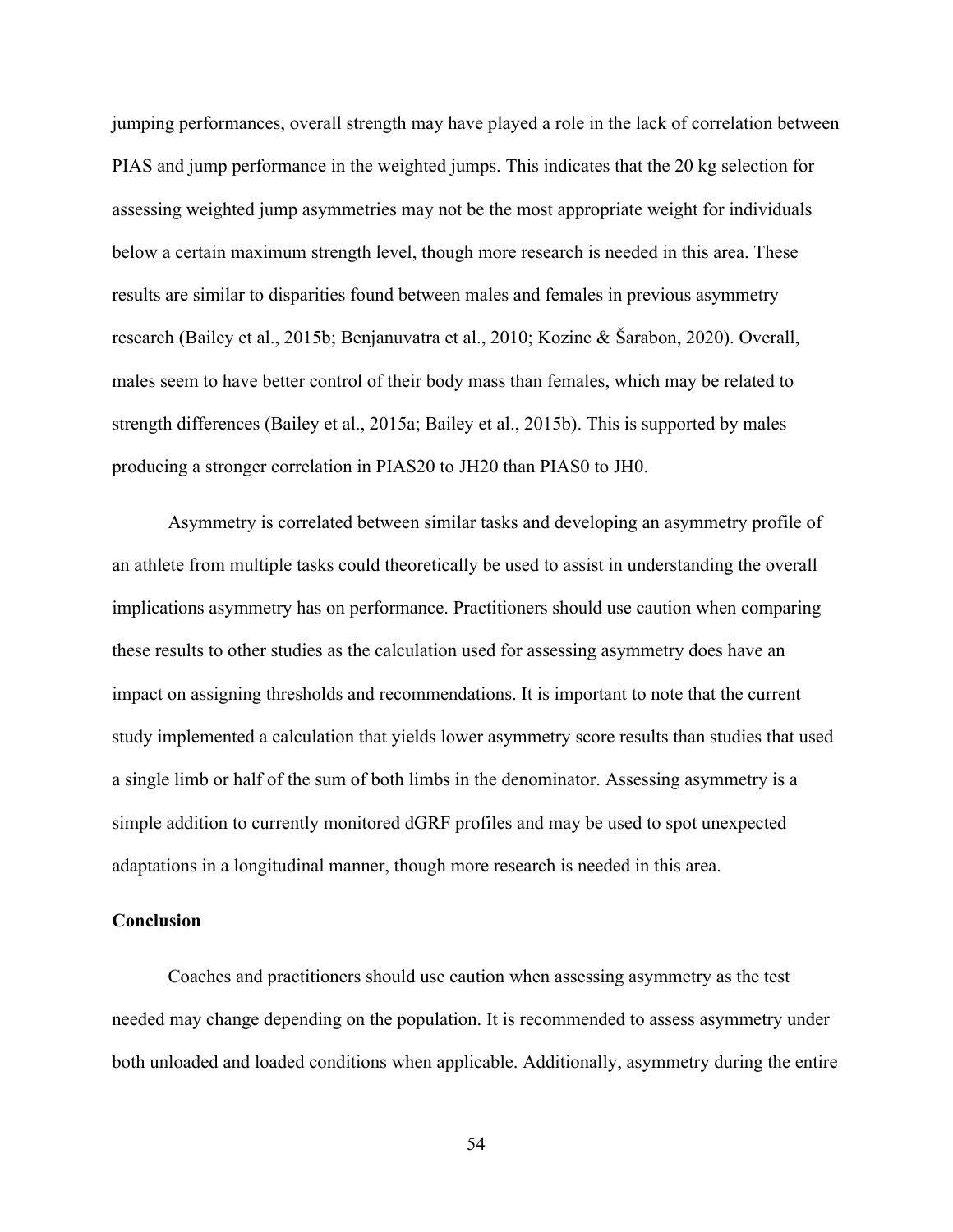jumping performances, overall strength may have played a role in the lack of correlation between PIAS and jump performance in the weighted jumps. This indicates that the 20 kg selection for assessing weighted jump asymmetries may not be the most appropriate weight for individuals below a certain maximum strength level, though more research is needed in this area. These results are similar to disparities found between males and females in previous asymmetry research (Bailey et al., 2015b; Benjanuvatra et al., 2010; Kozinc & Šarabon, 2020). Overall, males seem to have better control of their body mass than females, which may be related to strength differences (Bailey et al., 2015a; Bailey et al., 2015b). This is supported by males producing a stronger correlation in PIAS20 to JH20 than PIAS0 to JH0.

Asymmetry is correlated between similar tasks and developing an asymmetry profile of an athlete from multiple tasks could theoretically be used to assist in understanding the overall implications asymmetry has on performance. Practitioners should use caution when comparing these results to other studies as the calculation used for assessing asymmetry does have an impact on assigning thresholds and recommendations. It is important to note that the current study implemented a calculation that yields lower asymmetry score results than studies that used a single limb or half of the sum of both limbs in the denominator. Assessing asymmetry is a simple addition to currently monitored dGRF profiles and may be used to spot unexpected adaptations in a longitudinal manner, though more research is needed in this area.

## Conclusion

Coaches and practitioners should use caution when assessing asymmetry as the test needed may change depending on the population. It is recommended to assess asymmetry under both unloaded and loaded conditions when applicable. Additionally, asymmetry during the entire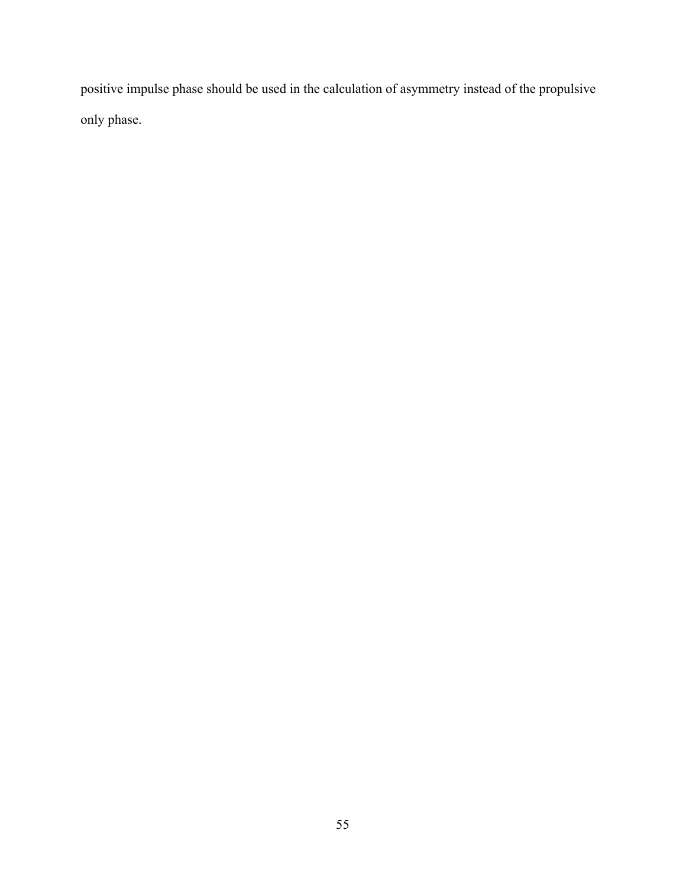positive impulse phase should be used in the calculation of asymmetry instead of the propulsive only phase.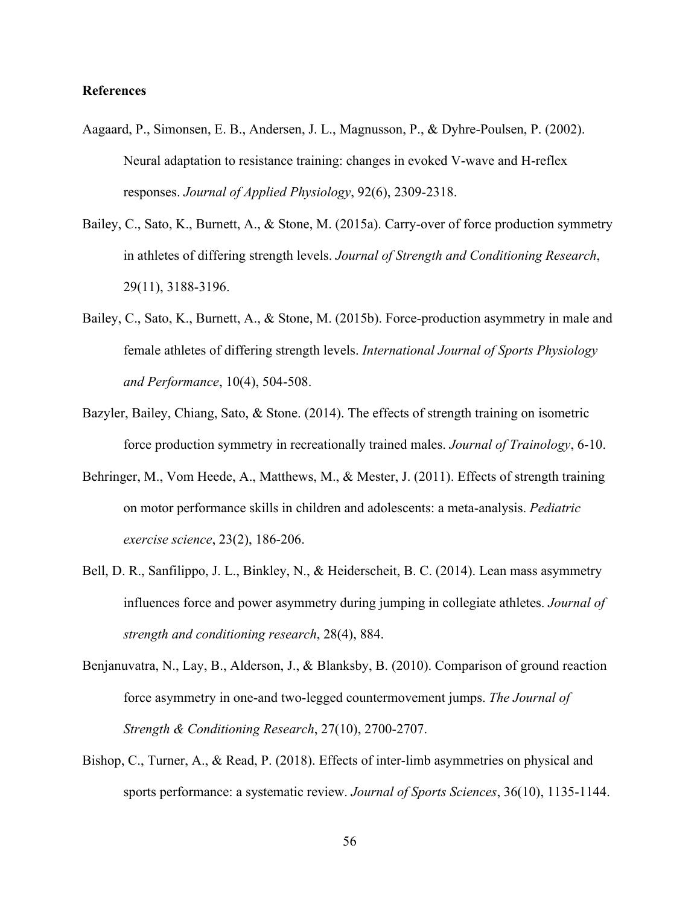**References**

Aagaard, P., Simonsen, E. B., Andersen, J. L., Magnusson, P., & Dyhre-Poulsen, P. (2002). Neural adaptation to resistance training: changes in evoked V-wave and H-reflex responses. *Journal of Applied Physiology*, 92(6), 2309-2318.

Bailey, C., Sato, K., Burnett, A., & Stone, M. (2015a). Carry-over of force production symmetry in athletes of differing strength levels. *Journal of Strength and Conditioning Research*, 29(11), 3188-3196.

Bailey, C., Sato, K., Burnett, A., & Stone, M. (2015b). Force-production asymmetry in male and female athletes of differing strength levels. *International Journal of Sports Physiology and Performance*, 10(4), 504-508.

Bazyler, Bailey, Chiang, Sato, & Stone. (2014). The effects of strength training on isometric force production symmetry in recreationally trained males. *Journal of Trainology*, 6-10.

Behringer, M., Vom Heede, A., Matthews, M., & Mester, J. (2011). Effects of strength training on motor performance skills in children and adolescents: a meta-analysis. *Pediatric exercise science*, 23(2), 186-206.

Bell, D. R., Sanfilippo, J. L., Binkley, N., & Heiderscheit, B. C. (2014). Lean mass asymmetry influences force and power asymmetry during jumping in collegiate athletes. *Journal of strength and conditioning research*, 28(4), 884.

Benjanuvatra, N., Lay, B., Alderson, J., & Blanksby, B. (2010). Comparison of ground reaction force asymmetry in one-and two-legged countermovement jumps. *The Journal of Strength & Conditioning Research*, 27(10), 2700-2707.

Bishop, C., Turner, A., & Read, P. (2018). Effects of inter-limb asymmetries on physical and sports performance: a systematic review. *Journal of Sports Sciences*, 36(10), 1135-1144.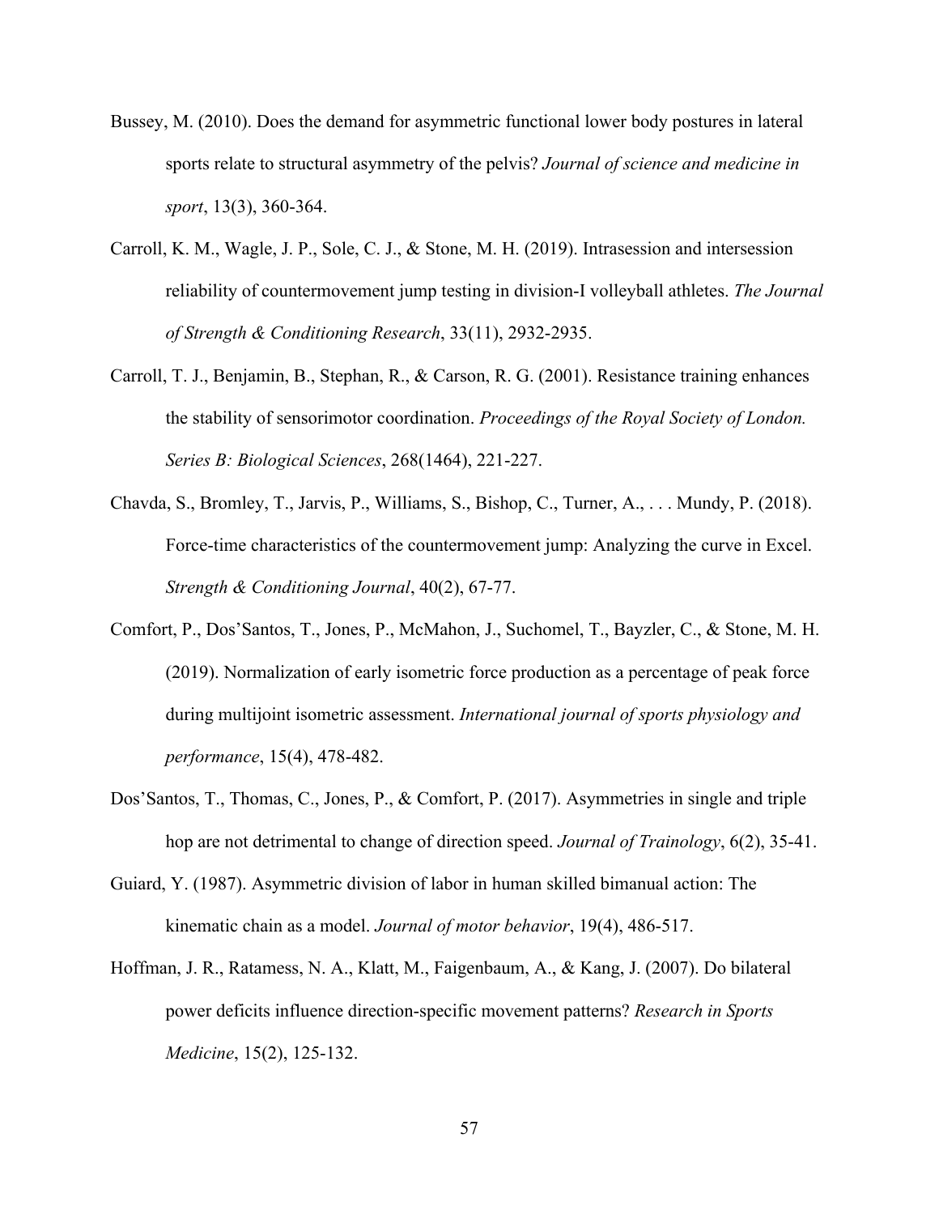Bussey, M. (2010). Does the demand for asymmetric functional lower body postures in lateral sports relate to structural asymmetry of the pelvis? *Journal of science and medicine in sport*, 13(3), 360-364.

Carroll, K. M., Wagle, J. P., Sole, C. J., & Stone, M. H. (2019). Intrasession and intersession reliability of countermovement jump testing in division-I volleyball athletes. *The Journal of Strength & Conditioning Research*, 33(11), 2932-2935.

Carroll, T. J., Benjamin, B., Stephan, R., & Carson, R. G. (2001). Resistance training enhances the stability of sensorimotor coordination. *Proceedings of the Royal Society of London. Series B: Biological Sciences*, 268(1464), 221-227.

Chavda, S., Bromley, T., Jarvis, P., Williams, S., Bishop, C., Turner, A., . . . Mundy, P. (2018). Force-time characteristics of the countermovement jump: Analyzing the curve in Excel. *Strength & Conditioning Journal*, 40(2), 67-77.

Comfort, P., Dos'Santos, T., Jones, P., McMahon, J., Suchomel, T., Bayzler, C., & Stone, M. H. (2019). Normalization of early isometric force production as a percentage of peak force during multijoint isometric assessment. *International journal of sports physiology and performance*, 15(4), 478-482.

Dos'Santos, T., Thomas, C., Jones, P., & Comfort, P. (2017). Asymmetries in single and triple hop are not detrimental to change of direction speed. *Journal of Trainology*, 6(2), 35-41.

Guiard, Y. (1987). Asymmetric division of labor in human skilled bimanual action: The kinematic chain as a model. *Journal of motor behavior*, 19(4), 486-517.

Hoffman, J. R., Ratamess, N. A., Klatt, M., Faigenbaum, A., & Kang, J. (2007). Do bilateral power deficits influence direction-specific movement patterns? *Research in Sports Medicine*, 15(2), 125-132.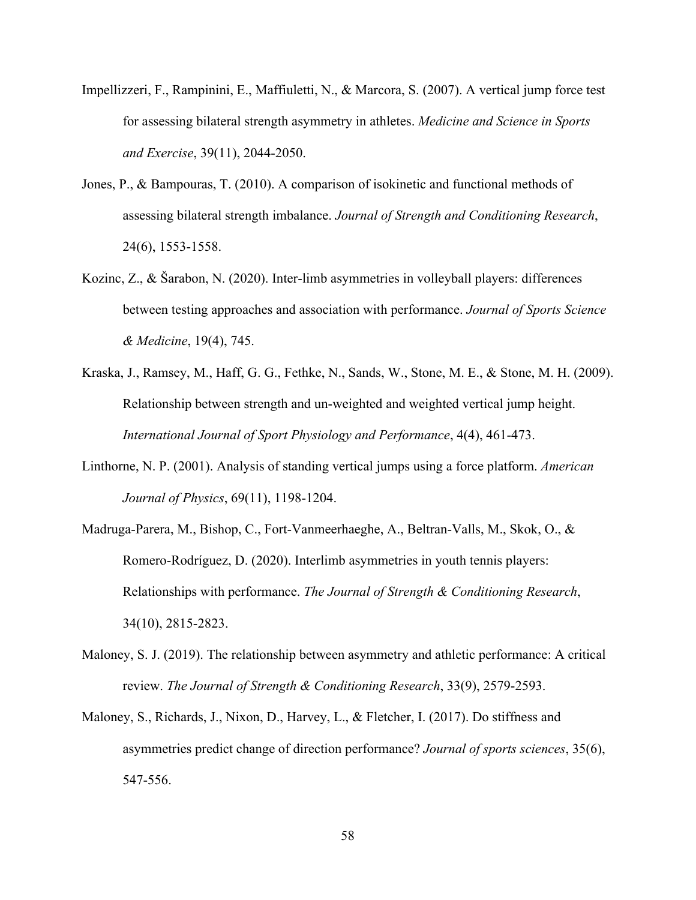Impellizzeri, F., Rampinini, E., Maffiuletti, N., & Marcora, S. (2007). A vertical jump force test for assessing bilateral strength asymmetry in athletes. *Medicine and Science in Sports and Exercise*, 39(11), 2044-2050.

Jones, P., & Bampouras, T. (2010). A comparison of isokinetic and functional methods of assessing bilateral strength imbalance. *Journal of Strength and Conditioning Research*, 24(6), 1553-1558.

Kozinc, Z., & Šarabon, N. (2020). Inter-limb asymmetries in volleyball players: differences between testing approaches and association with performance. *Journal of Sports Science & Medicine*, 19(4), 745.

Kraska, J., Ramsey, M., Haff, G. G., Fethke, N., Sands, W., Stone, M. E., & Stone, M. H. (2009). Relationship between strength and un-weighted and weighted vertical jump height. *International Journal of Sport Physiology and Performance*, 4(4), 461-473.

Linthorne, N. P. (2001). Analysis of standing vertical jumps using a force platform. *American Journal of Physics*, 69(11), 1198-1204.

Madruga-Parera, M., Bishop, C., Fort-Vanmeerhaeghe, A., Beltran-Valls, M., Skok, O., & Romero-Rodríguez, D. (2020). Interlimb asymmetries in youth tennis players: Relationships with performance. *The Journal of Strength & Conditioning Research*, 34(10), 2815-2823.

Maloney, S. J. (2019). The relationship between asymmetry and athletic performance: A critical review. *The Journal of Strength & Conditioning Research*, 33(9), 2579-2593.

Maloney, S., Richards, J., Nixon, D., Harvey, L., & Fletcher, I. (2017). Do stiffness and asymmetries predict change of direction performance? *Journal of sports sciences*, 35(6), 547-556.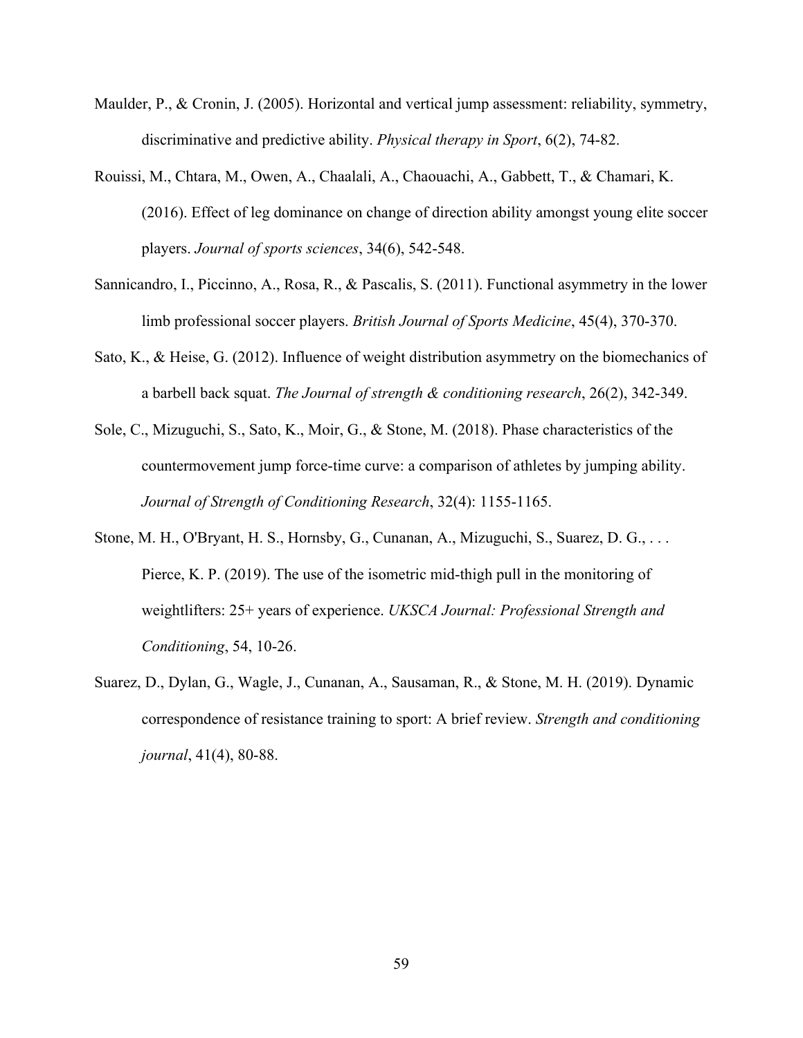Maulder, P., & Cronin, J. (2005). Horizontal and vertical jump assessment: reliability, symmetry, discriminative and predictive ability. *Physical therapy in Sport*, 6(2), 74-82.

Rouissi, M., Chtara, M., Owen, A., Chaalali, A., Chaouachi, A., Gabbett, T., & Chamari, K. (2016). Effect of leg dominance on change of direction ability amongst young elite soccer players. *Journal of sports sciences*, 34(6), 542-548.

Sannicandro, I., Piccinno, A., Rosa, R., & Pascalis, S. (2011). Functional asymmetry in the lower limb professional soccer players. *British Journal of Sports Medicine*, 45(4), 370-370.

Sato, K., & Heise, G. (2012). Influence of weight distribution asymmetry on the biomechanics of a barbell back squat. *The Journal of strength & conditioning research*, 26(2), 342-349.

Sole, C., Mizuguchi, S., Sato, K., Moir, G., & Stone, M. (2018). Phase characteristics of the countermovement jump force-time curve: a comparison of athletes by jumping ability. *Journal of Strength of Conditioning Research*, 32(4): 1155-1165.

Stone, M. H., O'Bryant, H. S., Hornsby, G., Cunanan, A., Mizuguchi, S., Suarez, D. G., . . . Pierce, K. P. (2019). The use of the isometric mid-thigh pull in the monitoring of weightlifters: 25+ years of experience. *UKSCA Journal: Professional Strength and Conditioning*, 54, 10-26.

Suarez, D., Dylan, G., Wagle, J., Cunanan, A., Sausaman, R., & Stone, M. H. (2019). Dynamic correspondence of resistance training to sport: A brief review. *Strength and conditioning journal*, 41(4), 80-88.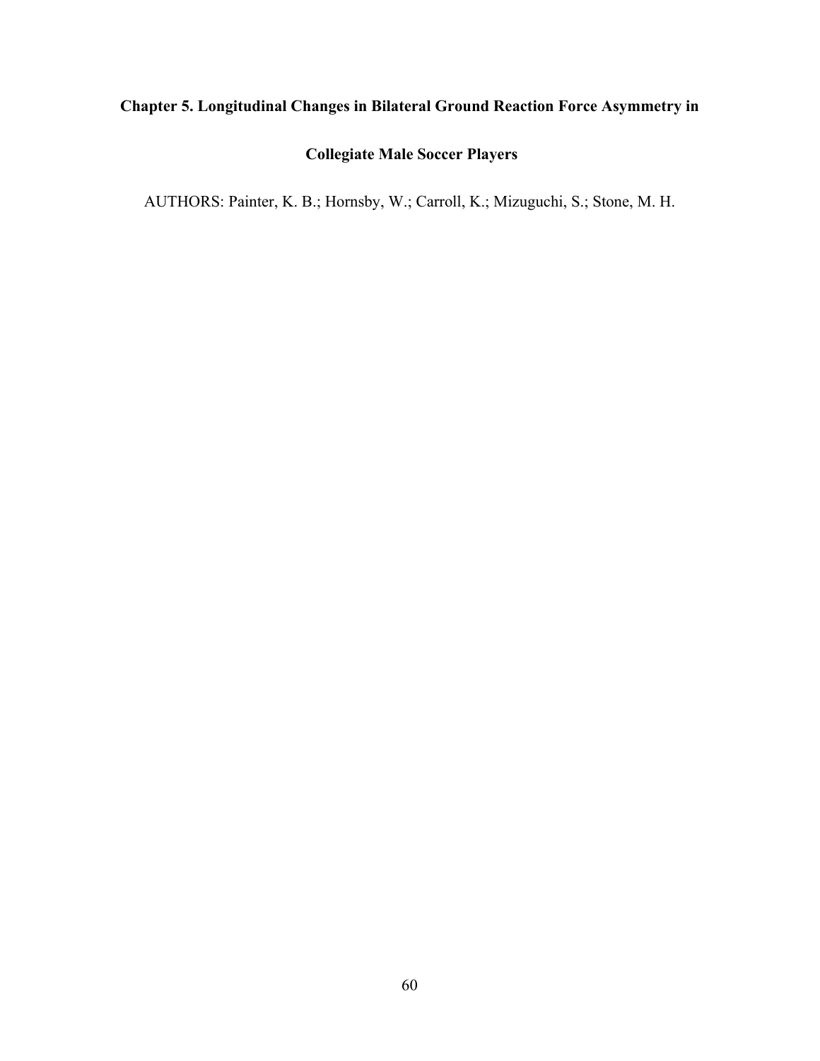# Chapter 5. Longitudinal Changes in Bilateral Ground Reaction Force Asymmetry in Collegiate Male Soccer Players

AUTHORS: Painter, K. B.; Hornsby, W.; Carroll, K.; Mizuguchi, S.; Stone, M. H.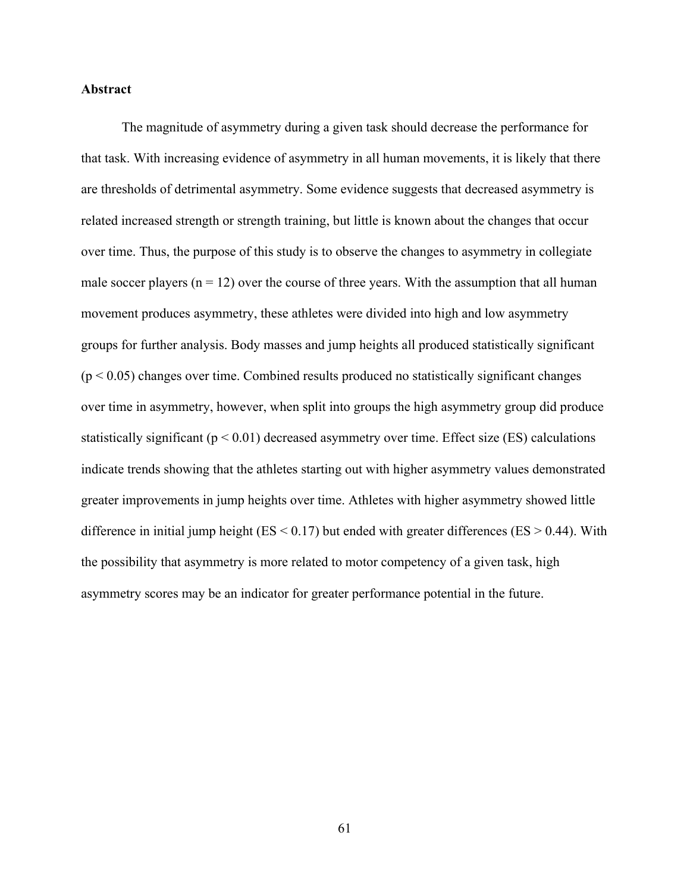**Abstract**

The magnitude of asymmetry during a given task should decrease the performance for that task. With increasing evidence of asymmetry in all human movements, it is likely that there are thresholds of detrimental asymmetry. Some evidence suggests that decreased asymmetry is related increased strength or strength training, but little is known about the changes that occur over time. Thus, the purpose of this study is to observe the changes to asymmetry in collegiate male soccer players ($n = 12$) over the course of three years. With the assumption that all human movement produces asymmetry, these athletes were divided into high and low asymmetry groups for further analysis. Body masses and jump heights all produced statistically significant ($p < 0.05$) changes over time. Combined results produced no statistically significant changes over time in asymmetry, however, when split into groups the high asymmetry group did produce statistically significant ($p < 0.01$) decreased asymmetry over time. Effect size (ES) calculations indicate trends showing that the athletes starting out with higher asymmetry values demonstrated greater improvements in jump heights over time. Athletes with higher asymmetry showed little difference in initial jump height ($ES < 0.17$) but ended with greater differences ($ES > 0.44$). With the possibility that asymmetry is more related to motor competency of a given task, high asymmetry scores may be an indicator for greater performance potential in the future.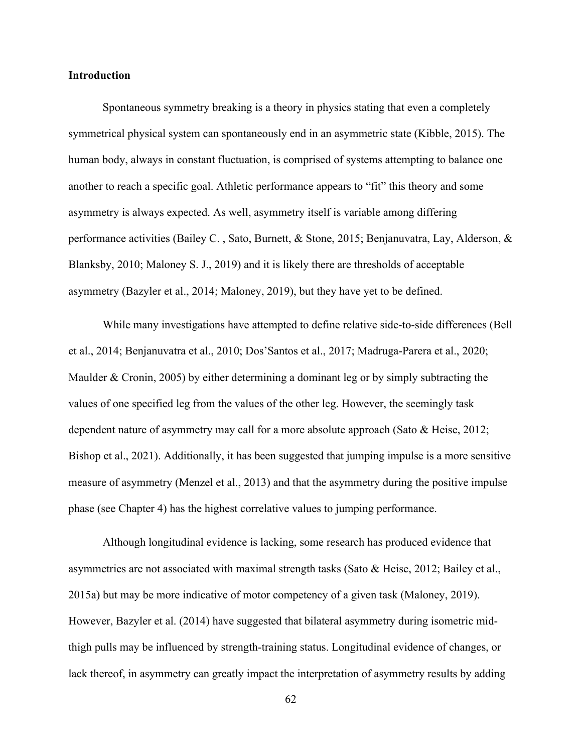**Introduction**

Spontaneous symmetry breaking is a theory in physics stating that even a completely symmetrical physical system can spontaneously end in an asymmetric state (Kibble, 2015). The human body, always in constant fluctuation, is comprised of systems attempting to balance one another to reach a specific goal. Athletic performance appears to "fit" this theory and some asymmetry is always expected. As well, asymmetry itself is variable among differing performance activities (Bailey C. , Sato, Burnett, & Stone, 2015; Benjanuvatra, Lay, Alderson, & Blanksby, 2010; Maloney S. J., 2019) and it is likely there are thresholds of acceptable asymmetry (Bazyler et al., 2014; Maloney, 2019), but they have yet to be defined.

While many investigations have attempted to define relative side-to-side differences (Bell et al., 2014; Benjanuvatra et al., 2010; Dos'Santos et al., 2017; Madruga-Parera et al., 2020; Maulder & Cronin, 2005) by either determining a dominant leg or by simply subtracting the values of one specified leg from the values of the other leg. However, the seemingly task dependent nature of asymmetry may call for a more absolute approach (Sato & Heise, 2012; Bishop et al., 2021). Additionally, it has been suggested that jumping impulse is a more sensitive measure of asymmetry (Menzel et al., 2013) and that the asymmetry during the positive impulse phase (see Chapter 4) has the highest correlative values to jumping performance.

Although longitudinal evidence is lacking, some research has produced evidence that asymmetries are not associated with maximal strength tasks (Sato & Heise, 2012; Bailey et al., 2015a) but may be more indicative of motor competency of a given task (Maloney, 2019). However, Bazyler et al. (2014) have suggested that bilateral asymmetry during isometric mid-thigh pulls may be influenced by strength-training status. Longitudinal evidence of changes, or lack thereof, in asymmetry can greatly impact the interpretation of asymmetry results by adding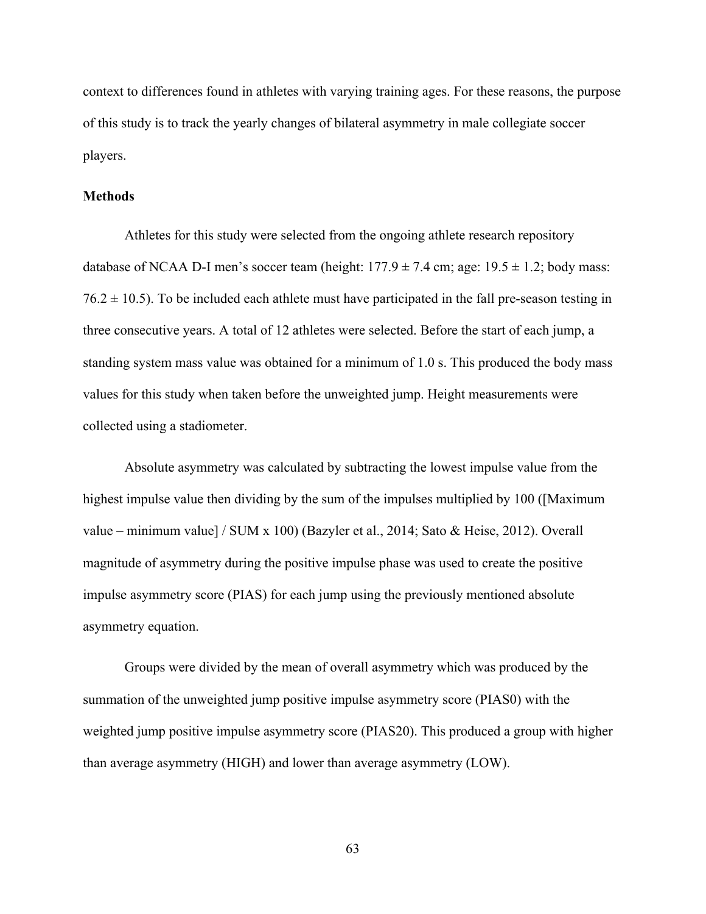context to differences found in athletes with varying training ages. For these reasons, the purpose of this study is to track the yearly changes of bilateral asymmetry in male collegiate soccer players.

**Methods**

Athletes for this study were selected from the ongoing athlete research repository database of NCAA D-I men's soccer team (height: $177.9 \pm 7.4$ cm; age: $19.5 \pm 1.2$; body mass: $76.2 \pm 10.5$). To be included each athlete must have participated in the fall pre-season testing in three consecutive years. A total of 12 athletes were selected. Before the start of each jump, a standing system mass value was obtained for a minimum of 1.0 s. This produced the body mass values for this study when taken before the unweighted jump. Height measurements were collected using a stadiometer.

Absolute asymmetry was calculated by subtracting the lowest impulse value from the highest impulse value then dividing by the sum of the impulses multiplied by 100 ([Maximum value – minimum value] / SUM x 100) (Bazyler et al., 2014; Sato & Heise, 2012). Overall magnitude of asymmetry during the positive impulse phase was used to create the positive impulse asymmetry score (PIAS) for each jump using the previously mentioned absolute asymmetry equation.

Groups were divided by the mean of overall asymmetry which was produced by the summation of the unweighted jump positive impulse asymmetry score (PIAS0) with the weighted jump positive impulse asymmetry score (PIAS20). This produced a group with higher than average asymmetry (HIGH) and lower than average asymmetry (LOW).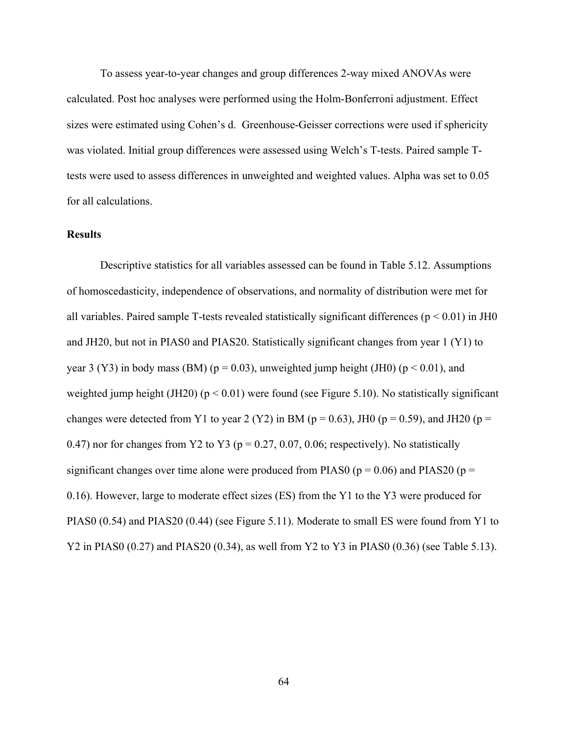To assess year-to-year changes and group differences 2-way mixed ANOVAs were calculated. Post hoc analyses were performed using the Holm-Bonferroni adjustment. Effect sizes were estimated using Cohen's d. Greenhouse-Geisser corrections were used if sphericity was violated. Initial group differences were assessed using Welch's T-tests. Paired sample T-tests were used to assess differences in unweighted and weighted values. Alpha was set to 0.05 for all calculations.

**Results**

Descriptive statistics for all variables assessed can be found in Table 5.12. Assumptions of homoscedasticity, independence of observations, and normality of distribution were met for all variables. Paired sample T-tests revealed statistically significant differences ($p < 0.01$) in JH0 and JH20, but not in PIAS0 and PIAS20. Statistically significant changes from year 1 (Y1) to year 3 (Y3) in body mass (BM) ($p = 0.03$), unweighted jump height (JH0) ($p < 0.01$), and weighted jump height (JH20) ($p < 0.01$) were found (see Figure 5.10). No statistically significant changes were detected from Y1 to year 2 (Y2) in BM ($p = 0.63$), JH0 ($p = 0.59$), and JH20 ($p = 0.47$) nor for changes from Y2 to Y3 ($p = 0.27$, 0.07, 0.06; respectively). No statistically significant changes over time alone were produced from PIAS0 ($p = 0.06$) and PIAS20 ($p = 0.16$). However, large to moderate effect sizes (ES) from the Y1 to the Y3 were produced for PIAS0 (0.54) and PIAS20 (0.44) (see Figure 5.11). Moderate to small ES were found from Y1 to Y2 in PIAS0 (0.27) and PIAS20 (0.34), as well from Y2 to Y3 in PIAS0 (0.36) (see Table 5.13).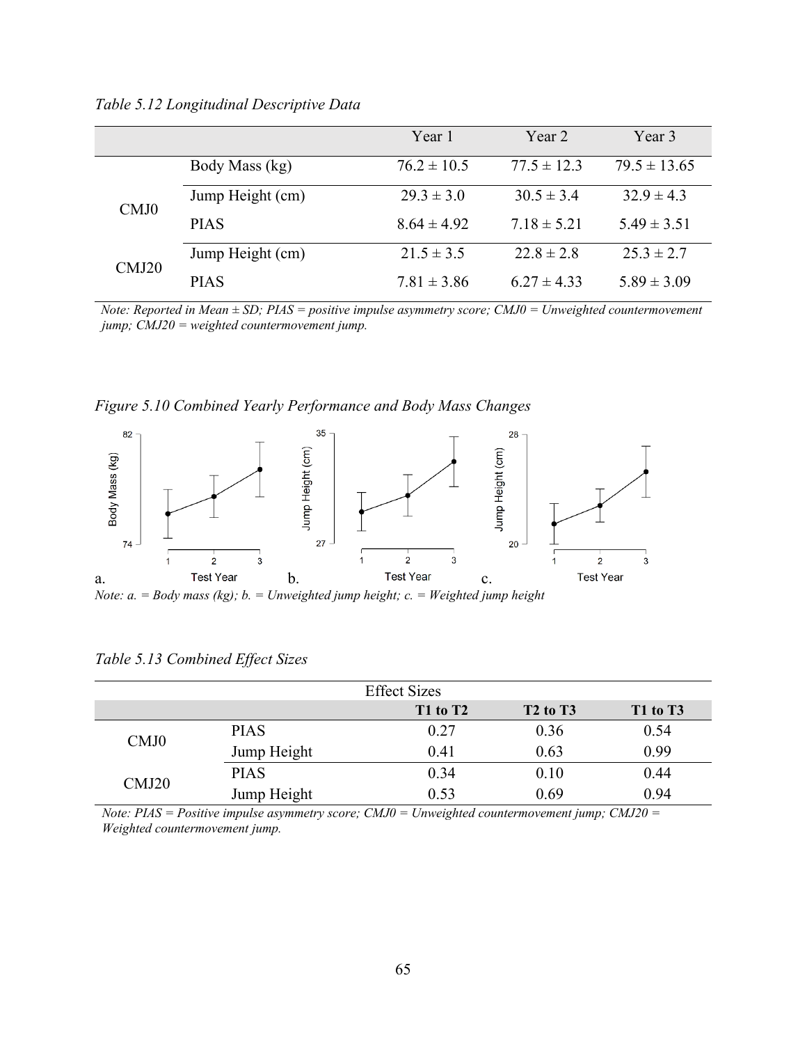*Table 5.12 Longitudinal Descriptive Data*

| | | Year 1 | Year 2 | Year 3 |
|---|---|---|---|---|
| | Body Mass (kg) | 76.2 ± 10.5 | 77.5 ± 12.3 | 79.5 ± 13.65 |
| CMJ0 | Jump Height (cm) | 29.3 ± 3.0 | 30.5 ± 3.4 | 32.9 ± 4.3 |
| | PIAS | 8.64 ± 4.92 | 7.18 ± 5.21 | 5.49 ± 3.51 |
| CMJ20 | Jump Height (cm) | 21.5 ± 3.5 | 22.8 ± 2.8 | 25.3 ± 2.7 |
| | PIAS | 7.81 ± 3.86 | 6.27 ± 4.33 | 5.89 ± 3.09 |

*Note: Reported in Mean ± SD; PIAS = positive impulse asymmetry score; CMJ0 = Unweighted countermovement jump; CMJ20 = weighted countermovement jump.*

*Figure 5.10 Combined Yearly Performance and Body Mass Changes*

*Note: a. = Body mass (kg); b. = Unweighted jump height; c. = Weighted jump height*

*Table 5.13 Combined Effect Sizes*

| | | Effect Sizes | | |
|---|---|---|---|---|
| | | **T1 to T2** | **T2 to T3** | **T1 to T3** |
| CMJ0 | PIAS | 0.27 | 0.36 | 0.54 |
| | Jump Height | 0.41 | 0.63 | 0.99 |
| CMJ20 | PIAS | 0.34 | 0.10 | 0.44 |
| | Jump Height | 0.53 | 0.69 | 0.94 |

*Note: PIAS = Positive impulse asymmetry score; CMJ0 = Unweighted countermovement jump; CMJ20 = Weighted countermovement jump.*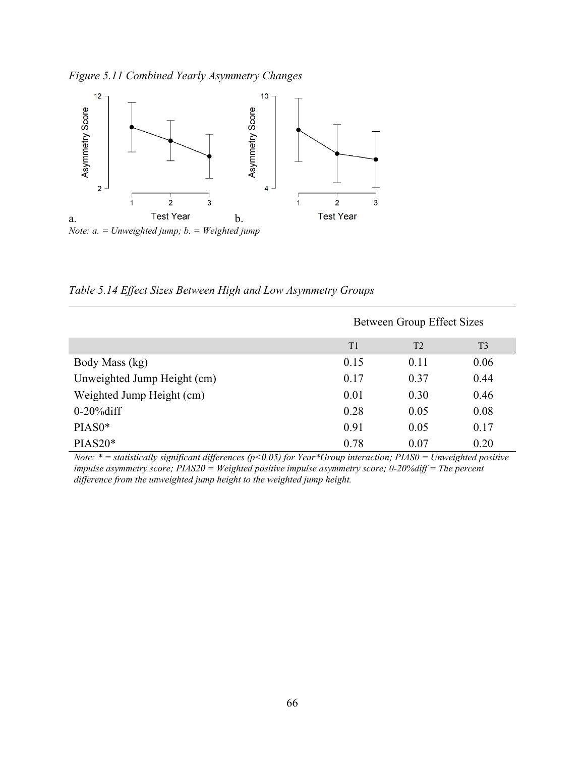*Figure 5.11 Combined Yearly Asymmetry Changes*

a. b.

*Note: a. = Unweighted jump; b. = Weighted jump*

*Table 5.14 Effect Sizes Between High and Low Asymmetry Groups*

| | Between Group Effect Sizes | | |
|---|---|---|---|
| | T1 | T2 | T3 |
| Body Mass (kg) | 0.15 | 0.11 | 0.06 |
| Unweighted Jump Height (cm) | 0.17 | 0.37 | 0.44 |
| Weighted Jump Height (cm) | 0.01 | 0.30 | 0.46 |
| 0-20%diff | 0.28 | 0.05 | 0.08 |
| PIAS0* | 0.91 | 0.05 | 0.17 |
| PIAS20* | 0.78 | 0.07 | 0.20 |

*Note: * = statistically significant differences ($p<0.05$) for Year*Group interaction; PIAS0 = Unweighted positive impulse asymmetry score; PIAS20 = Weighted positive impulse asymmetry score; 0-20%diff = The percent difference from the unweighted jump height to the weighted jump height.*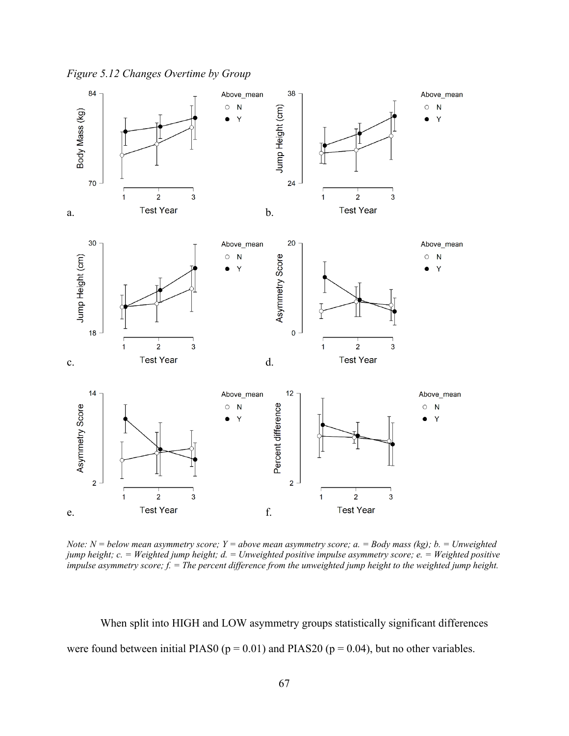*Figure 5.12 Changes Overtime by Group*

*Note: N = below mean asymmetry score; Y = above mean asymmetry score; a. = Body mass (kg); b. = Unweighted jump height; c. = Weighted jump height; d. = Unweighted positive impulse asymmetry score; e. = Weighted positive impulse asymmetry score; f. = The percent difference from the unweighted jump height to the weighted jump height.*

When split into HIGH and LOW asymmetry groups statistically significant differences were found between initial PIAS0 ($p = 0.01$) and PIAS20 ($p = 0.04$), but no other variables.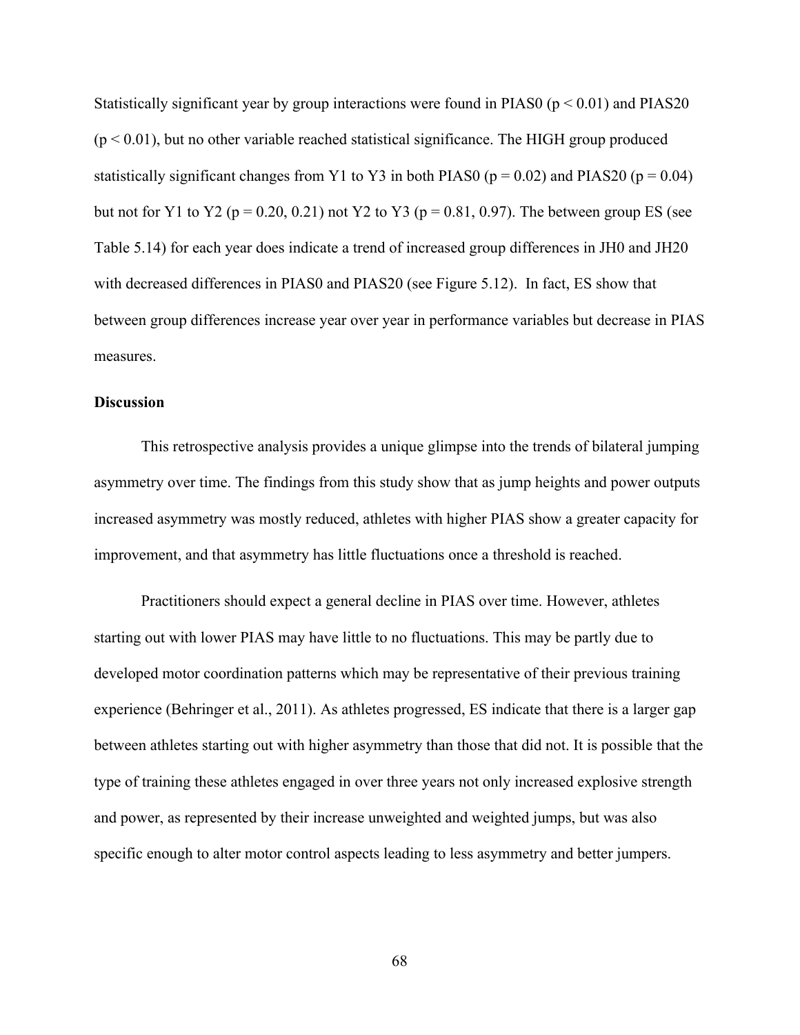Statistically significant year by group interactions were found in PIAS0 ($p < 0.01$) and PIAS20 ($p < 0.01$), but no other variable reached statistical significance. The HIGH group produced statistically significant changes from Y1 to Y3 in both PIAS0 ($p = 0.02$) and PIAS20 ($p = 0.04$) but not for Y1 to Y2 ($p = 0.20$, $0.21$) not Y2 to Y3 ($p = 0.81$, $0.97$). The between group ES (see Table 5.14) for each year does indicate a trend of increased group differences in JH0 and JH20 with decreased differences in PIAS0 and PIAS20 (see Figure 5.12). In fact, ES show that between group differences increase year over year in performance variables but decrease in PIAS measures.

**Discussion**

This retrospective analysis provides a unique glimpse into the trends of bilateral jumping asymmetry over time. The findings from this study show that as jump heights and power outputs increased asymmetry was mostly reduced, athletes with higher PIAS show a greater capacity for improvement, and that asymmetry has little fluctuations once a threshold is reached.

Practitioners should expect a general decline in PIAS over time. However, athletes starting out with lower PIAS may have little to no fluctuations. This may be partly due to developed motor coordination patterns which may be representative of their previous training experience (Behringer et al., 2011). As athletes progressed, ES indicate that there is a larger gap between athletes starting out with higher asymmetry than those that did not. It is possible that the type of training these athletes engaged in over three years not only increased explosive strength and power, as represented by their increase unweighted and weighted jumps, but was also specific enough to alter motor control aspects leading to less asymmetry and better jumpers.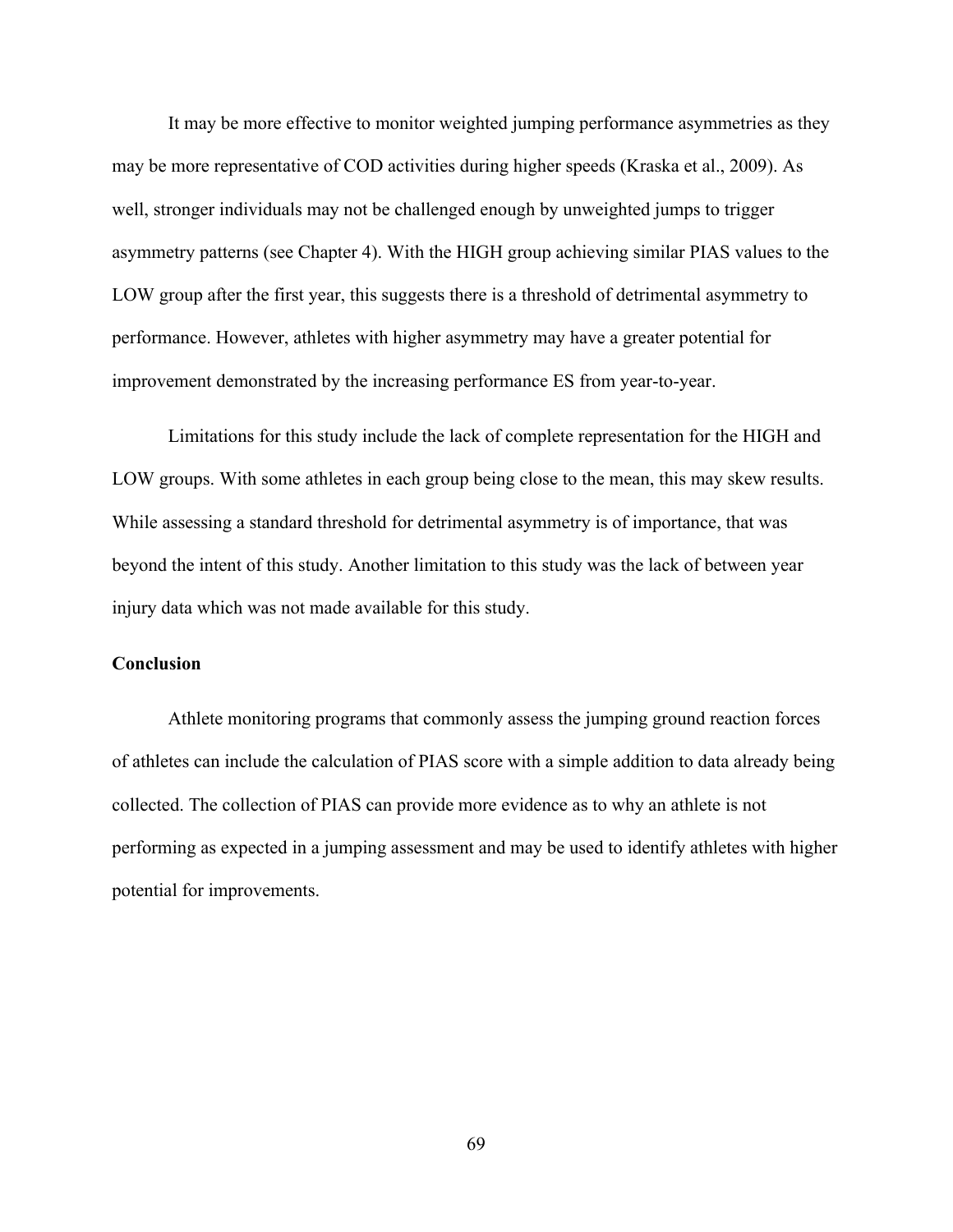It may be more effective to monitor weighted jumping performance asymmetries as they may be more representative of COD activities during higher speeds (Kraska et al., 2009). As well, stronger individuals may not be challenged enough by unweighted jumps to trigger asymmetry patterns (see Chapter 4). With the HIGH group achieving similar PIAS values to the LOW group after the first year, this suggests there is a threshold of detrimental asymmetry to performance. However, athletes with higher asymmetry may have a greater potential for improvement demonstrated by the increasing performance ES from year-to-year.

Limitations for this study include the lack of complete representation for the HIGH and LOW groups. With some athletes in each group being close to the mean, this may skew results. While assessing a standard threshold for detrimental asymmetry is of importance, that was beyond the intent of this study. Another limitation to this study was the lack of between year injury data which was not made available for this study.

### Conclusion

Athlete monitoring programs that commonly assess the jumping ground reaction forces of athletes can include the calculation of PIAS score with a simple addition to data already being collected. The collection of PIAS can provide more evidence as to why an athlete is not performing as expected in a jumping assessment and may be used to identify athletes with higher potential for improvements.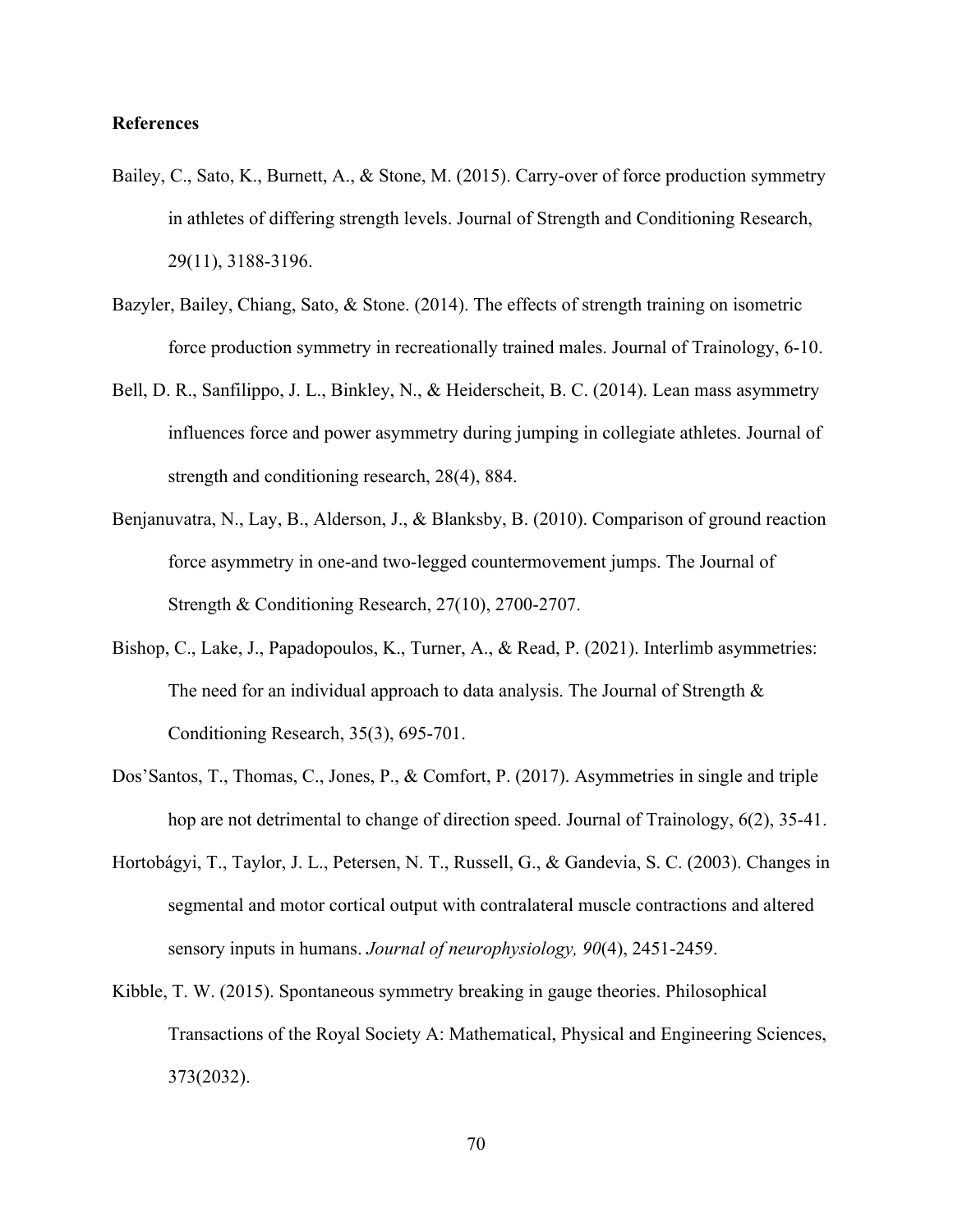**References**

Bailey, C., Sato, K., Burnett, A., & Stone, M. (2015). Carry-over of force production symmetry in athletes of differing strength levels. Journal of Strength and Conditioning Research, 29(11), 3188-3196.

Bazyler, Bailey, Chiang, Sato, & Stone. (2014). The effects of strength training on isometric force production symmetry in recreationally trained males. Journal of Trainology, 6-10.

Bell, D. R., Sanfilippo, J. L., Binkley, N., & Heiderscheit, B. C. (2014). Lean mass asymmetry influences force and power asymmetry during jumping in collegiate athletes. Journal of strength and conditioning research, 28(4), 884.

Benjanuvatra, N., Lay, B., Alderson, J., & Blanksby, B. (2010). Comparison of ground reaction force asymmetry in one-and two-legged countermovement jumps. The Journal of Strength & Conditioning Research, 27(10), 2700-2707.

Bishop, C., Lake, J., Papadopoulos, K., Turner, A., & Read, P. (2021). Interlimb asymmetries: The need for an individual approach to data analysis. The Journal of Strength & Conditioning Research, 35(3), 695-701.

Dos'Santos, T., Thomas, C., Jones, P., & Comfort, P. (2017). Asymmetries in single and triple hop are not detrimental to change of direction speed. Journal of Trainology, 6(2), 35-41.

Hortobágyi, T., Taylor, J. L., Petersen, N. T., Russell, G., & Gandevia, S. C. (2003). Changes in segmental and motor cortical output with contralateral muscle contractions and altered sensory inputs in humans. *Journal of neurophysiology, 90*(4), 2451-2459.

Kibble, T. W. (2015). Spontaneous symmetry breaking in gauge theories. Philosophical Transactions of the Royal Society A: Mathematical, Physical and Engineering Sciences, 373(2032).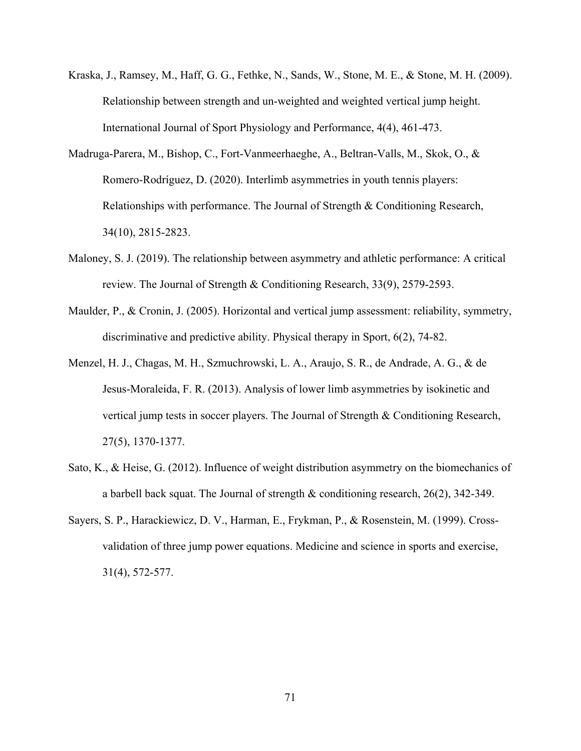Kraska, J., Ramsey, M., Haff, G. G., Fethke, N., Sands, W., Stone, M. E., & Stone, M. H. (2009). Relationship between strength and un-weighted and weighted vertical jump height. International Journal of Sport Physiology and Performance, 4(4), 461-473.

Madruga-Parera, M., Bishop, C., Fort-Vanmeerhaeghe, A., Beltran-Valls, M., Skok, O., & Romero-Rodríguez, D. (2020). Interlimb asymmetries in youth tennis players: Relationships with performance. The Journal of Strength & Conditioning Research, 34(10), 2815-2823.

Maloney, S. J. (2019). The relationship between asymmetry and athletic performance: A critical review. The Journal of Strength & Conditioning Research, 33(9), 2579-2593.

Maulder, P., & Cronin, J. (2005). Horizontal and vertical jump assessment: reliability, symmetry, discriminative and predictive ability. Physical therapy in Sport, 6(2), 74-82.

Menzel, H. J., Chagas, M. H., Szmuchrowski, L. A., Araujo, S. R., de Andrade, A. G., & de Jesus-Moraleida, F. R. (2013). Analysis of lower limb asymmetries by isokinetic and vertical jump tests in soccer players. The Journal of Strength & Conditioning Research, 27(5), 1370-1377.

Sato, K., & Heise, G. (2012). Influence of weight distribution asymmetry on the biomechanics of a barbell back squat. The Journal of strength & conditioning research, 26(2), 342-349.

Sayers, S. P., Harackiewicz, D. V., Harman, E., Frykman, P., & Rosenstein, M. (1999). Cross-validation of three jump power equations. Medicine and science in sports and exercise, 31(4), 572-577.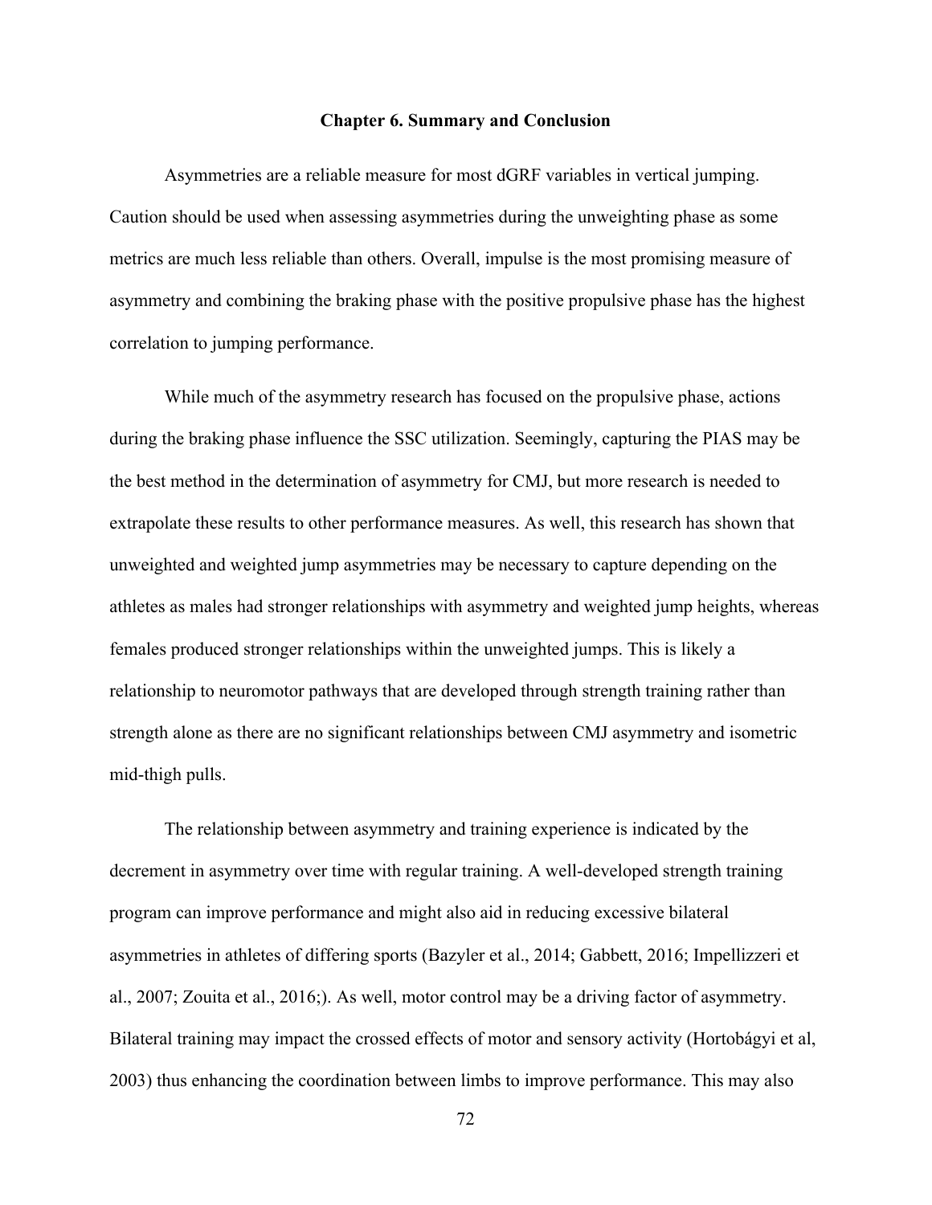# Chapter 6. Summary and Conclusion

Asymmetries are a reliable measure for most dGRF variables in vertical jumping. Caution should be used when assessing asymmetries during the unweighting phase as some metrics are much less reliable than others. Overall, impulse is the most promising measure of asymmetry and combining the braking phase with the positive propulsive phase has the highest correlation to jumping performance.

While much of the asymmetry research has focused on the propulsive phase, actions during the braking phase influence the SSC utilization. Seemingly, capturing the PIAS may be the best method in the determination of asymmetry for CMJ, but more research is needed to extrapolate these results to other performance measures. As well, this research has shown that unweighted and weighted jump asymmetries may be necessary to capture depending on the athletes as males had stronger relationships with asymmetry and weighted jump heights, whereas females produced stronger relationships within the unweighted jumps. This is likely a relationship to neuromotor pathways that are developed through strength training rather than strength alone as there are no significant relationships between CMJ asymmetry and isometric mid-thigh pulls.

The relationship between asymmetry and training experience is indicated by the decrement in asymmetry over time with regular training. A well-developed strength training program can improve performance and might also aid in reducing excessive bilateral asymmetries in athletes of differing sports (Bazyler et al., 2014; Gabbett, 2016; Impellizzeri et al., 2007; Zouita et al., 2016;). As well, motor control may be a driving factor of asymmetry. Bilateral training may impact the crossed effects of motor and sensory activity (Hortobágyi et al, 2003) thus enhancing the coordination between limbs to improve performance. This may also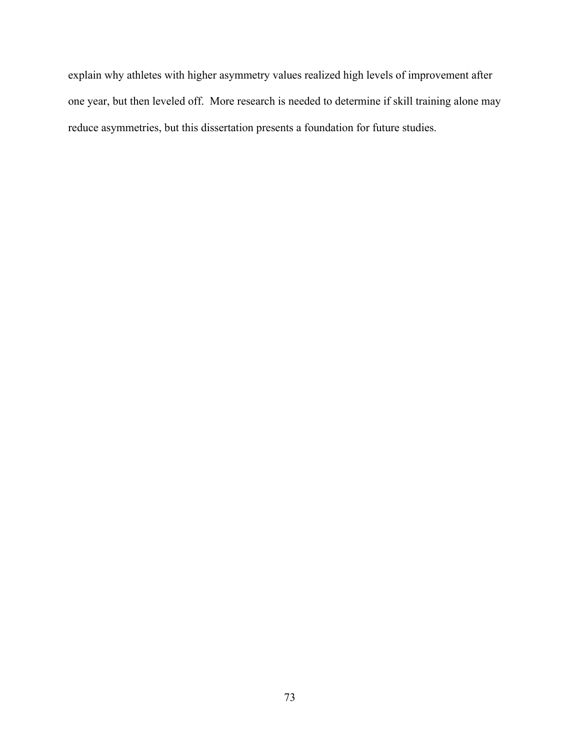explain why athletes with higher asymmetry values realized high levels of improvement after one year, but then leveled off. More research is needed to determine if skill training alone may reduce asymmetries, but this dissertation presents a foundation for future studies.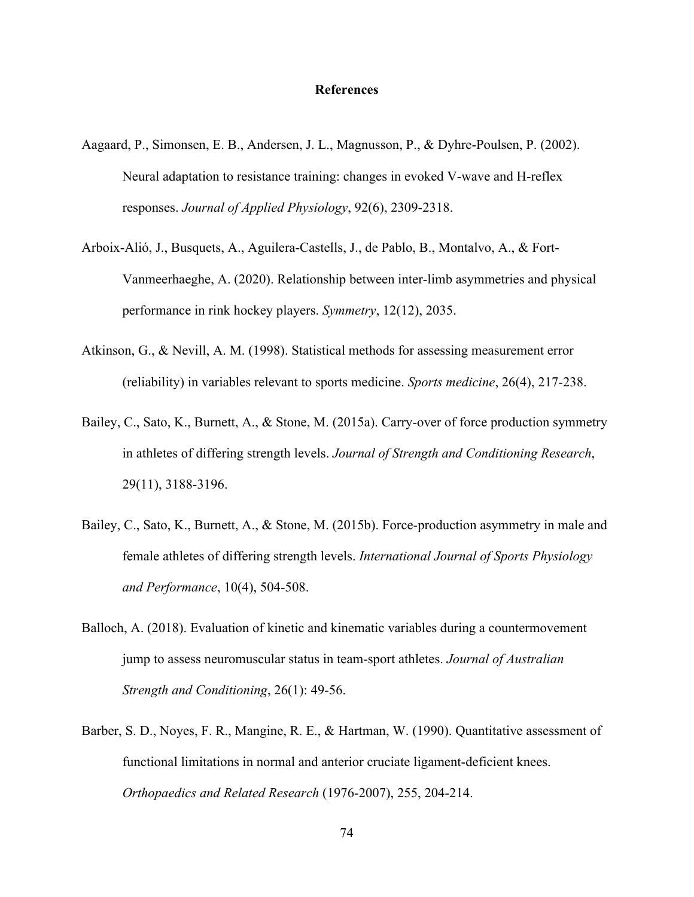# References

Aagaard, P., Simonsen, E. B., Andersen, J. L., Magnusson, P., & Dyhre-Poulsen, P. (2002). Neural adaptation to resistance training: changes in evoked V-wave and H-reflex responses. *Journal of Applied Physiology*, 92(6), 2309-2318.

Arboix-Alió, J., Busquets, A., Aguilera-Castells, J., de Pablo, B., Montalvo, A., & Fort-Vanmeerhaeghe, A. (2020). Relationship between inter-limb asymmetries and physical performance in rink hockey players. *Symmetry*, 12(12), 2035.

Atkinson, G., & Nevill, A. M. (1998). Statistical methods for assessing measurement error (reliability) in variables relevant to sports medicine. *Sports medicine*, 26(4), 217-238.

Bailey, C., Sato, K., Burnett, A., & Stone, M. (2015a). Carry-over of force production symmetry in athletes of differing strength levels. *Journal of Strength and Conditioning Research*, 29(11), 3188-3196.

Bailey, C., Sato, K., Burnett, A., & Stone, M. (2015b). Force-production asymmetry in male and female athletes of differing strength levels. *International Journal of Sports Physiology and Performance*, 10(4), 504-508.

Balloch, A. (2018). Evaluation of kinetic and kinematic variables during a countermovement jump to assess neuromuscular status in team-sport athletes. *Journal of Australian Strength and Conditioning*, 26(1): 49-56.

Barber, S. D., Noyes, F. R., Mangine, R. E., & Hartman, W. (1990). Quantitative assessment of functional limitations in normal and anterior cruciate ligament-deficient knees. *Orthopaedics and Related Research* (1976-2007), 255, 204-214.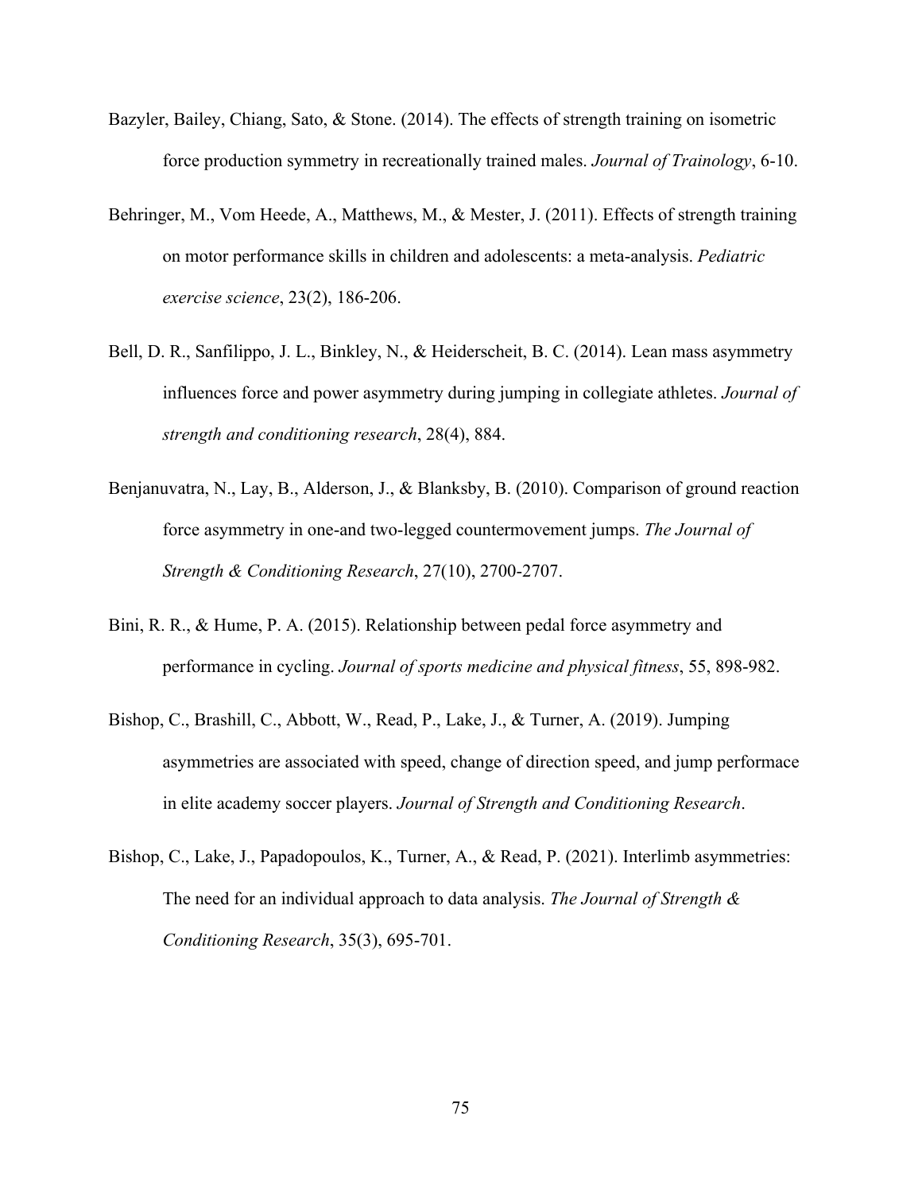Bazyler, Bailey, Chiang, Sato, & Stone. (2014). The effects of strength training on isometric force production symmetry in recreationally trained males. *Journal of Trainology*, 6-10.

Behringer, M., Vom Heede, A., Matthews, M., & Mester, J. (2011). Effects of strength training on motor performance skills in children and adolescents: a meta-analysis. *Pediatric exercise science*, 23(2), 186-206.

Bell, D. R., Sanfilippo, J. L., Binkley, N., & Heiderscheit, B. C. (2014). Lean mass asymmetry influences force and power asymmetry during jumping in collegiate athletes. *Journal of strength and conditioning research*, 28(4), 884.

Benjanuvatra, N., Lay, B., Alderson, J., & Blanksby, B. (2010). Comparison of ground reaction force asymmetry in one-and two-legged countermovement jumps. *The Journal of Strength & Conditioning Research*, 27(10), 2700-2707.

Bini, R. R., & Hume, P. A. (2015). Relationship between pedal force asymmetry and performance in cycling. *Journal of sports medicine and physical fitness*, 55, 898-982.

Bishop, C., Brashill, C., Abbott, W., Read, P., Lake, J., & Turner, A. (2019). Jumping asymmetries are associated with speed, change of direction speed, and jump performace in elite academy soccer players. *Journal of Strength and Conditioning Research*.

Bishop, C., Lake, J., Papadopoulos, K., Turner, A., & Read, P. (2021). Interlimb asymmetries: The need for an individual approach to data analysis. *The Journal of Strength & Conditioning Research*, 35(3), 695-701.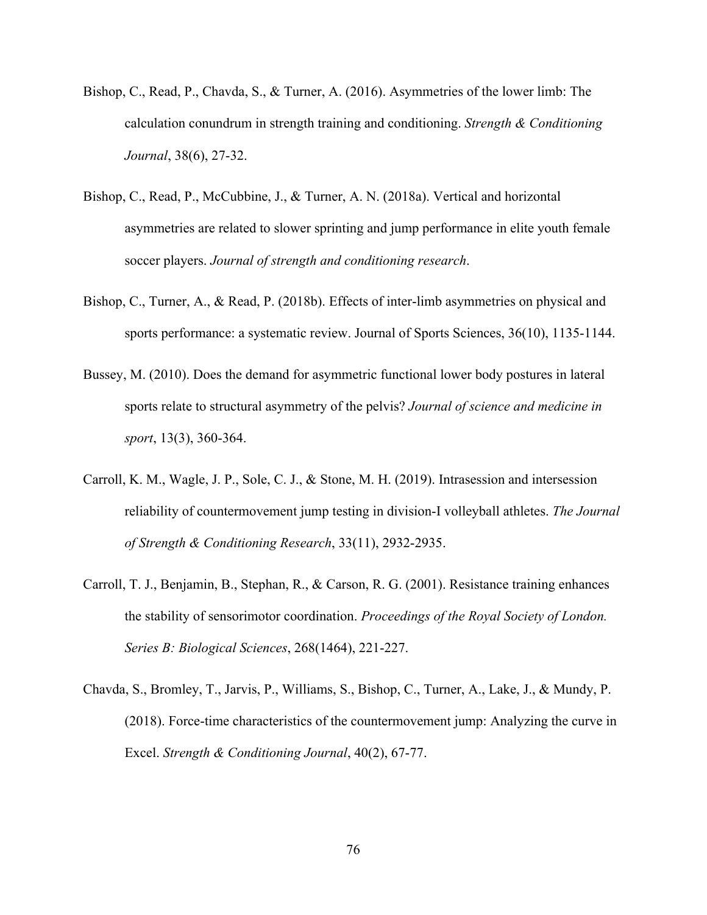Bishop, C., Read, P., Chavda, S., & Turner, A. (2016). Asymmetries of the lower limb: The calculation conundrum in strength training and conditioning. *Strength & Conditioning Journal*, 38(6), 27-32.

Bishop, C., Read, P., McCubbine, J., & Turner, A. N. (2018a). Vertical and horizontal asymmetries are related to slower sprinting and jump performance in elite youth female soccer players. *Journal of strength and conditioning research*.

Bishop, C., Turner, A., & Read, P. (2018b). Effects of inter-limb asymmetries on physical and sports performance: a systematic review. Journal of Sports Sciences, 36(10), 1135-1144.

Bussey, M. (2010). Does the demand for asymmetric functional lower body postures in lateral sports relate to structural asymmetry of the pelvis? *Journal of science and medicine in sport*, 13(3), 360-364.

Carroll, K. M., Wagle, J. P., Sole, C. J., & Stone, M. H. (2019). Intrasession and intersession reliability of countermovement jump testing in division-I volleyball athletes. *The Journal of Strength & Conditioning Research*, 33(11), 2932-2935.

Carroll, T. J., Benjamin, B., Stephan, R., & Carson, R. G. (2001). Resistance training enhances the stability of sensorimotor coordination. *Proceedings of the Royal Society of London. Series B: Biological Sciences*, 268(1464), 221-227.

Chavda, S., Bromley, T., Jarvis, P., Williams, S., Bishop, C., Turner, A., Lake, J., & Mundy, P. (2018). Force-time characteristics of the countermovement jump: Analyzing the curve in Excel. *Strength & Conditioning Journal*, 40(2), 67-77.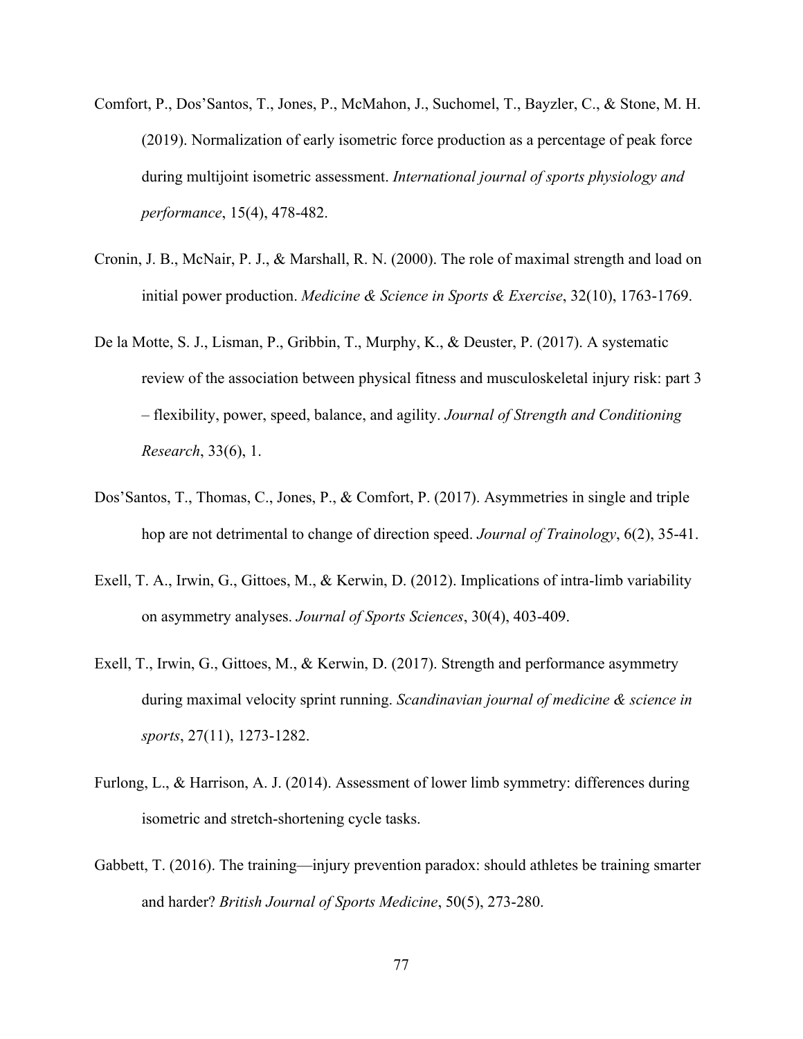Comfort, P., Dos'Santos, T., Jones, P., McMahon, J., Suchomel, T., Bayzler, C., & Stone, M. H. (2019). Normalization of early isometric force production as a percentage of peak force during multijoint isometric assessment. *International journal of sports physiology and performance*, 15(4), 478-482.

Cronin, J. B., McNair, P. J., & Marshall, R. N. (2000). The role of maximal strength and load on initial power production. *Medicine & Science in Sports & Exercise*, 32(10), 1763-1769.

De la Motte, S. J., Lisman, P., Gribbin, T., Murphy, K., & Deuster, P. (2017). A systematic review of the association between physical fitness and musculoskeletal injury risk: part 3 – flexibility, power, speed, balance, and agility. *Journal of Strength and Conditioning Research*, 33(6), 1.

Dos'Santos, T., Thomas, C., Jones, P., & Comfort, P. (2017). Asymmetries in single and triple hop are not detrimental to change of direction speed. *Journal of Trainology*, 6(2), 35-41.

Exell, T. A., Irwin, G., Gittoes, M., & Kerwin, D. (2012). Implications of intra-limb variability on asymmetry analyses. *Journal of Sports Sciences*, 30(4), 403-409.

Exell, T., Irwin, G., Gittoes, M., & Kerwin, D. (2017). Strength and performance asymmetry during maximal velocity sprint running. *Scandinavian journal of medicine & science in sports*, 27(11), 1273-1282.

Furlong, L., & Harrison, A. J. (2014). Assessment of lower limb symmetry: differences during isometric and stretch-shortening cycle tasks.

Gabbett, T. (2016). The training—injury prevention paradox: should athletes be training smarter and harder? *British Journal of Sports Medicine*, 50(5), 273-280.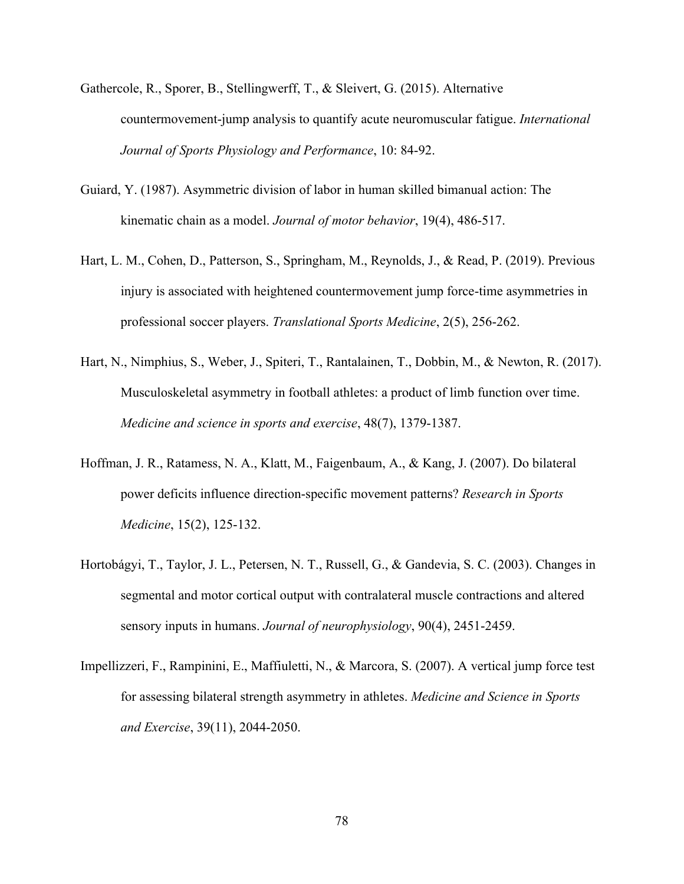Gathercole, R., Sporer, B., Stellingwerff, T., & Sleivert, G. (2015). Alternative countermovement-jump analysis to quantify acute neuromuscular fatigue. *International Journal of Sports Physiology and Performance*, 10: 84-92.

Guiard, Y. (1987). Asymmetric division of labor in human skilled bimanual action: The kinematic chain as a model. *Journal of motor behavior*, 19(4), 486-517.

Hart, L. M., Cohen, D., Patterson, S., Springham, M., Reynolds, J., & Read, P. (2019). Previous injury is associated with heightened countermovement jump force-time asymmetries in professional soccer players. *Translational Sports Medicine*, 2(5), 256-262.

Hart, N., Nimphius, S., Weber, J., Spiteri, T., Rantalainen, T., Dobbin, M., & Newton, R. (2017). Musculoskeletal asymmetry in football athletes: a product of limb function over time. *Medicine and science in sports and exercise*, 48(7), 1379-1387.

Hoffman, J. R., Ratamess, N. A., Klatt, M., Faigenbaum, A., & Kang, J. (2007). Do bilateral power deficits influence direction-specific movement patterns? *Research in Sports Medicine*, 15(2), 125-132.

Hortobágyi, T., Taylor, J. L., Petersen, N. T., Russell, G., & Gandevia, S. C. (2003). Changes in segmental and motor cortical output with contralateral muscle contractions and altered sensory inputs in humans. *Journal of neurophysiology*, 90(4), 2451-2459.

Impellizzeri, F., Rampinini, E., Maffiuletti, N., & Marcora, S. (2007). A vertical jump force test for assessing bilateral strength asymmetry in athletes. *Medicine and Science in Sports and Exercise*, 39(11), 2044-2050.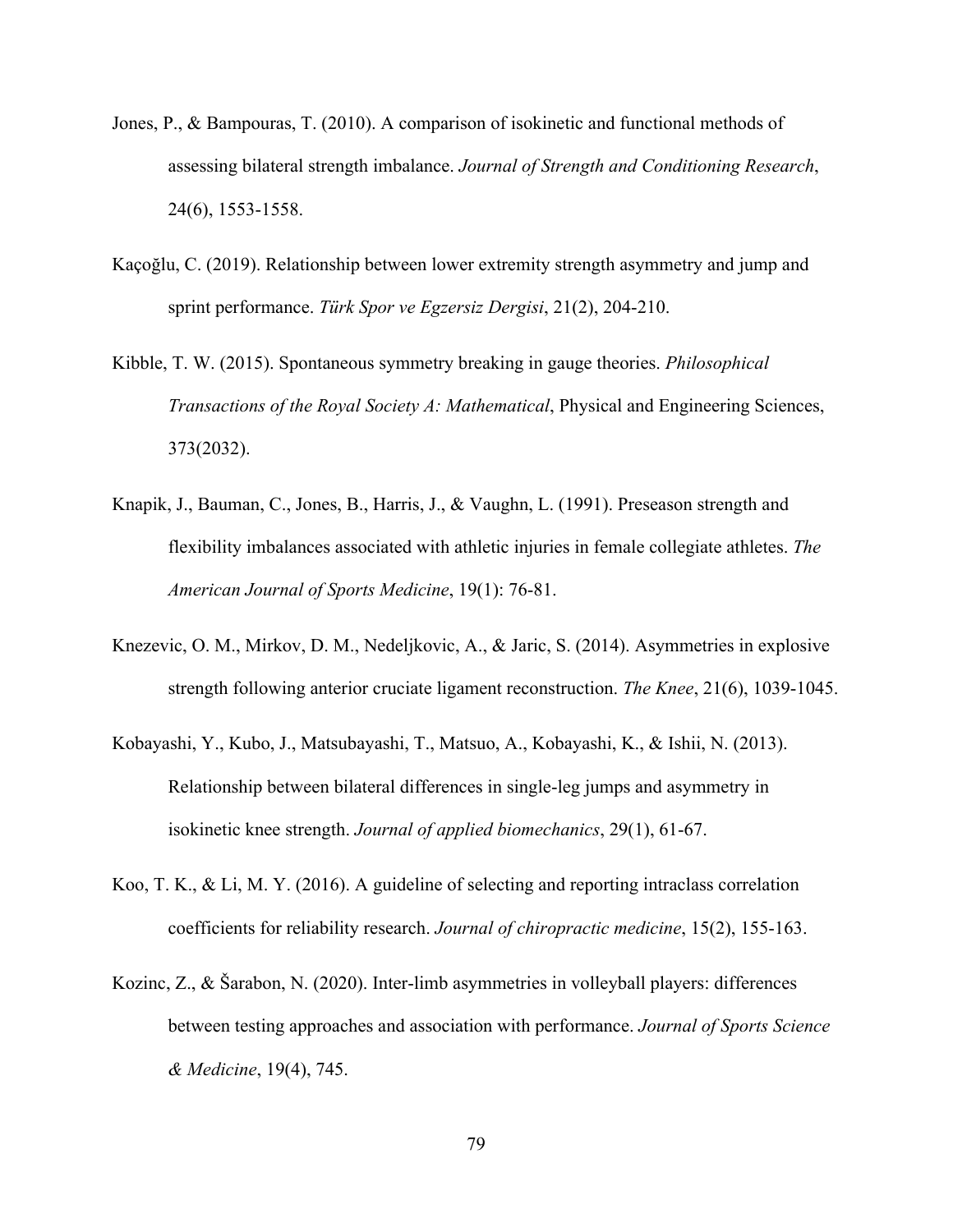Jones, P., & Bampouras, T. (2010). A comparison of isokinetic and functional methods of assessing bilateral strength imbalance. *Journal of Strength and Conditioning Research*, 24(6), 1553-1558.

Kaçoğlu, C. (2019). Relationship between lower extremity strength asymmetry and jump and sprint performance. *Türk Spor ve Egzersiz Dergisi*, 21(2), 204-210.

Kibble, T. W. (2015). Spontaneous symmetry breaking in gauge theories. *Philosophical Transactions of the Royal Society A: Mathematical*, Physical and Engineering Sciences, 373(2032).

Knapik, J., Bauman, C., Jones, B., Harris, J., & Vaughn, L. (1991). Preseason strength and flexibility imbalances associated with athletic injuries in female collegiate athletes. *The American Journal of Sports Medicine*, 19(1): 76-81.

Knezevic, O. M., Mirkov, D. M., Nedeljkovic, A., & Jaric, S. (2014). Asymmetries in explosive strength following anterior cruciate ligament reconstruction. *The Knee*, 21(6), 1039-1045.

Kobayashi, Y., Kubo, J., Matsubayashi, T., Matsuo, A., Kobayashi, K., & Ishii, N. (2013). Relationship between bilateral differences in single-leg jumps and asymmetry in isokinetic knee strength. *Journal of applied biomechanics*, 29(1), 61-67.

Koo, T. K., & Li, M. Y. (2016). A guideline of selecting and reporting intraclass correlation coefficients for reliability research. *Journal of chiropractic medicine*, 15(2), 155-163.

Kozinc, Z., & Šarabon, N. (2020). Inter-limb asymmetries in volleyball players: differences between testing approaches and association with performance. *Journal of Sports Science & Medicine*, 19(4), 745.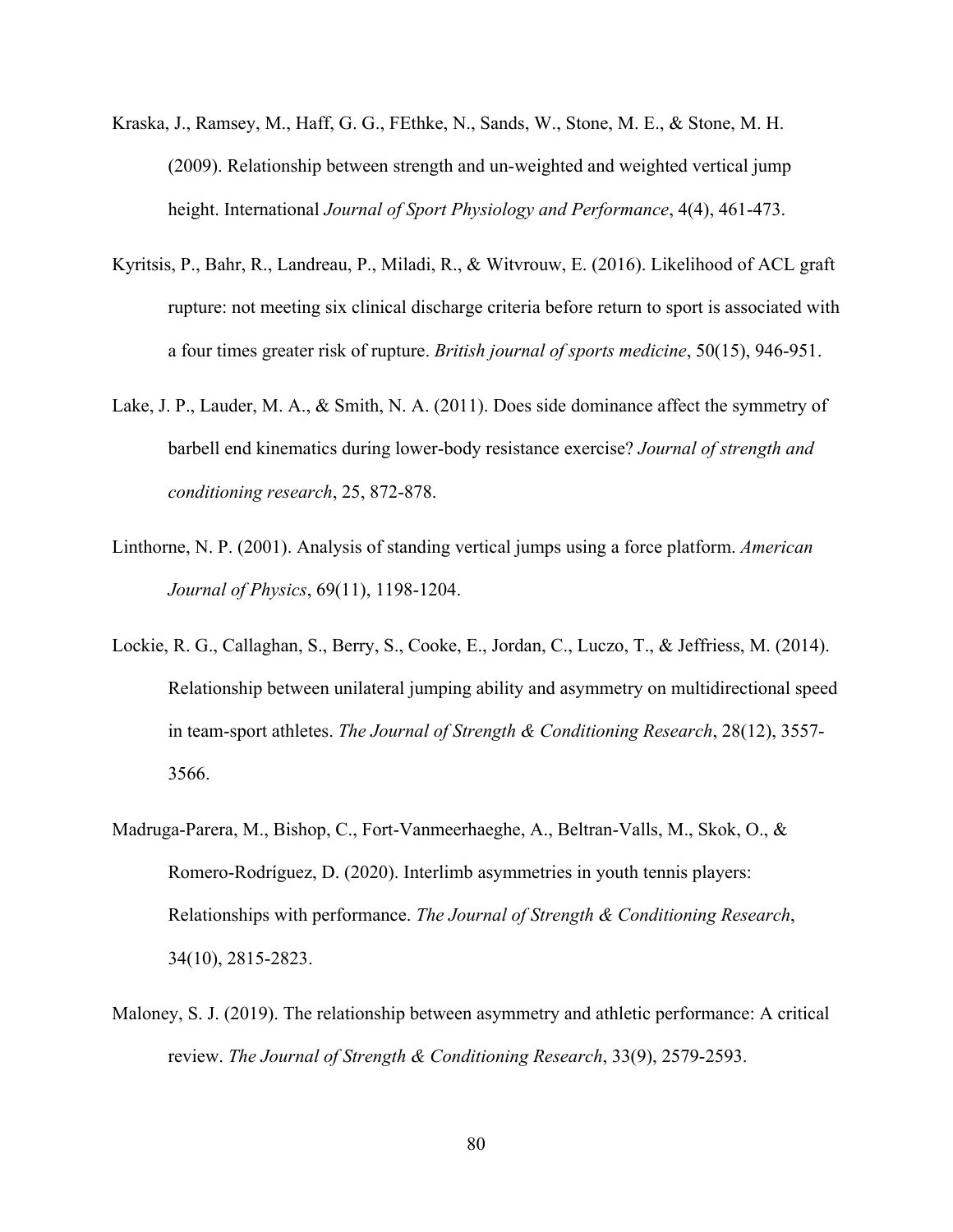Kraska, J., Ramsey, M., Haff, G. G., FEthke, N., Sands, W., Stone, M. E., & Stone, M. H. (2009). Relationship between strength and un-weighted and weighted vertical jump height. International *Journal of Sport Physiology and Performance*, 4(4), 461-473.

Kyritsis, P., Bahr, R., Landreau, P., Miladi, R., & Witvrouw, E. (2016). Likelihood of ACL graft rupture: not meeting six clinical discharge criteria before return to sport is associated with a four times greater risk of rupture. *British journal of sports medicine*, 50(15), 946-951.

Lake, J. P., Lauder, M. A., & Smith, N. A. (2011). Does side dominance affect the symmetry of barbell end kinematics during lower-body resistance exercise? *Journal of strength and conditioning research*, 25, 872-878.

Linthorne, N. P. (2001). Analysis of standing vertical jumps using a force platform. *American Journal of Physics*, 69(11), 1198-1204.

Lockie, R. G., Callaghan, S., Berry, S., Cooke, E., Jordan, C., Luczo, T., & Jeffriess, M. (2014). Relationship between unilateral jumping ability and asymmetry on multidirectional speed in team-sport athletes. *The Journal of Strength & Conditioning Research*, 28(12), 3557-3566.

Madruga-Parera, M., Bishop, C., Fort-Vanmeerhaeghe, A., Beltran-Valls, M., Skok, O., & Romero-Rodríguez, D. (2020). Interlimb asymmetries in youth tennis players: Relationships with performance. *The Journal of Strength & Conditioning Research*, 34(10), 2815-2823.

Maloney, S. J. (2019). The relationship between asymmetry and athletic performance: A critical review. *The Journal of Strength & Conditioning Research*, 33(9), 2579-2593.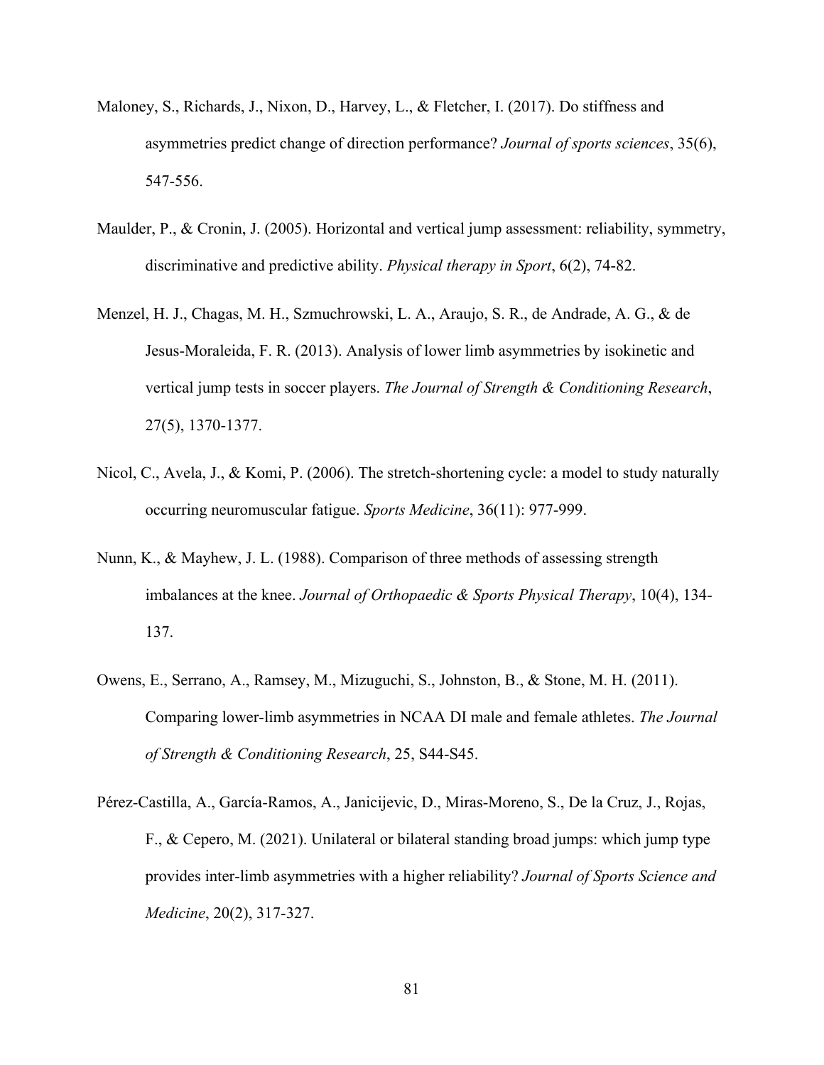Maloney, S., Richards, J., Nixon, D., Harvey, L., & Fletcher, I. (2017). Do stiffness and asymmetries predict change of direction performance? *Journal of sports sciences*, 35(6), 547-556.

Maulder, P., & Cronin, J. (2005). Horizontal and vertical jump assessment: reliability, symmetry, discriminative and predictive ability. *Physical therapy in Sport*, 6(2), 74-82.

Menzel, H. J., Chagas, M. H., Szmuchrowski, L. A., Araujo, S. R., de Andrade, A. G., & de Jesus-Moraleida, F. R. (2013). Analysis of lower limb asymmetries by isokinetic and vertical jump tests in soccer players. *The Journal of Strength & Conditioning Research*, 27(5), 1370-1377.

Nicol, C., Avela, J., & Komi, P. (2006). The stretch-shortening cycle: a model to study naturally occurring neuromuscular fatigue. *Sports Medicine*, 36(11): 977-999.

Nunn, K., & Mayhew, J. L. (1988). Comparison of three methods of assessing strength imbalances at the knee. *Journal of Orthopaedic & Sports Physical Therapy*, 10(4), 134-137.

Owens, E., Serrano, A., Ramsey, M., Mizuguchi, S., Johnston, B., & Stone, M. H. (2011). Comparing lower-limb asymmetries in NCAA DI male and female athletes. *The Journal of Strength & Conditioning Research*, 25, S44-S45.

Pérez-Castilla, A., García-Ramos, A., Janicijevic, D., Miras-Moreno, S., De la Cruz, J., Rojas, F., & Cepero, M. (2021). Unilateral or bilateral standing broad jumps: which jump type provides inter-limb asymmetries with a higher reliability? *Journal of Sports Science and Medicine*, 20(2), 317-327.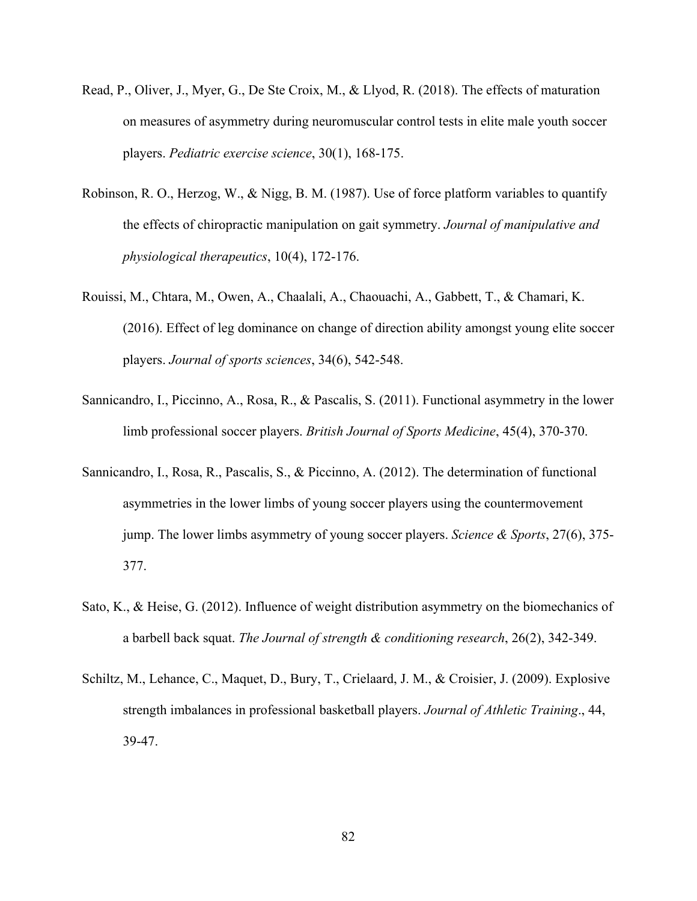Read, P., Oliver, J., Myer, G., De Ste Croix, M., & Llyod, R. (2018). The effects of maturation on measures of asymmetry during neuromuscular control tests in elite male youth soccer players. *Pediatric exercise science*, 30(1), 168-175.

Robinson, R. O., Herzog, W., & Nigg, B. M. (1987). Use of force platform variables to quantify the effects of chiropractic manipulation on gait symmetry. *Journal of manipulative and physiological therapeutics*, 10(4), 172-176.

Rouissi, M., Chtara, M., Owen, A., Chaalali, A., Chaouachi, A., Gabbett, T., & Chamari, K. (2016). Effect of leg dominance on change of direction ability amongst young elite soccer players. *Journal of sports sciences*, 34(6), 542-548.

Sannicandro, I., Piccinno, A., Rosa, R., & Pascalis, S. (2011). Functional asymmetry in the lower limb professional soccer players. *British Journal of Sports Medicine*, 45(4), 370-370.

Sannicandro, I., Rosa, R., Pascalis, S., & Piccinno, A. (2012). The determination of functional asymmetries in the lower limbs of young soccer players using the countermovement jump. The lower limbs asymmetry of young soccer players. *Science & Sports*, 27(6), 375-377.

Sato, K., & Heise, G. (2012). Influence of weight distribution asymmetry on the biomechanics of a barbell back squat. *The Journal of strength & conditioning research*, 26(2), 342-349.

Schiltz, M., Lehance, C., Maquet, D., Bury, T., Crielaard, J. M., & Croisier, J. (2009). Explosive strength imbalances in professional basketball players. *Journal of Athletic Training*., 44, 39-47.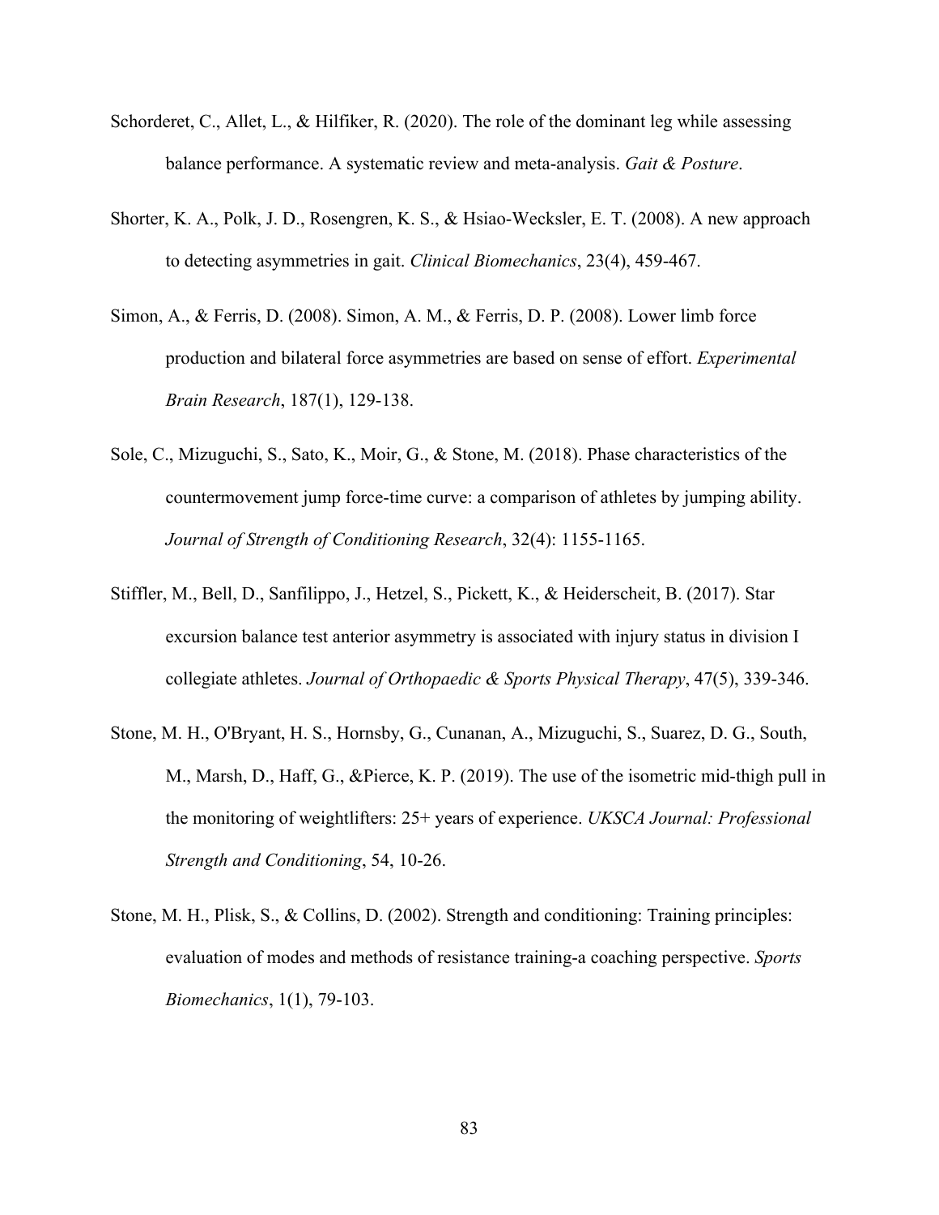Schorderet, C., Allet, L., & Hilfiker, R. (2020). The role of the dominant leg while assessing balance performance. A systematic review and meta-analysis. *Gait & Posture*.

Shorter, K. A., Polk, J. D., Rosengren, K. S., & Hsiao-Wecksler, E. T. (2008). A new approach to detecting asymmetries in gait. *Clinical Biomechanics*, 23(4), 459-467.

Simon, A., & Ferris, D. (2008). Simon, A. M., & Ferris, D. P. (2008). Lower limb force production and bilateral force asymmetries are based on sense of effort. *Experimental Brain Research*, 187(1), 129-138.

Sole, C., Mizuguchi, S., Sato, K., Moir, G., & Stone, M. (2018). Phase characteristics of the countermovement jump force-time curve: a comparison of athletes by jumping ability. *Journal of Strength of Conditioning Research*, 32(4): 1155-1165.

Stiffler, M., Bell, D., Sanfilippo, J., Hetzel, S., Pickett, K., & Heiderscheit, B. (2017). Star excursion balance test anterior asymmetry is associated with injury status in division I collegiate athletes. *Journal of Orthopaedic & Sports Physical Therapy*, 47(5), 339-346.

Stone, M. H., O'Bryant, H. S., Hornsby, G., Cunanan, A., Mizuguchi, S., Suarez, D. G., South, M., Marsh, D., Haff, G., &Pierce, K. P. (2019). The use of the isometric mid-thigh pull in the monitoring of weightlifters: 25+ years of experience. *UKSCA Journal: Professional Strength and Conditioning*, 54, 10-26.

Stone, M. H., Plisk, S., & Collins, D. (2002). Strength and conditioning: Training principles: evaluation of modes and methods of resistance training-a coaching perspective. *Sports Biomechanics*, 1(1), 79-103.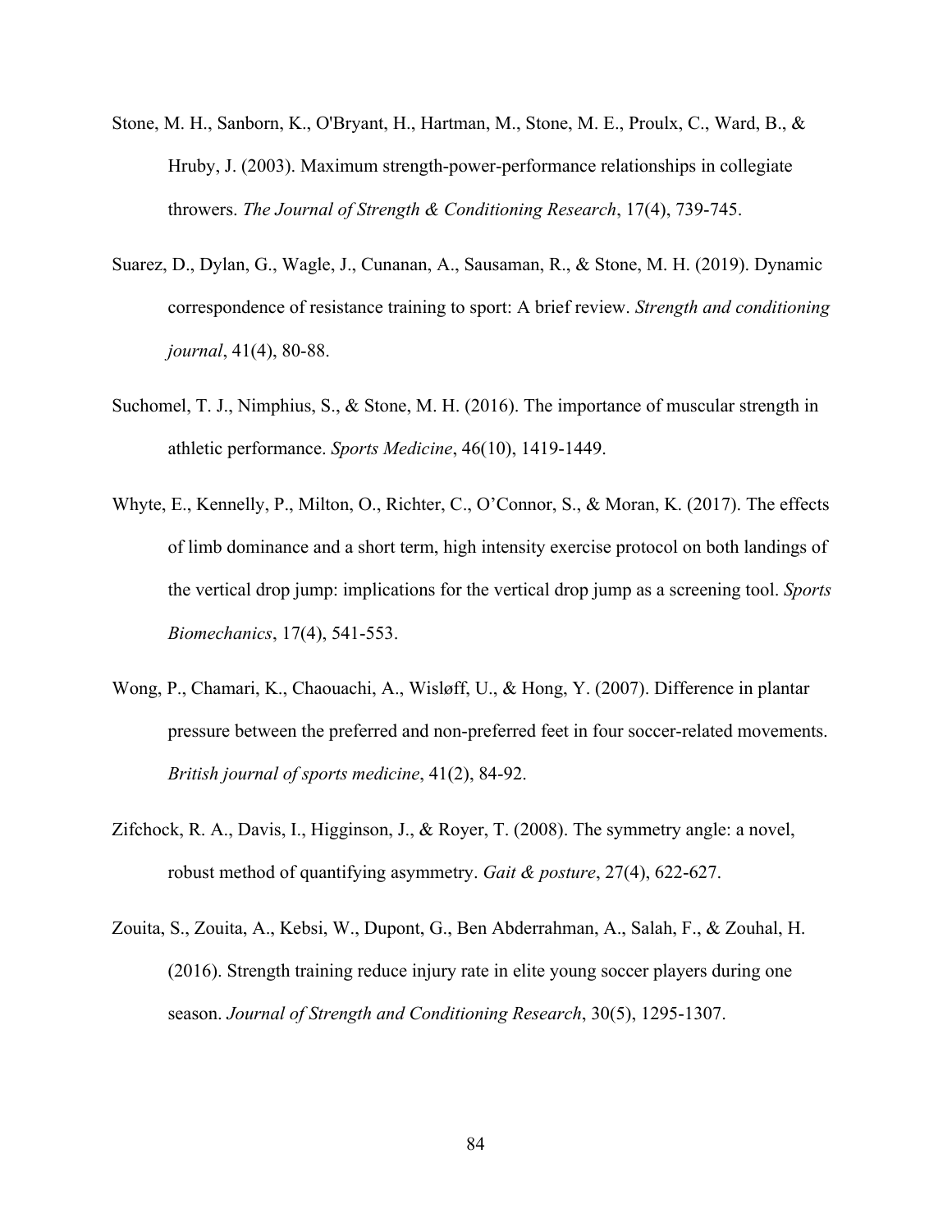Stone, M. H., Sanborn, K., O'Bryant, H., Hartman, M., Stone, M. E., Proulx, C., Ward, B., & Hruby, J. (2003). Maximum strength-power-performance relationships in collegiate throwers. *The Journal of Strength & Conditioning Research*, 17(4), 739-745.

Suarez, D., Dylan, G., Wagle, J., Cunanan, A., Sausaman, R., & Stone, M. H. (2019). Dynamic correspondence of resistance training to sport: A brief review. *Strength and conditioning journal*, 41(4), 80-88.

Suchomel, T. J., Nimphius, S., & Stone, M. H. (2016). The importance of muscular strength in athletic performance. *Sports Medicine*, 46(10), 1419-1449.

Whyte, E., Kennelly, P., Milton, O., Richter, C., O'Connor, S., & Moran, K. (2017). The effects of limb dominance and a short term, high intensity exercise protocol on both landings of the vertical drop jump: implications for the vertical drop jump as a screening tool. *Sports Biomechanics*, 17(4), 541-553.

Wong, P., Chamari, K., Chaouachi, A., Wisløff, U., & Hong, Y. (2007). Difference in plantar pressure between the preferred and non-preferred feet in four soccer-related movements. *British journal of sports medicine*, 41(2), 84-92.

Zifchock, R. A., Davis, I., Higginson, J., & Royer, T. (2008). The symmetry angle: a novel, robust method of quantifying asymmetry. *Gait & posture*, 27(4), 622-627.

Zouita, S., Zouita, A., Kebsi, W., Dupont, G., Ben Abderrahman, A., Salah, F., & Zouhal, H. (2016). Strength training reduce injury rate in elite young soccer players during one season. *Journal of Strength and Conditioning Research*, 30(5), 1295-1307.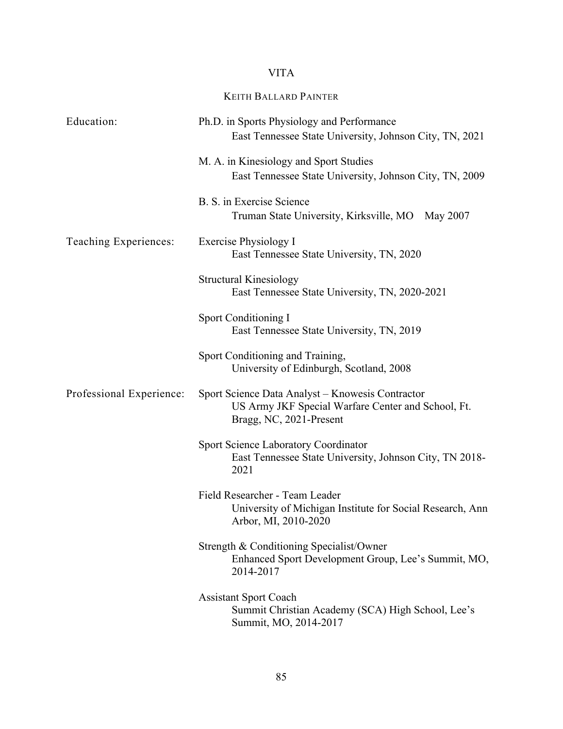# VITA

## KEITH BALLARD PAINTER

**Education:**

Ph.D. in Sports Physiology and Performance
East Tennessee State University, Johnson City, TN, 2021

M. A. in Kinesiology and Sport Studies
East Tennessee State University, Johnson City, TN, 2009

B. S. in Exercise Science
Truman State University, Kirksville, MO May 2007

**Teaching Experiences:**

Exercise Physiology I
East Tennessee State University, TN, 2020

Structural Kinesiology
East Tennessee State University, TN, 2020-2021

Sport Conditioning I
East Tennessee State University, TN, 2019

Sport Conditioning and Training,
University of Edinburgh, Scotland, 2008

**Professional Experience:**

Sport Science Data Analyst – Knowesis Contractor
US Army JKF Special Warfare Center and School, Ft. Bragg, NC, 2021-Present

Sport Science Laboratory Coordinator
East Tennessee State University, Johnson City, TN 2018-2021

Field Researcher - Team Leader
University of Michigan Institute for Social Research, Ann Arbor, MI, 2010-2020

Strength & Conditioning Specialist/Owner
Enhanced Sport Development Group, Lee's Summit, MO, 2014-2017

Assistant Sport Coach
Summit Christian Academy (SCA) High School, Lee's Summit, MO, 2014-2017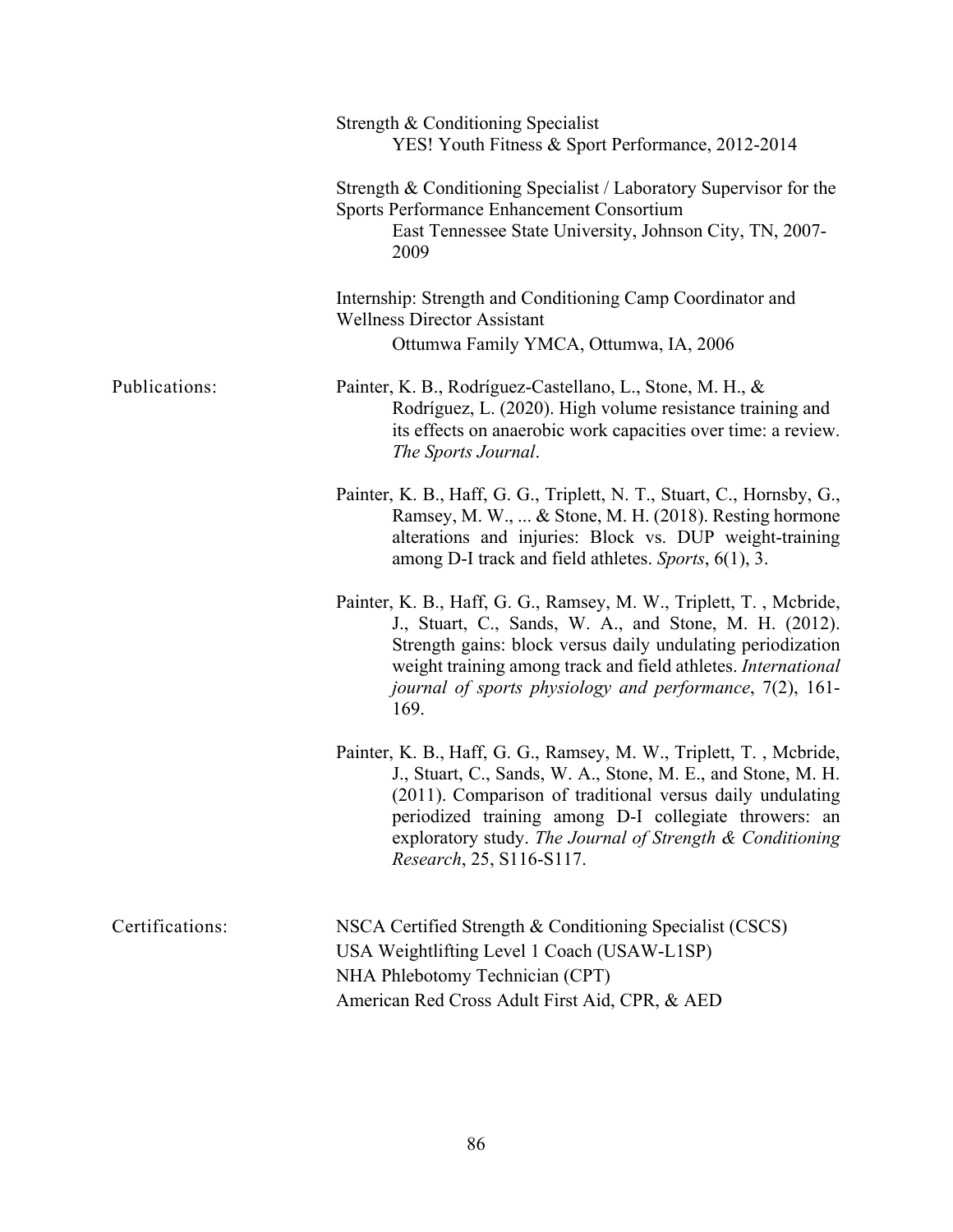Strength & Conditioning Specialist
YES! Youth Fitness & Sport Performance, 2012-2014

Strength & Conditioning Specialist / Laboratory Supervisor for the Sports Performance Enhancement Consortium
East Tennessee State University, Johnson City, TN, 2007-2009

Internship: Strength and Conditioning Camp Coordinator and Wellness Director Assistant
Ottumwa Family YMCA, Ottumwa, IA, 2006

Publications:

Painter, K. B., Rodríguez-Castellano, L., Stone, M. H., & Rodríguez, L. (2020). High volume resistance training and its effects on anaerobic work capacities over time: a review. *The Sports Journal*.

Painter, K. B., Haff, G. G., Triplett, N. T., Stuart, C., Hornsby, G., Ramsey, M. W., ... & Stone, M. H. (2018). Resting hormone alterations and injuries: Block vs. DUP weight-training among D-I track and field athletes. *Sports*, 6(1), 3.

Painter, K. B., Haff, G. G., Ramsey, M. W., Triplett, T. , Mcbride, J., Stuart, C., Sands, W. A., and Stone, M. H. (2012). Strength gains: block versus daily undulating periodization weight training among track and field athletes. *International journal of sports physiology and performance*, 7(2), 161-169.

Painter, K. B., Haff, G. G., Ramsey, M. W., Triplett, T. , Mcbride, J., Stuart, C., Sands, W. A., Stone, M. E., and Stone, M. H. (2011). Comparison of traditional versus daily undulating periodized training among D-I collegiate throwers: an exploratory study. *The Journal of Strength & Conditioning Research*, 25, S116-S117.

Certifications:

NSCA Certified Strength & Conditioning Specialist (CSCS)
USA Weightlifting Level 1 Coach (USAW-L1SP)
NHA Phlebotomy Technician (CPT)
American Red Cross Adult First Aid, CPR, & AED